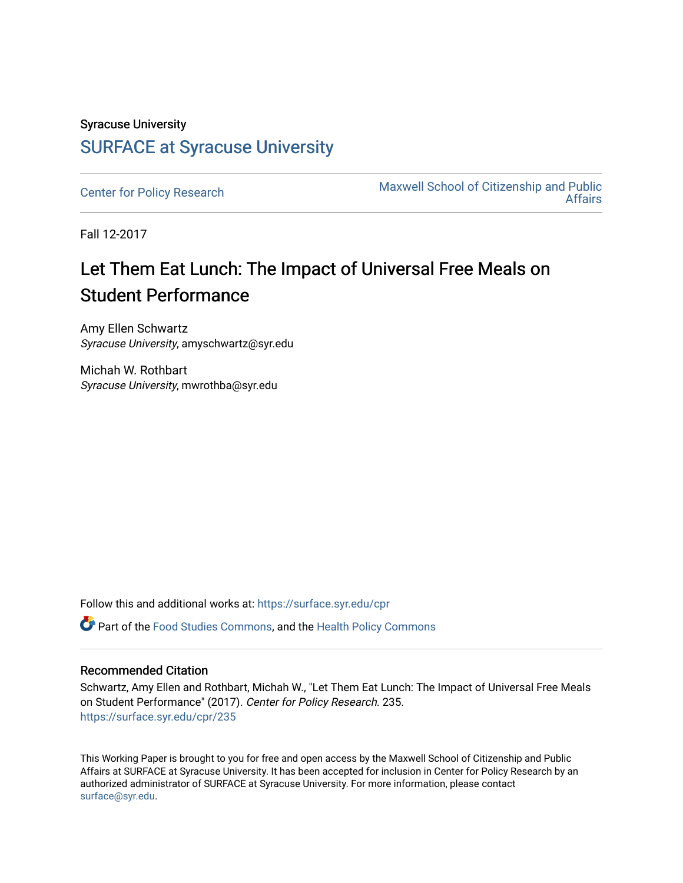Syracuse University

## SURFACE at Syracuse University

Center for Policy Research

Maxwell School of Citizenship and Public Affairs

Fall 12-2017

# Let Them Eat Lunch: The Impact of Universal Free Meals on Student Performance

Amy Ellen Schwartz
*Syracuse University*, amyschwartz@syr.edu

Michah W. Rothbart
*Syracuse University*, mwrothba@syr.edu

Follow this and additional works at: https://surface.syr.edu/cpr

Part of the Food Studies Commons, and the Health Policy Commons

### Recommended Citation

Schwartz, Amy Ellen and Rothbart, Michah W., "Let Them Eat Lunch: The Impact of Universal Free Meals on Student Performance" (2017). *Center for Policy Research*. 235.
https://surface.syr.edu/cpr/235

This Working Paper is brought to you for free and open access by the Maxwell School of Citizenship and Public Affairs at SURFACE at Syracuse University. It has been accepted for inclusion in Center for Policy Research by an authorized administrator of SURFACE at Syracuse University. For more information, please contact surface@syr.edu.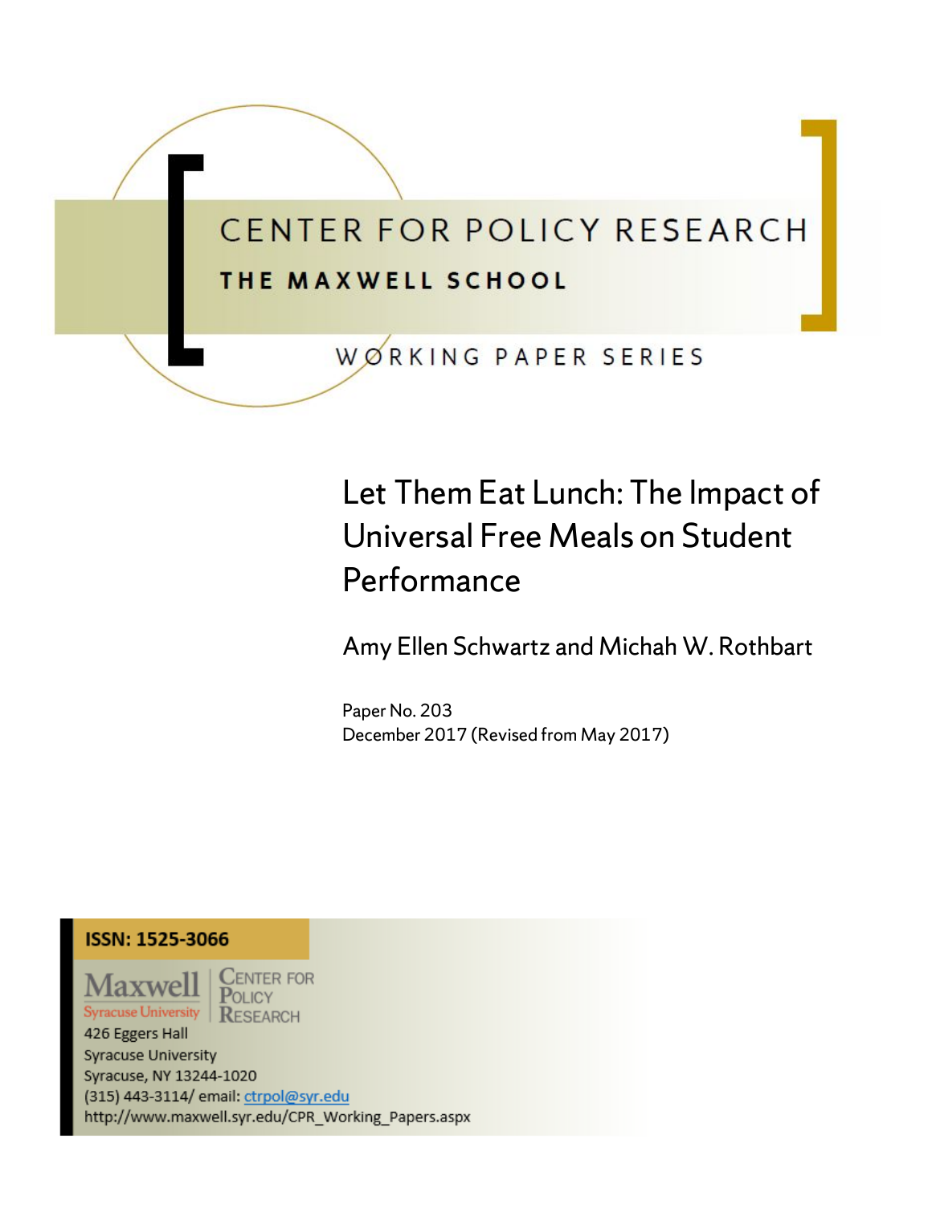CENTER FOR POLICY RESEARCH

THE MAXWELL SCHOOL

WORKING PAPER SERIES

# Let Them Eat Lunch: The Impact of Universal Free Meals on Student Performance

Amy Ellen Schwartz and Michah W. Rothbart

Paper No. 203
December 2017 (Revised from May 2017)

**ISSN: 1525-3066**

Maxwell
Syracuse University

Center for Policy Research

426 Eggers Hall
Syracuse University
Syracuse, NY 13244-1020
(315) 443-3114/ email: ctrpol@syr.edu
http://www.maxwell.syr.edu/CPR_Working_Papers.aspx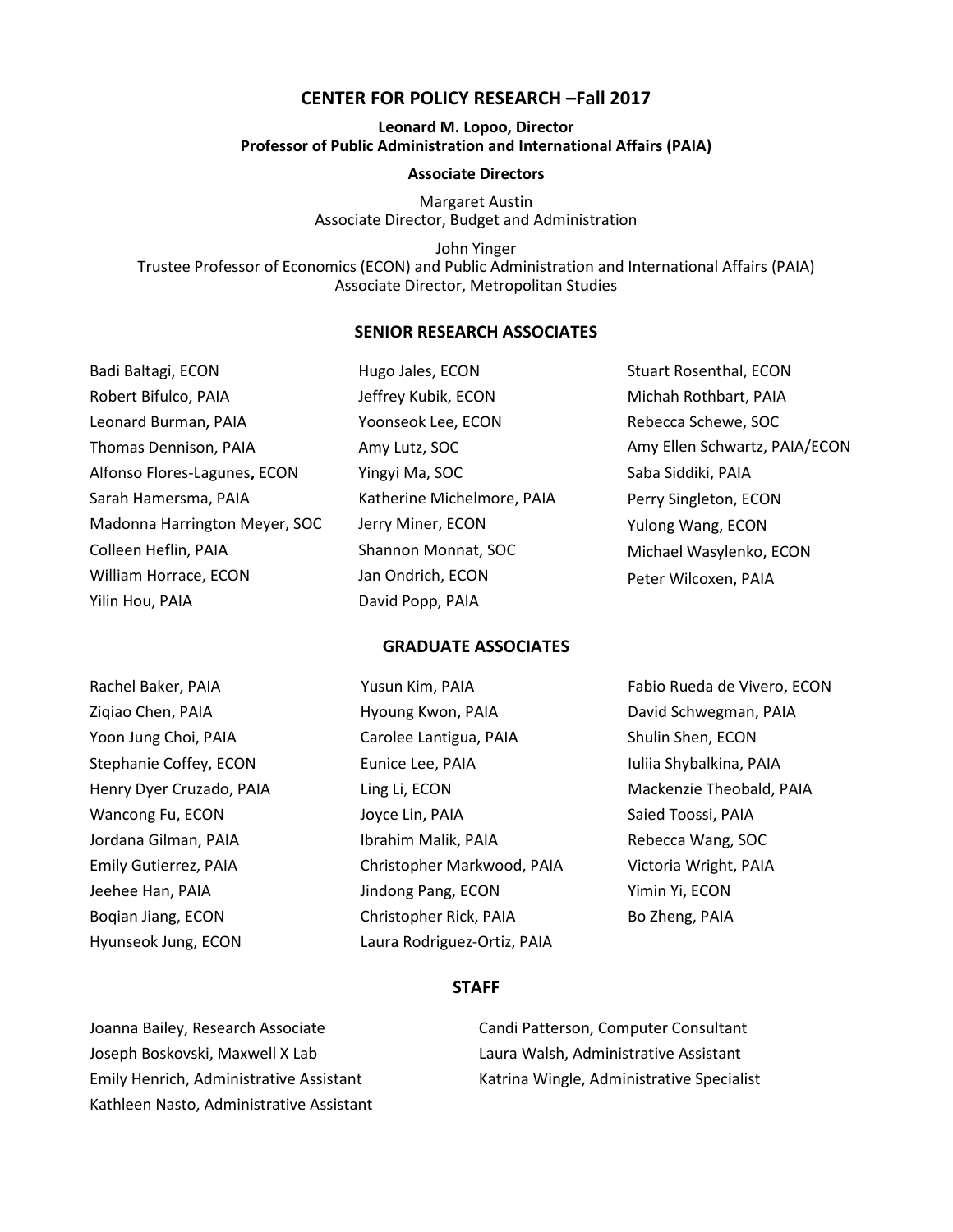# CENTER FOR POLICY RESEARCH –Fall 2017

**Leonard M. Lopoo, Director**
**Professor of Public Administration and International Affairs (PAIA)**

**Associate Directors**

Margaret Austin
Associate Director, Budget and Administration

John Yinger
Trustee Professor of Economics (ECON) and Public Administration and International Affairs (PAIA)
Associate Director, Metropolitan Studies

## SENIOR RESEARCH ASSOCIATES

Badi Baltagi, ECON
Robert Bifulco, PAIA
Leonard Burman, PAIA
Thomas Dennison, PAIA
Alfonso Flores-Lagunes, ECON
Sarah Hamersma, PAIA
Madonna Harrington Meyer, SOC
Colleen Heflin, PAIA
William Horrace, ECON
Yilin Hou, PAIA
Hugo Jales, ECON
Jeffrey Kubik, ECON
Yoonseok Lee, ECON
Amy Lutz, SOC
Yingyi Ma, SOC
Katherine Michelmore, PAIA
Jerry Miner, ECON
Shannon Monnat, SOC
Jan Ondrich, ECON
David Popp, PAIA
Stuart Rosenthal, ECON
Michah Rothbart, PAIA
Rebecca Schewe, SOC
Amy Ellen Schwartz, PAIA/ECON
Saba Siddiki, PAIA
Perry Singleton, ECON
Yulong Wang, ECON
Michael Wasylenko, ECON
Peter Wilcoxen, PAIA

## GRADUATE ASSOCIATES

Rachel Baker, PAIA
Ziqiao Chen, PAIA
Yoon Jung Choi, PAIA
Stephanie Coffey, ECON
Henry Dyer Cruzado, PAIA
Wancong Fu, ECON
Jordana Gilman, PAIA
Emily Gutierrez, PAIA
Jeehee Han, PAIA
Boqian Jiang, ECON
Hyunseok Jung, ECON
Yusun Kim, PAIA
Hyoung Kwon, PAIA
Carolee Lantigua, PAIA
Eunice Lee, PAIA
Ling Li, ECON
Joyce Lin, PAIA
Ibrahim Malik, PAIA
Christopher Markwood, PAIA
Jindong Pang, ECON
Christopher Rick, PAIA
Laura Rodriguez-Ortiz, PAIA
Fabio Rueda de Vivero, ECON
David Schwegman, PAIA
Shulin Shen, ECON
Iuliia Shybalkina, PAIA
Mackenzie Theobald, PAIA
Saied Toossi, PAIA
Rebecca Wang, SOC
Victoria Wright, PAIA
Yimin Yi, ECON
Bo Zheng, PAIA

## STAFF

Joanna Bailey, Research Associate
Joseph Boskovski, Maxwell X Lab
Emily Henrich, Administrative Assistant
Kathleen Nasto, Administrative Assistant
Candi Patterson, Computer Consultant
Laura Walsh, Administrative Assistant
Katrina Wingle, Administrative Specialist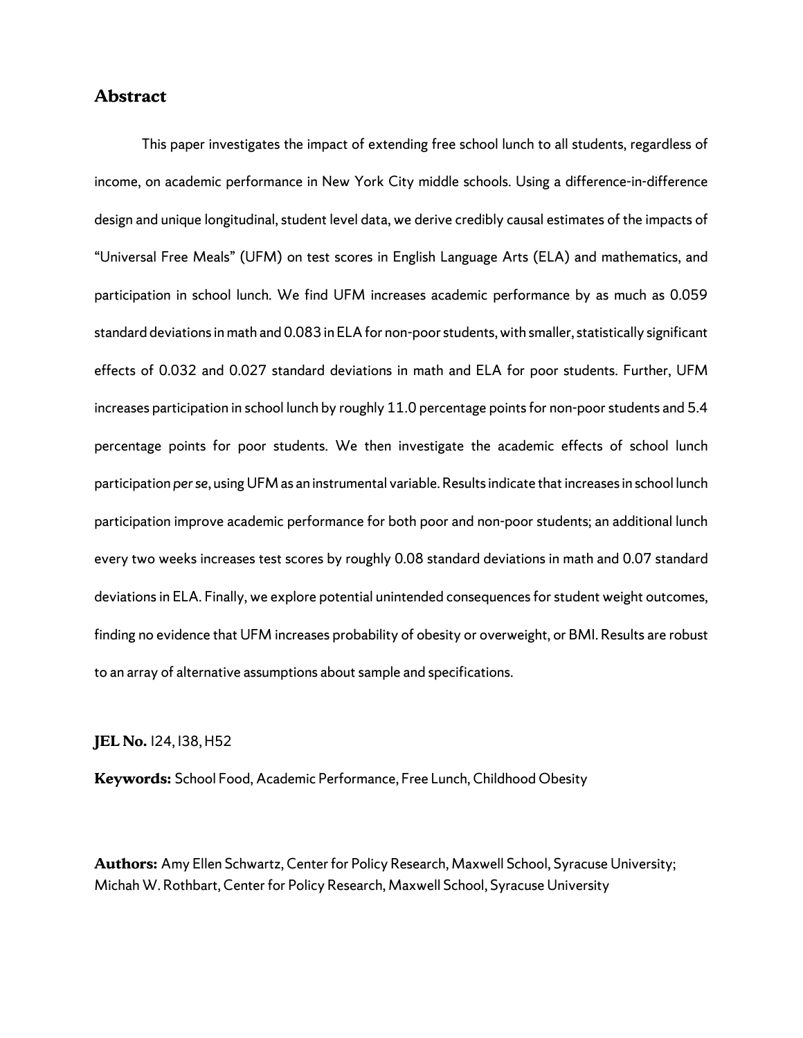## Abstract

This paper investigates the impact of extending free school lunch to all students, regardless of income, on academic performance in New York City middle schools. Using a difference-in-difference design and unique longitudinal, student level data, we derive credibly causal estimates of the impacts of "Universal Free Meals" (UFM) on test scores in English Language Arts (ELA) and mathematics, and participation in school lunch. We find UFM increases academic performance by as much as 0.059 standard deviations in math and 0.083 in ELA for non-poor students, with smaller, statistically significant effects of 0.032 and 0.027 standard deviations in math and ELA for poor students. Further, UFM increases participation in school lunch by roughly 11.0 percentage points for non-poor students and 5.4 percentage points for poor students. We then investigate the academic effects of school lunch participation *per se*, using UFM as an instrumental variable. Results indicate that increases in school lunch participation improve academic performance for both poor and non-poor students; an additional lunch every two weeks increases test scores by roughly 0.08 standard deviations in math and 0.07 standard deviations in ELA. Finally, we explore potential unintended consequences for student weight outcomes, finding no evidence that UFM increases probability of obesity or overweight, or BMI. Results are robust to an array of alternative assumptions about sample and specifications.

**JEL No.** I24, I38, H52

**Keywords:** School Food, Academic Performance, Free Lunch, Childhood Obesity

**Authors:** Amy Ellen Schwartz, Center for Policy Research, Maxwell School, Syracuse University; Michah W. Rothbart, Center for Policy Research, Maxwell School, Syracuse University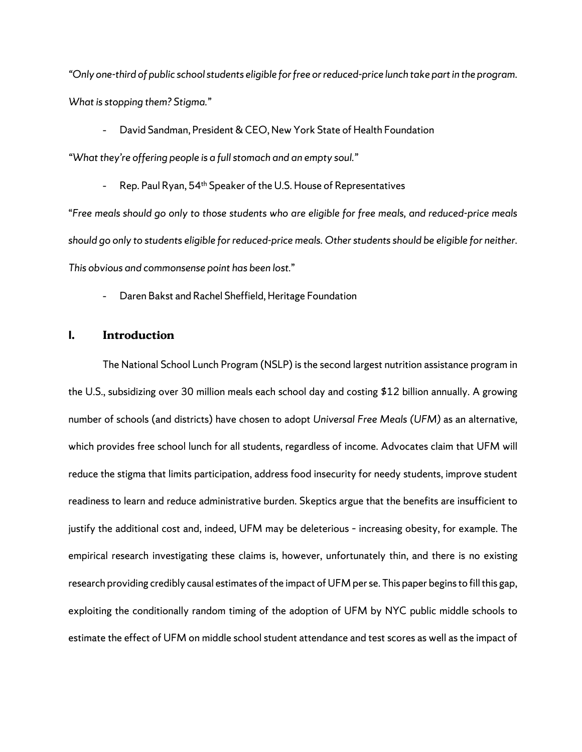*"Only one-third of public school students eligible for free or reduced-price lunch take part in the program. What is stopping them? Stigma."*

- David Sandman, President & CEO, New York State of Health Foundation

*"What they're offering people is a full stomach and an empty soul."*

- Rep. Paul Ryan, 54th Speaker of the U.S. House of Representatives

"*Free meals should go only to those students who are eligible for free meals, and reduced-price meals should go only to students eligible for reduced-price meals. Other students should be eligible for neither. This obvious and commonsense point has been lost.*"

- Daren Bakst and Rachel Sheffield, Heritage Foundation

## I. Introduction

The National School Lunch Program (NSLP) is the second largest nutrition assistance program in the U.S., subsidizing over 30 million meals each school day and costing $12 billion annually. A growing number of schools (and districts) have chosen to adopt *Universal Free Meals (UFM)* as an alternative, which provides free school lunch for all students, regardless of income. Advocates claim that UFM will reduce the stigma that limits participation, address food insecurity for needy students, improve student readiness to learn and reduce administrative burden. Skeptics argue that the benefits are insufficient to justify the additional cost and, indeed, UFM may be deleterious - increasing obesity, for example. The empirical research investigating these claims is, however, unfortunately thin, and there is no existing research providing credibly causal estimates of the impact of UFM per se. This paper begins to fill this gap, exploiting the conditionally random timing of the adoption of UFM by NYC public middle schools to estimate the effect of UFM on middle school student attendance and test scores as well as the impact of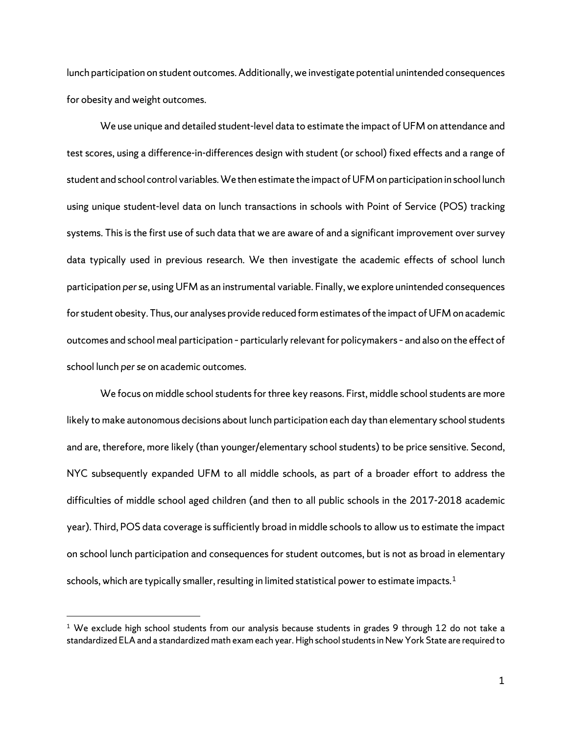lunch participation on student outcomes. Additionally, we investigate potential unintended consequences for obesity and weight outcomes.

We use unique and detailed student-level data to estimate the impact of UFM on attendance and test scores, using a difference-in-differences design with student (or school) fixed effects and a range of student and school control variables. We then estimate the impact of UFM on participation in school lunch using unique student-level data on lunch transactions in schools with Point of Service (POS) tracking systems. This is the first use of such data that we are aware of and a significant improvement over survey data typically used in previous research. We then investigate the academic effects of school lunch participation *per se*, using UFM as an instrumental variable. Finally, we explore unintended consequences for student obesity. Thus, our analyses provide reduced form estimates of the impact of UFM on academic outcomes and school meal participation – particularly relevant for policymakers – and also on the effect of school lunch *per se* on academic outcomes.

We focus on middle school students for three key reasons. First, middle school students are more likely to make autonomous decisions about lunch participation each day than elementary school students and are, therefore, more likely (than younger/elementary school students) to be price sensitive. Second, NYC subsequently expanded UFM to all middle schools, as part of a broader effort to address the difficulties of middle school aged children (and then to all public schools in the 2017-2018 academic year). Third, POS data coverage is sufficiently broad in middle schools to allow us to estimate the impact on school lunch participation and consequences for student outcomes, but is not as broad in elementary schools, which are typically smaller, resulting in limited statistical power to estimate impacts.[1]

[1] We exclude high school students from our analysis because students in grades 9 through 12 do not take a standardized ELA and a standardized math exam each year. High school students in New York State are required to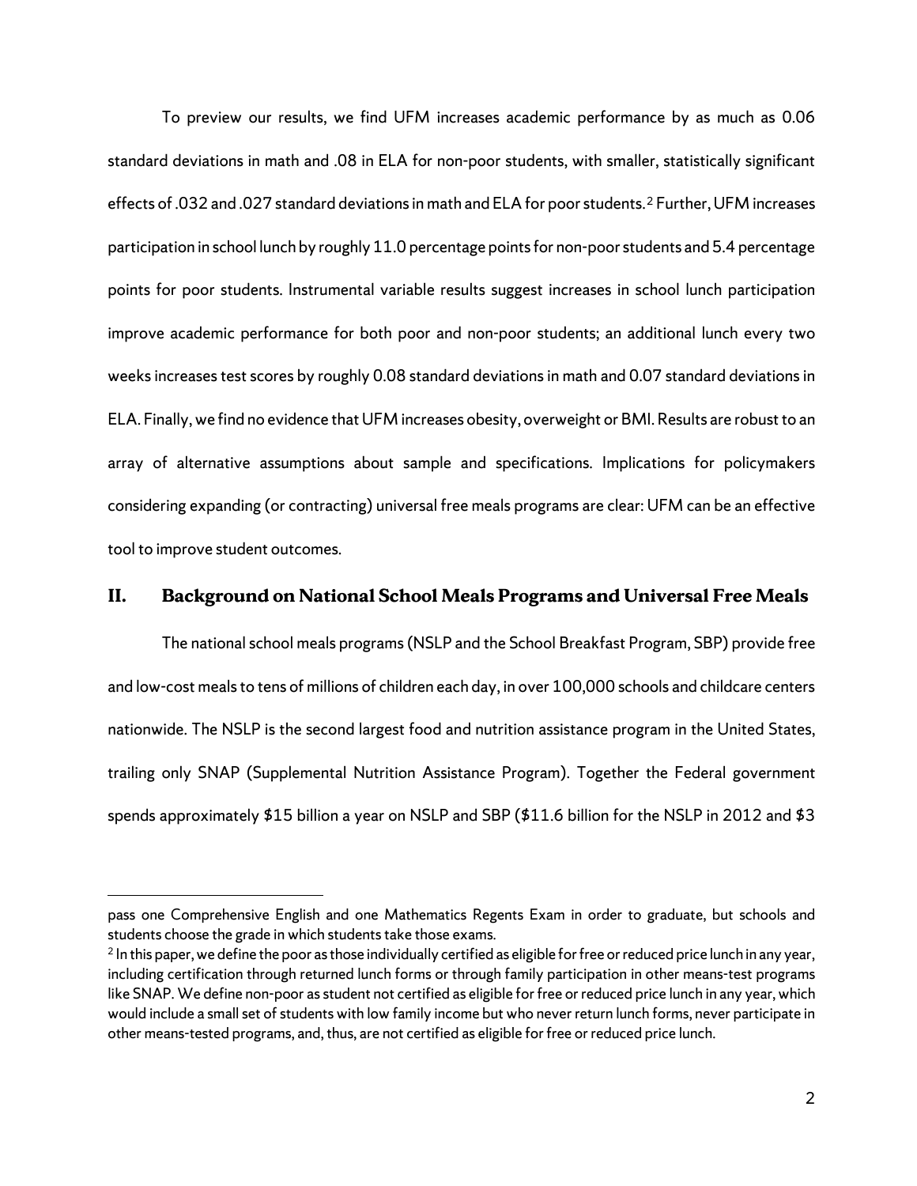To preview our results, we find UFM increases academic performance by as much as 0.06 standard deviations in math and .08 in ELA for non-poor students, with smaller, statistically significant effects of .032 and .027 standard deviations in math and ELA for poor students.[2] Further, UFM increases participation in school lunch by roughly 11.0 percentage points for non-poor students and 5.4 percentage points for poor students. Instrumental variable results suggest increases in school lunch participation improve academic performance for both poor and non-poor students; an additional lunch every two weeks increases test scores by roughly 0.08 standard deviations in math and 0.07 standard deviations in ELA. Finally, we find no evidence that UFM increases obesity, overweight or BMI. Results are robust to an array of alternative assumptions about sample and specifications. Implications for policymakers considering expanding (or contracting) universal free meals programs are clear: UFM can be an effective tool to improve student outcomes.

## II. Background on National School Meals Programs and Universal Free Meals

The national school meals programs (NSLP and the School Breakfast Program, SBP) provide free and low-cost meals to tens of millions of children each day, in over 100,000 schools and childcare centers nationwide. The NSLP is the second largest food and nutrition assistance program in the United States, trailing only SNAP (Supplemental Nutrition Assistance Program). Together the Federal government spends approximately $15 billion a year on NSLP and SBP ($11.6 billion for the NSLP in 2012 and $3

---

pass one Comprehensive English and one Mathematics Regents Exam in order to graduate, but schools and students choose the grade in which students take those exams.

[2] In this paper, we define the poor as those individually certified as eligible for free or reduced price lunch in any year, including certification through returned lunch forms or through family participation in other means-test programs like SNAP. We define non-poor as student not certified as eligible for free or reduced price lunch in any year, which would include a small set of students with low family income but who never return lunch forms, never participate in other means-tested programs, and, thus, are not certified as eligible for free or reduced price lunch.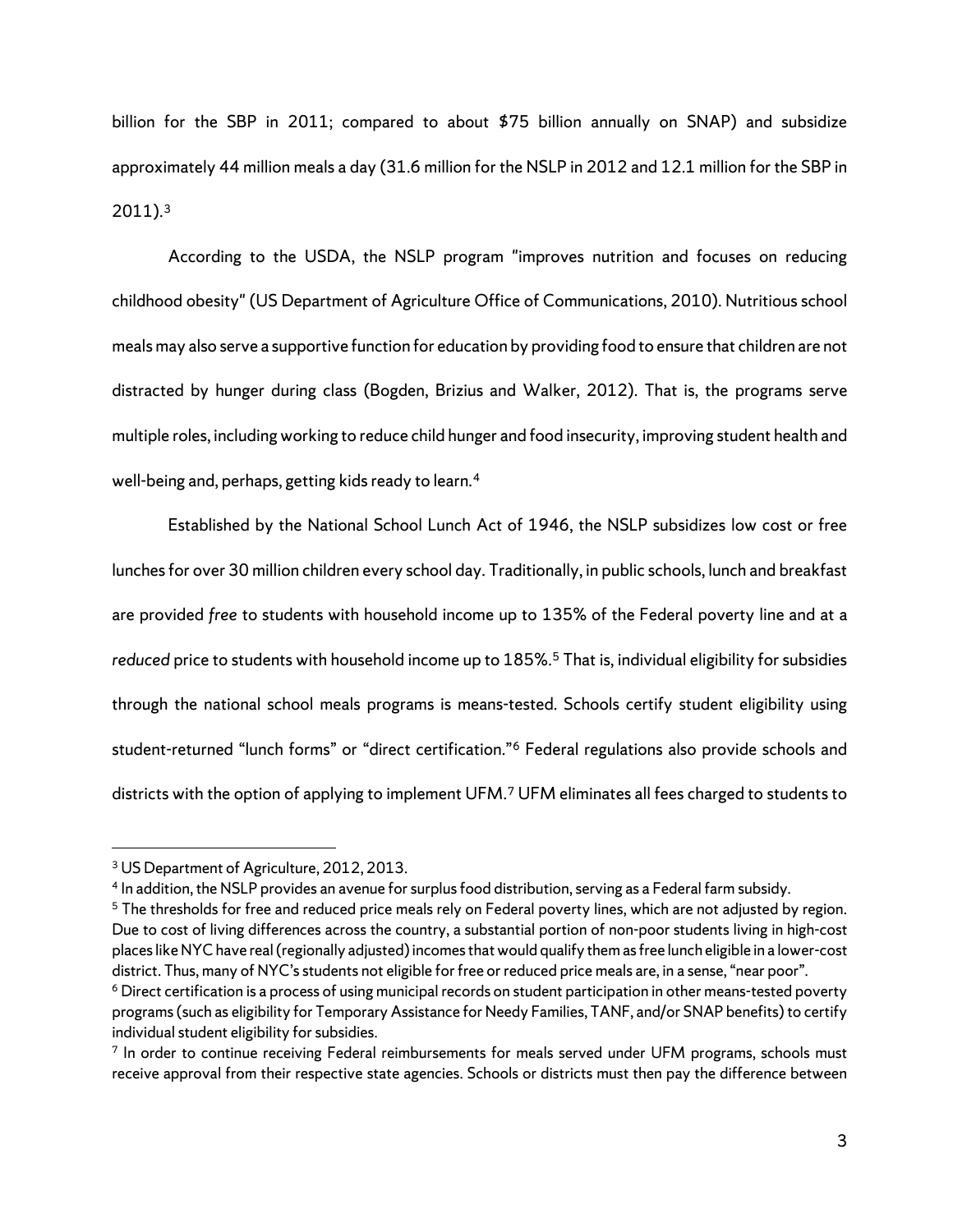billion for the SBP in 2011; compared to about $75 billion annually on SNAP) and subsidize approximately 44 million meals a day (31.6 million for the NSLP in 2012 and 12.1 million for the SBP in 2011).[3]

According to the USDA, the NSLP program "improves nutrition and focuses on reducing childhood obesity" (US Department of Agriculture Office of Communications, 2010). Nutritious school meals may also serve a supportive function for education by providing food to ensure that children are not distracted by hunger during class (Bogden, Brizius and Walker, 2012). That is, the programs serve multiple roles, including working to reduce child hunger and food insecurity, improving student health and well-being and, perhaps, getting kids ready to learn.[4]

Established by the National School Lunch Act of 1946, the NSLP subsidizes low cost or free lunches for over 30 million children every school day. Traditionally, in public schools, lunch and breakfast are provided *free* to students with household income up to 135% of the Federal poverty line and at a *reduced* price to students with household income up to 185%.[5] That is, individual eligibility for subsidies through the national school meals programs is means-tested. Schools certify student eligibility using student-returned "lunch forms" or "direct certification."[6] Federal regulations also provide schools and districts with the option of applying to implement UFM.[7] UFM eliminates all fees charged to students to

---

[3] US Department of Agriculture, 2012, 2013.

[4] In addition, the NSLP provides an avenue for surplus food distribution, serving as a Federal farm subsidy.

[5] The thresholds for free and reduced price meals rely on Federal poverty lines, which are not adjusted by region. Due to cost of living differences across the country, a substantial portion of non-poor students living in high-cost places like NYC have real (regionally adjusted) incomes that would qualify them as free lunch eligible in a lower-cost district. Thus, many of NYC's students not eligible for free or reduced price meals are, in a sense, "near poor".

[6] Direct certification is a process of using municipal records on student participation in other means-tested poverty programs (such as eligibility for Temporary Assistance for Needy Families, TANF, and/or SNAP benefits) to certify individual student eligibility for subsidies.

[7] In order to continue receiving Federal reimbursements for meals served under UFM programs, schools must receive approval from their respective state agencies. Schools or districts must then pay the difference between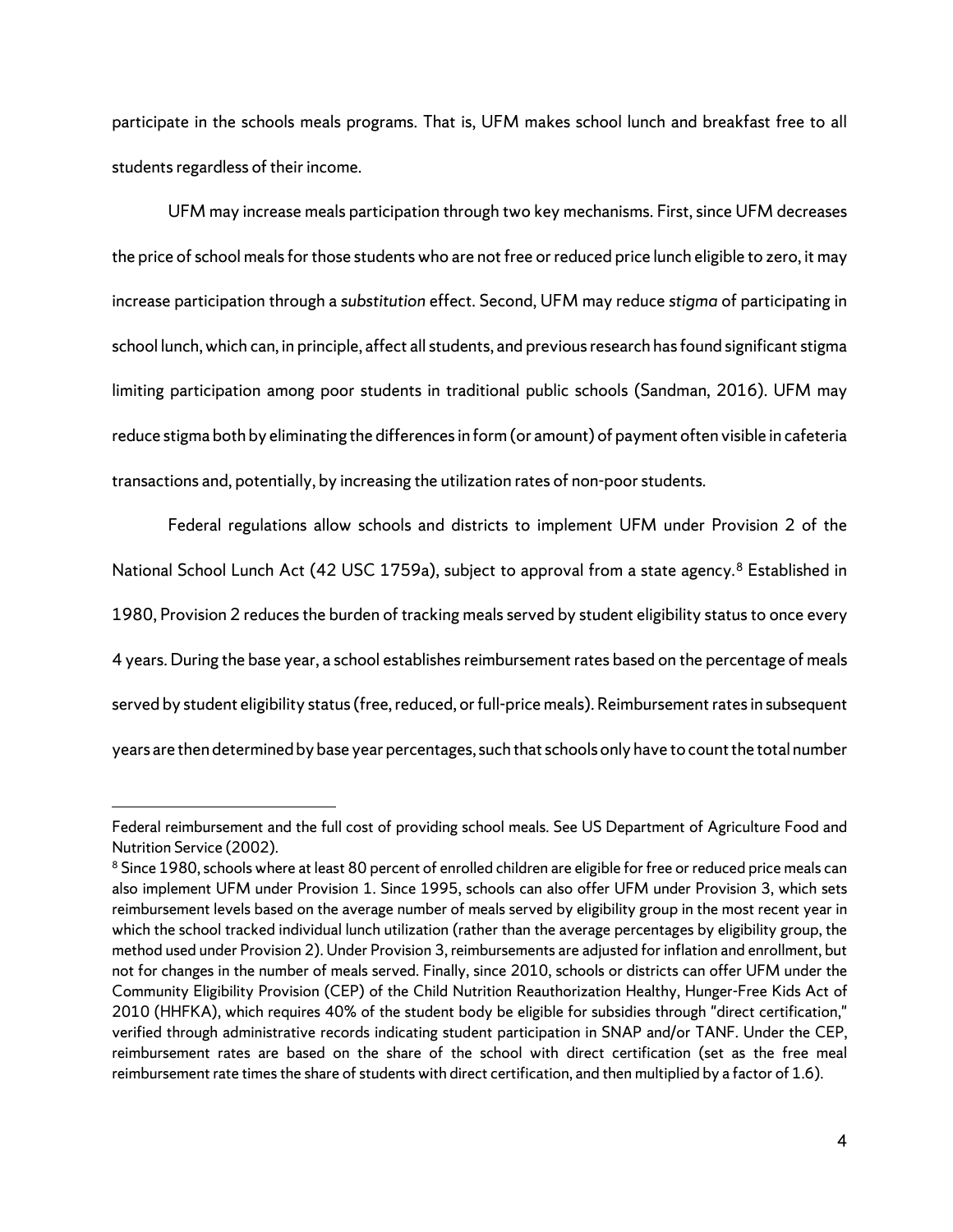participate in the schools meals programs. That is, UFM makes school lunch and breakfast free to all students regardless of their income.

UFM may increase meals participation through two key mechanisms. First, since UFM decreases the price of school meals for those students who are not free or reduced price lunch eligible to zero, it may increase participation through a *substitution* effect. Second, UFM may reduce *stigma* of participating in school lunch, which can, in principle, affect all students, and previous research has found significant stigma limiting participation among poor students in traditional public schools (Sandman, 2016). UFM may reduce stigma both by eliminating the differences in form (or amount) of payment often visible in cafeteria transactions and, potentially, by increasing the utilization rates of non-poor students.

Federal regulations allow schools and districts to implement UFM under Provision 2 of the National School Lunch Act (42 USC 1759a), subject to approval from a state agency.[8] Established in 1980, Provision 2 reduces the burden of tracking meals served by student eligibility status to once every 4 years. During the base year, a school establishes reimbursement rates based on the percentage of meals served by student eligibility status (free, reduced, or full-price meals). Reimbursement rates in subsequent years are then determined by base year percentages, such that schools only have to count the total number

---

Federal reimbursement and the full cost of providing school meals. See US Department of Agriculture Food and Nutrition Service (2002).

[8] Since 1980, schools where at least 80 percent of enrolled children are eligible for free or reduced price meals can also implement UFM under Provision 1. Since 1995, schools can also offer UFM under Provision 3, which sets reimbursement levels based on the average number of meals served by eligibility group in the most recent year in which the school tracked individual lunch utilization (rather than the average percentages by eligibility group, the method used under Provision 2). Under Provision 3, reimbursements are adjusted for inflation and enrollment, but not for changes in the number of meals served. Finally, since 2010, schools or districts can offer UFM under the Community Eligibility Provision (CEP) of the Child Nutrition Reauthorization Healthy, Hunger-Free Kids Act of 2010 (HHFKA), which requires 40% of the student body be eligible for subsidies through "direct certification," verified through administrative records indicating student participation in SNAP and/or TANF. Under the CEP, reimbursement rates are based on the share of the school with direct certification (set as the free meal reimbursement rate times the share of students with direct certification, and then multiplied by a factor of 1.6).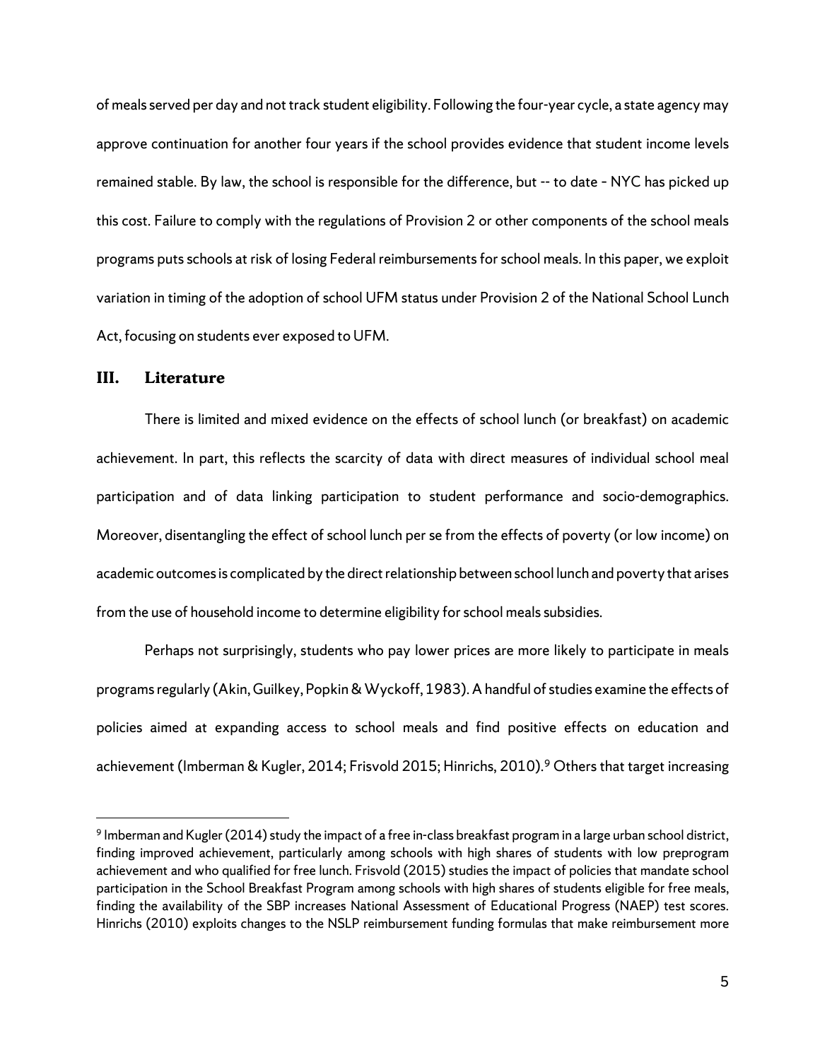of meals served per day and not track student eligibility. Following the four-year cycle, a state agency may approve continuation for another four years if the school provides evidence that student income levels remained stable. By law, the school is responsible for the difference, but -- to date - NYC has picked up this cost. Failure to comply with the regulations of Provision 2 or other components of the school meals programs puts schools at risk of losing Federal reimbursements for school meals. In this paper, we exploit variation in timing of the adoption of school UFM status under Provision 2 of the National School Lunch Act, focusing on students ever exposed to UFM.

## III. Literature

There is limited and mixed evidence on the effects of school lunch (or breakfast) on academic achievement. In part, this reflects the scarcity of data with direct measures of individual school meal participation and of data linking participation to student performance and socio-demographics. Moreover, disentangling the effect of school lunch per se from the effects of poverty (or low income) on academic outcomes is complicated by the direct relationship between school lunch and poverty that arises from the use of household income to determine eligibility for school meals subsidies.

Perhaps not surprisingly, students who pay lower prices are more likely to participate in meals programs regularly (Akin, Guilkey, Popkin & Wyckoff, 1983). A handful of studies examine the effects of policies aimed at expanding access to school meals and find positive effects on education and achievement (Imberman & Kugler, 2014; Frisvold 2015; Hinrichs, 2010).[9] Others that target increasing

[9] Imberman and Kugler (2014) study the impact of a free in-class breakfast program in a large urban school district, finding improved achievement, particularly among schools with high shares of students with low preprogram achievement and who qualified for free lunch. Frisvold (2015) studies the impact of policies that mandate school participation in the School Breakfast Program among schools with high shares of students eligible for free meals, finding the availability of the SBP increases National Assessment of Educational Progress (NAEP) test scores. Hinrichs (2010) exploits changes to the NSLP reimbursement funding formulas that make reimbursement more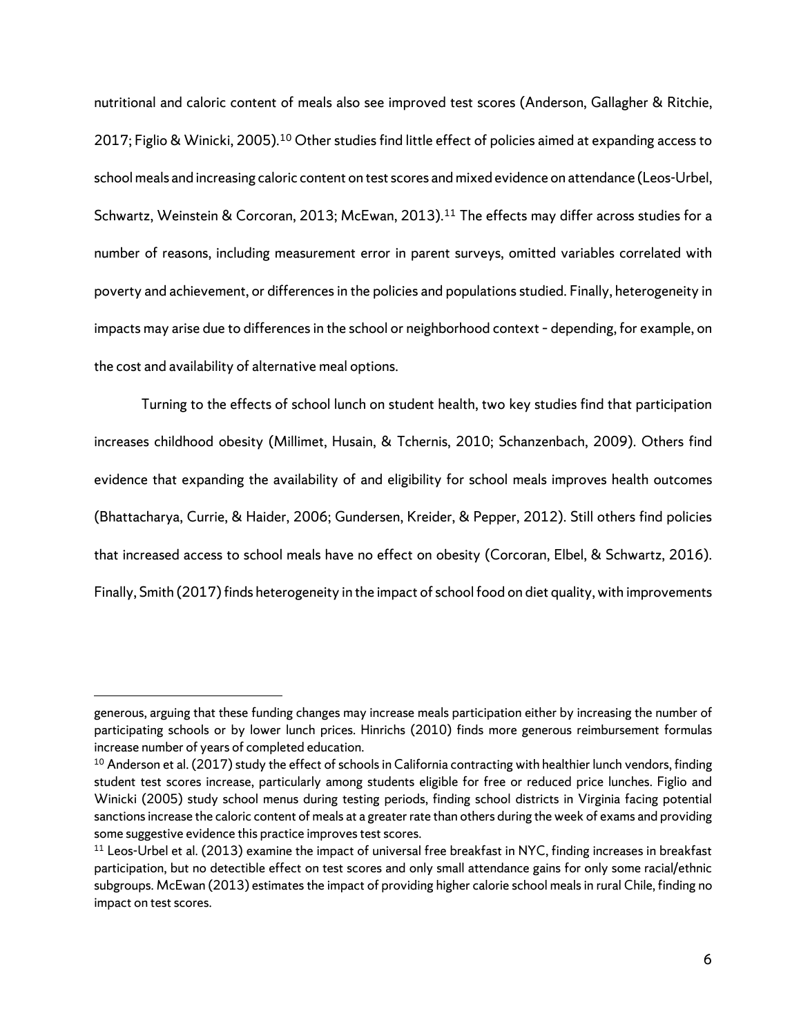nutritional and caloric content of meals also see improved test scores (Anderson, Gallagher & Ritchie, 2017; Figlio & Winicki, 2005).[10] Other studies find little effect of policies aimed at expanding access to school meals and increasing caloric content on test scores and mixed evidence on attendance (Leos-Urbel, Schwartz, Weinstein & Corcoran, 2013; McEwan, 2013).[11] The effects may differ across studies for a number of reasons, including measurement error in parent surveys, omitted variables correlated with poverty and achievement, or differences in the policies and populations studied. Finally, heterogeneity in impacts may arise due to differences in the school or neighborhood context - depending, for example, on the cost and availability of alternative meal options.

Turning to the effects of school lunch on student health, two key studies find that participation increases childhood obesity (Millimet, Husain, & Tchernis, 2010; Schanzenbach, 2009). Others find evidence that expanding the availability of and eligibility for school meals improves health outcomes (Bhattacharya, Currie, & Haider, 2006; Gundersen, Kreider, & Pepper, 2012). Still others find policies that increased access to school meals have no effect on obesity (Corcoran, Elbel, & Schwartz, 2016). Finally, Smith (2017) finds heterogeneity in the impact of school food on diet quality, with improvements

---

generous, arguing that these funding changes may increase meals participation either by increasing the number of participating schools or by lower lunch prices. Hinrichs (2010) finds more generous reimbursement formulas increase number of years of completed education.

[10] Anderson et al. (2017) study the effect of schools in California contracting with healthier lunch vendors, finding student test scores increase, particularly among students eligible for free or reduced price lunches. Figlio and Winicki (2005) study school menus during testing periods, finding school districts in Virginia facing potential sanctions increase the caloric content of meals at a greater rate than others during the week of exams and providing some suggestive evidence this practice improves test scores.

[11] Leos-Urbel et al. (2013) examine the impact of universal free breakfast in NYC, finding increases in breakfast participation, but no detectible effect on test scores and only small attendance gains for only some racial/ethnic subgroups. McEwan (2013) estimates the impact of providing higher calorie school meals in rural Chile, finding no impact on test scores.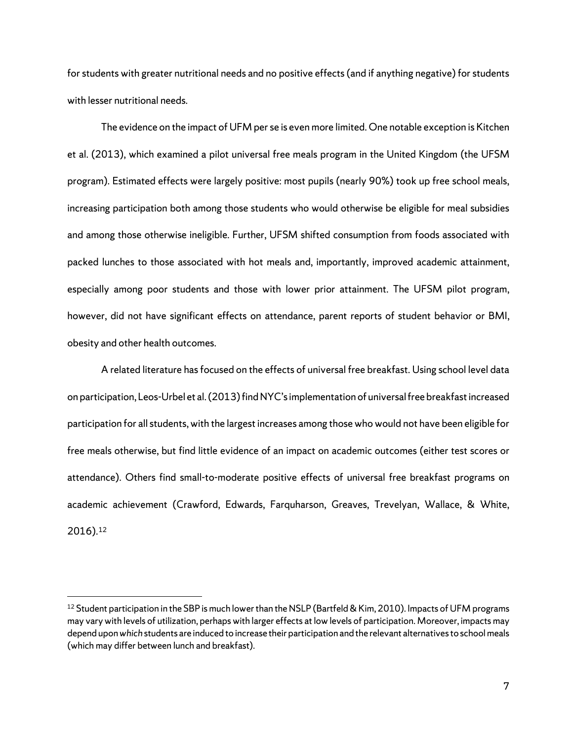for students with greater nutritional needs and no positive effects (and if anything negative) for students with lesser nutritional needs.

The evidence on the impact of UFM per se is even more limited. One notable exception is Kitchen et al. (2013), which examined a pilot universal free meals program in the United Kingdom (the UFSM program). Estimated effects were largely positive: most pupils (nearly 90%) took up free school meals, increasing participation both among those students who would otherwise be eligible for meal subsidies and among those otherwise ineligible. Further, UFSM shifted consumption from foods associated with packed lunches to those associated with hot meals and, importantly, improved academic attainment, especially among poor students and those with lower prior attainment. The UFSM pilot program, however, did not have significant effects on attendance, parent reports of student behavior or BMI, obesity and other health outcomes.

A related literature has focused on the effects of universal free breakfast. Using school level data on participation, Leos-Urbel et al. (2013) find NYC's implementation of universal free breakfast increased participation for all students, with the largest increases among those who would not have been eligible for free meals otherwise, but find little evidence of an impact on academic outcomes (either test scores or attendance). Others find small-to-moderate positive effects of universal free breakfast programs on academic achievement (Crawford, Edwards, Farquharson, Greaves, Trevelyan, Wallace, & White, 2016).[12]

[12] Student participation in the SBP is much lower than the NSLP (Bartfeld & Kim, 2010). Impacts of UFM programs may vary with levels of utilization, perhaps with larger effects at low levels of participation. Moreover, impacts may depend upon *which* students are induced to increase their participation and the relevant alternatives to school meals (which may differ between lunch and breakfast).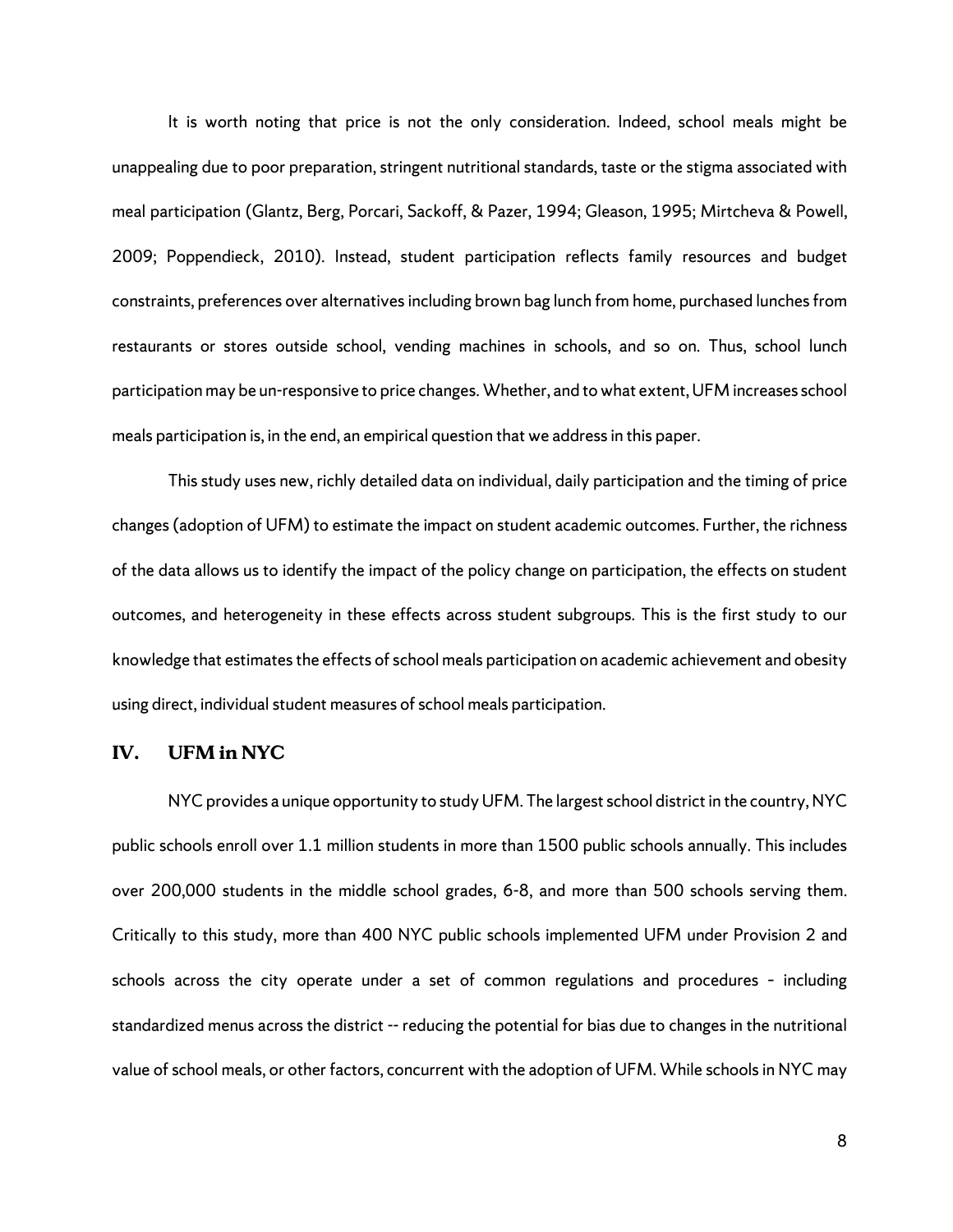It is worth noting that price is not the only consideration. Indeed, school meals might be unappealing due to poor preparation, stringent nutritional standards, taste or the stigma associated with meal participation (Glantz, Berg, Porcari, Sackoff, & Pazer, 1994; Gleason, 1995; Mirtcheva & Powell, 2009; Poppendieck, 2010). Instead, student participation reflects family resources and budget constraints, preferences over alternatives including brown bag lunch from home, purchased lunches from restaurants or stores outside school, vending machines in schools, and so on. Thus, school lunch participation may be un-responsive to price changes. Whether, and to what extent, UFM increases school meals participation is, in the end, an empirical question that we address in this paper.

This study uses new, richly detailed data on individual, daily participation and the timing of price changes (adoption of UFM) to estimate the impact on student academic outcomes. Further, the richness of the data allows us to identify the impact of the policy change on participation, the effects on student outcomes, and heterogeneity in these effects across student subgroups. This is the first study to our knowledge that estimates the effects of school meals participation on academic achievement and obesity using direct, individual student measures of school meals participation.

## IV. UFM in NYC

NYC provides a unique opportunity to study UFM. The largest school district in the country, NYC public schools enroll over 1.1 million students in more than 1500 public schools annually. This includes over 200,000 students in the middle school grades, 6-8, and more than 500 schools serving them. Critically to this study, more than 400 NYC public schools implemented UFM under Provision 2 and schools across the city operate under a set of common regulations and procedures - including standardized menus across the district -- reducing the potential for bias due to changes in the nutritional value of school meals, or other factors, concurrent with the adoption of UFM. While schools in NYC may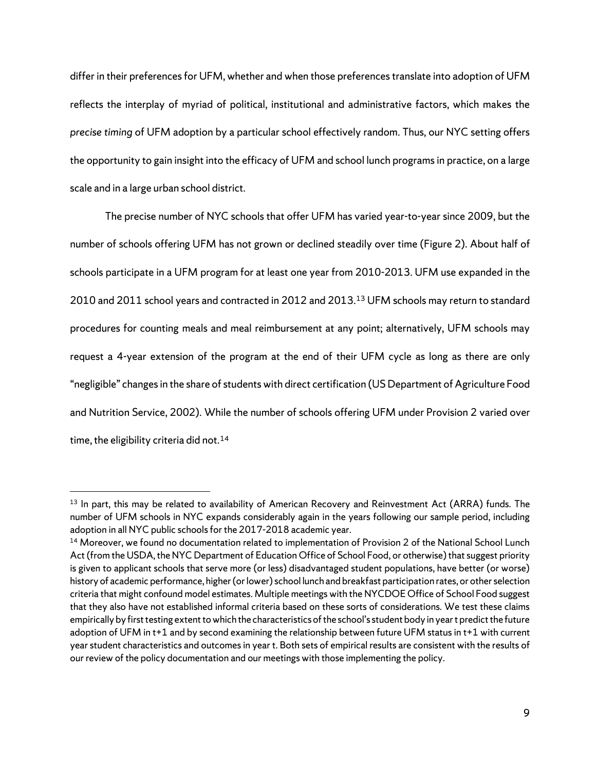differ in their preferences for UFM, whether and when those preferences translate into adoption of UFM reflects the interplay of myriad of political, institutional and administrative factors, which makes the *precise timing* of UFM adoption by a particular school effectively random. Thus, our NYC setting offers the opportunity to gain insight into the efficacy of UFM and school lunch programs in practice, on a large scale and in a large urban school district.

The precise number of NYC schools that offer UFM has varied year-to-year since 2009, but the number of schools offering UFM has not grown or declined steadily over time (Figure 2). About half of schools participate in a UFM program for at least one year from 2010-2013. UFM use expanded in the 2010 and 2011 school years and contracted in 2012 and 2013.[13] UFM schools may return to standard procedures for counting meals and meal reimbursement at any point; alternatively, UFM schools may request a 4-year extension of the program at the end of their UFM cycle as long as there are only "negligible" changes in the share of students with direct certification (US Department of Agriculture Food and Nutrition Service, 2002). While the number of schools offering UFM under Provision 2 varied over time, the eligibility criteria did not.[14]

---

[13] In part, this may be related to availability of American Recovery and Reinvestment Act (ARRA) funds. The number of UFM schools in NYC expands considerably again in the years following our sample period, including adoption in all NYC public schools for the 2017-2018 academic year.

[14] Moreover, we found no documentation related to implementation of Provision 2 of the National School Lunch Act (from the USDA, the NYC Department of Education Office of School Food, or otherwise) that suggest priority is given to applicant schools that serve more (or less) disadvantaged student populations, have better (or worse) history of academic performance, higher (or lower) school lunch and breakfast participation rates, or other selection criteria that might confound model estimates. Multiple meetings with the NYCDOE Office of School Food suggest that they also have not established informal criteria based on these sorts of considerations. We test these claims empirically by first testing extent to which the characteristics of the school's student body in year t predict the future adoption of UFM in t+1 and by second examining the relationship between future UFM status in t+1 with current year student characteristics and outcomes in year t. Both sets of empirical results are consistent with the results of our review of the policy documentation and our meetings with those implementing the policy.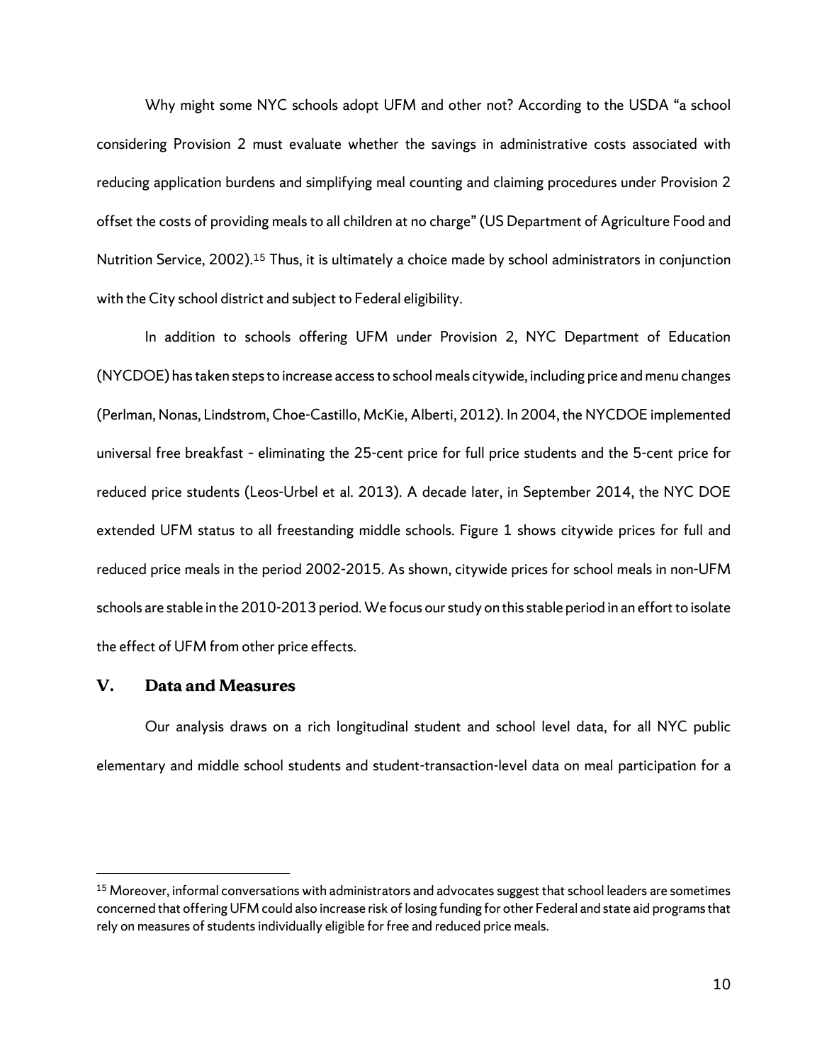Why might some NYC schools adopt UFM and other not? According to the USDA "a school considering Provision 2 must evaluate whether the savings in administrative costs associated with reducing application burdens and simplifying meal counting and claiming procedures under Provision 2 offset the costs of providing meals to all children at no charge" (US Department of Agriculture Food and Nutrition Service, 2002).[15] Thus, it is ultimately a choice made by school administrators in conjunction with the City school district and subject to Federal eligibility.

In addition to schools offering UFM under Provision 2, NYC Department of Education (NYCDOE) has taken steps to increase access to school meals citywide, including price and menu changes (Perlman, Nonas, Lindstrom, Choe-Castillo, McKie, Alberti, 2012). In 2004, the NYCDOE implemented universal free breakfast - eliminating the 25-cent price for full price students and the 5-cent price for reduced price students (Leos-Urbel et al. 2013). A decade later, in September 2014, the NYC DOE extended UFM status to all freestanding middle schools. Figure 1 shows citywide prices for full and reduced price meals in the period 2002-2015. As shown, citywide prices for school meals in non-UFM schools are stable in the 2010-2013 period. We focus our study on this stable period in an effort to isolate the effect of UFM from other price effects.

## V. Data and Measures

Our analysis draws on a rich longitudinal student and school level data, for all NYC public elementary and middle school students and student-transaction-level data on meal participation for a

---

[15] Moreover, informal conversations with administrators and advocates suggest that school leaders are sometimes concerned that offering UFM could also increase risk of losing funding for other Federal and state aid programs that rely on measures of students individually eligible for free and reduced price meals.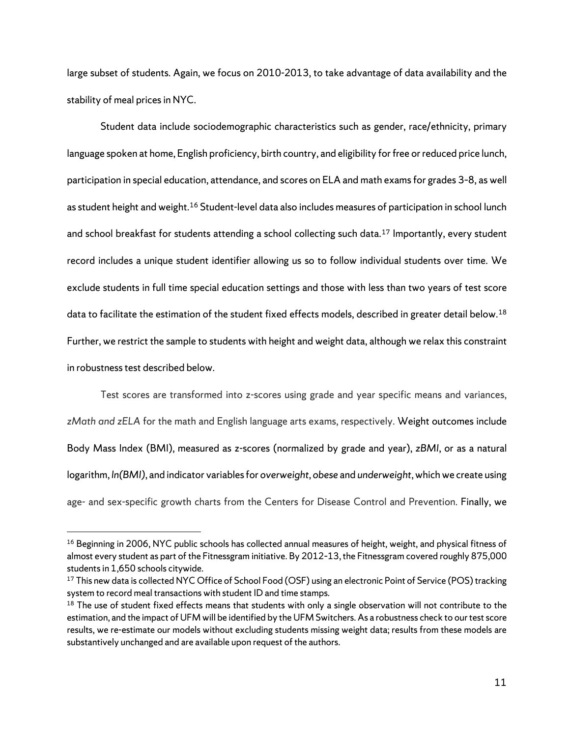large subset of students. Again, we focus on 2010-2013, to take advantage of data availability and the stability of meal prices in NYC.

Student data include sociodemographic characteristics such as gender, race/ethnicity, primary language spoken at home, English proficiency, birth country, and eligibility for free or reduced price lunch, participation in special education, attendance, and scores on ELA and math exams for grades 3-8, as well as student height and weight.[16] Student-level data also includes measures of participation in school lunch and school breakfast for students attending a school collecting such data.[17] Importantly, every student record includes a unique student identifier allowing us so to follow individual students over time. We exclude students in full time special education settings and those with less than two years of test score data to facilitate the estimation of the student fixed effects models, described in greater detail below.[18] Further, we restrict the sample to students with height and weight data, although we relax this constraint in robustness test described below.

Test scores are transformed into z-scores using grade and year specific means and variances, *zMath and zELA* for the math and English language arts exams, respectively. Weight outcomes include Body Mass Index (BMI), measured as z-scores (normalized by grade and year), *zBMI*, or as a natural logarithm, *ln(BMI)*, and indicator variables for *overweight*, *obese* and *underweight*, which we create using age- and sex-specific growth charts from the Centers for Disease Control and Prevention. Finally, we

---

[16] Beginning in 2006, NYC public schools has collected annual measures of height, weight, and physical fitness of almost every student as part of the Fitnessgram initiative. By 2012-13, the Fitnessgram covered roughly 875,000 students in 1,650 schools citywide.

[17] This new data is collected NYC Office of School Food (OSF) using an electronic Point of Service (POS) tracking system to record meal transactions with student ID and time stamps.

[18] The use of student fixed effects means that students with only a single observation will not contribute to the estimation, and the impact of UFM will be identified by the UFM Switchers. As a robustness check to our test score results, we re-estimate our models without excluding students missing weight data; results from these models are substantively unchanged and are available upon request of the authors.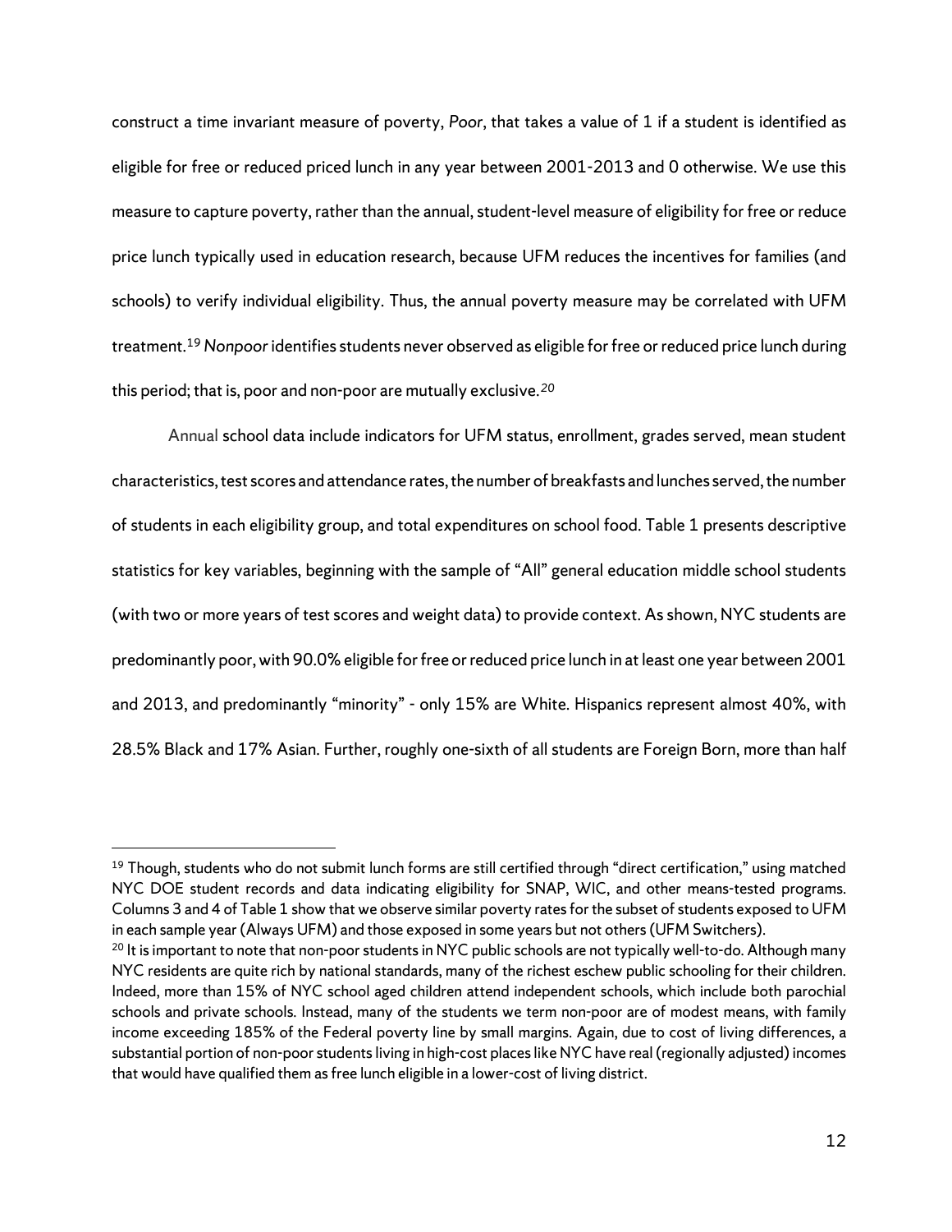construct a time invariant measure of poverty, *Poor*, that takes a value of 1 if a student is identified as eligible for free or reduced priced lunch in any year between 2001-2013 and 0 otherwise. We use this measure to capture poverty, rather than the annual, student-level measure of eligibility for free or reduce price lunch typically used in education research, because UFM reduces the incentives for families (and schools) to verify individual eligibility. Thus, the annual poverty measure may be correlated with UFM treatment.[19] *Nonpoor* identifies students never observed as eligible for free or reduced price lunch during this period; that is, poor and non-poor are mutually exclusive.[20]

Annual school data include indicators for UFM status, enrollment, grades served, mean student characteristics, test scores and attendance rates, the number of breakfasts and lunches served, the number of students in each eligibility group, and total expenditures on school food. Table 1 presents descriptive statistics for key variables, beginning with the sample of "All" general education middle school students (with two or more years of test scores and weight data) to provide context. As shown, NYC students are predominantly poor, with 90.0% eligible for free or reduced price lunch in at least one year between 2001 and 2013, and predominantly "minority" - only 15% are White. Hispanics represent almost 40%, with 28.5% Black and 17% Asian. Further, roughly one-sixth of all students are Foreign Born, more than half

---

[19] Though, students who do not submit lunch forms are still certified through "direct certification," using matched NYC DOE student records and data indicating eligibility for SNAP, WIC, and other means-tested programs. Columns 3 and 4 of Table 1 show that we observe similar poverty rates for the subset of students exposed to UFM in each sample year (Always UFM) and those exposed in some years but not others (UFM Switchers).

[20] It is important to note that non-poor students in NYC public schools are not typically well-to-do. Although many NYC residents are quite rich by national standards, many of the richest eschew public schooling for their children. Indeed, more than 15% of NYC school aged children attend independent schools, which include both parochial schools and private schools. Instead, many of the students we term non-poor are of modest means, with family income exceeding 185% of the Federal poverty line by small margins. Again, due to cost of living differences, a substantial portion of non-poor students living in high-cost places like NYC have real (regionally adjusted) incomes that would have qualified them as free lunch eligible in a lower-cost of living district.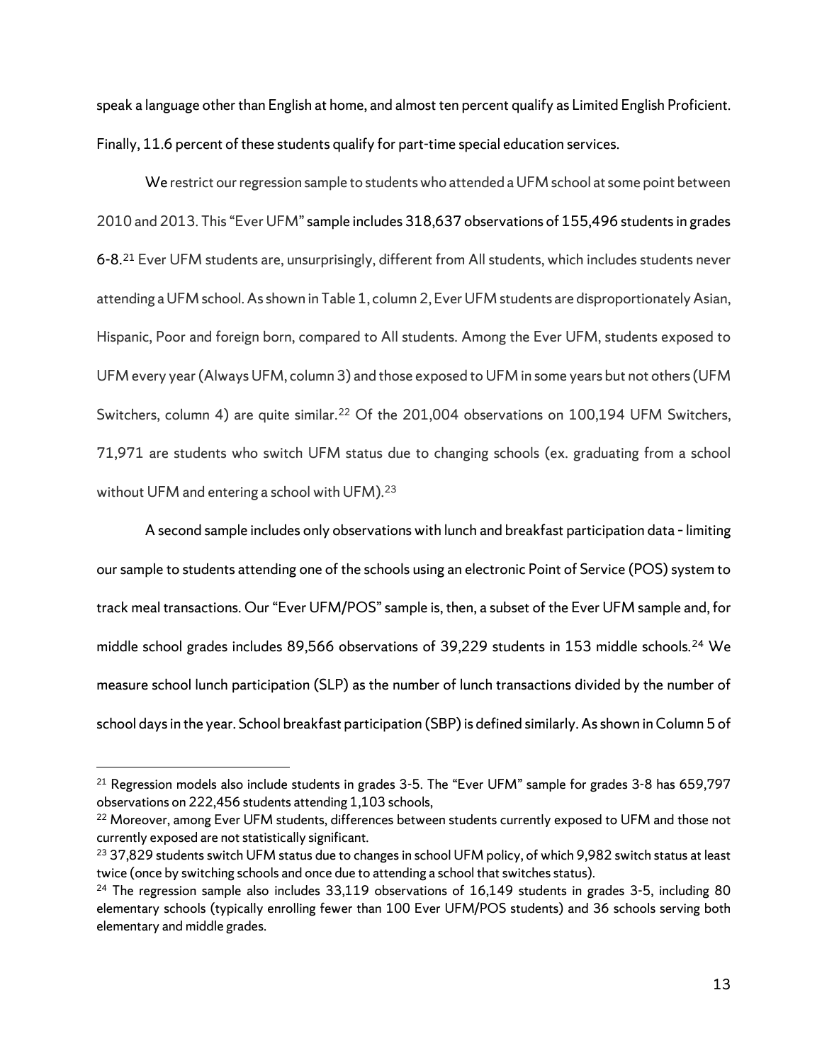speak a language other than English at home, and almost ten percent qualify as Limited English Proficient. Finally, 11.6 percent of these students qualify for part-time special education services.

We restrict our regression sample to students who attended a UFM school at some point between 2010 and 2013. This "Ever UFM" sample includes 318,637 observations of 155,496 students in grades 6-8.[21] Ever UFM students are, unsurprisingly, different from All students, which includes students never attending a UFM school. As shown in Table 1, column 2, Ever UFM students are disproportionately Asian, Hispanic, Poor and foreign born, compared to All students. Among the Ever UFM, students exposed to UFM every year (Always UFM, column 3) and those exposed to UFM in some years but not others (UFM Switchers, column 4) are quite similar.[22] Of the 201,004 observations on 100,194 UFM Switchers, 71,971 are students who switch UFM status due to changing schools (ex. graduating from a school without UFM and entering a school with UFM).[23]

A second sample includes only observations with lunch and breakfast participation data – limiting our sample to students attending one of the schools using an electronic Point of Service (POS) system to track meal transactions. Our "Ever UFM/POS" sample is, then, a subset of the Ever UFM sample and, for middle school grades includes 89,566 observations of 39,229 students in 153 middle schools.[24] We measure school lunch participation (SLP) as the number of lunch transactions divided by the number of school days in the year. School breakfast participation (SBP) is defined similarly. As shown in Column 5 of

---

[21] Regression models also include students in grades 3-5. The "Ever UFM" sample for grades 3-8 has 659,797 observations on 222,456 students attending 1,103 schools,

[22] Moreover, among Ever UFM students, differences between students currently exposed to UFM and those not currently exposed are not statistically significant.

[23] 37,829 students switch UFM status due to changes in school UFM policy, of which 9,982 switch status at least twice (once by switching schools and once due to attending a school that switches status).

[24] The regression sample also includes 33,119 observations of 16,149 students in grades 3-5, including 80 elementary schools (typically enrolling fewer than 100 Ever UFM/POS students) and 36 schools serving both elementary and middle grades.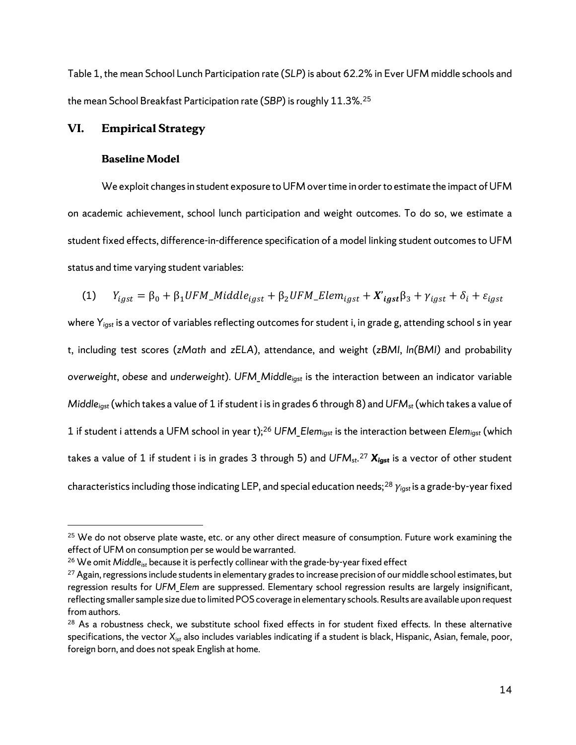Table 1, the mean School Lunch Participation rate (*SLP*) is about 62.2% in Ever UFM middle schools and the mean School Breakfast Participation rate (*SBP*) is roughly 11.3%.[25]

## VI. Empirical Strategy

### Baseline Model

We exploit changes in student exposure to UFM over time in order to estimate the impact of UFM on academic achievement, school lunch participation and weight outcomes. To do so, we estimate a student fixed effects, difference-in-difference specification of a model linking student outcomes to UFM status and time varying student variables:

$$(1) \quad Y_{igst} = \beta_0 + \beta_1 UFM\_Middle_{igst} + \beta_2 UFM\_Elem_{igst} + \boldsymbol{X'}_{\boldsymbol{igst}}\beta_3 + \gamma_{igst} + \delta_i + \varepsilon_{igst}$$

where $Y_{igst}$ is a vector of variables reflecting outcomes for student i, in grade g, attending school s in year t, including test scores (*zMath* and *zELA*), attendance, and weight (*zBMI*, *ln(BMI)* and probability *overweight*, *obese* and *underweight*). $UFM\_Middle_{igst}$ is the interaction between an indicator variable $Middle_{igst}$ (which takes a value of 1 if student i is in grades 6 through 8) and $UFM_{st}$ (which takes a value of 1 if student i attends a UFM school in year t);[26] $UFM\_Elem_{igst}$ is the interaction between $Elem_{igst}$ (which takes a value of 1 if student i is in grades 3 through 5) and $UFM_{st}$.[27] $\boldsymbol{X}_{\boldsymbol{igst}}$ is a vector of other student characteristics including those indicating LEP, and special education needs;[28] $\gamma_{igst}$ is a grade-by-year fixed

---

[25] We do not observe plate waste, etc. or any other direct measure of consumption. Future work examining the effect of UFM on consumption per se would be warranted.

[26] We omit $Middle_{ist}$ because it is perfectly collinear with the grade-by-year fixed effect

[27] Again, regressions include students in elementary grades to increase precision of our middle school estimates, but regression results for *UFM_Elem* are suppressed. Elementary school regression results are largely insignificant, reflecting smaller sample size due to limited POS coverage in elementary schools. Results are available upon request from authors.

[28] As a robustness check, we substitute school fixed effects in for student fixed effects. In these alternative specifications, the vector $X_{ist}$ also includes variables indicating if a student is black, Hispanic, Asian, female, poor, foreign born, and does not speak English at home.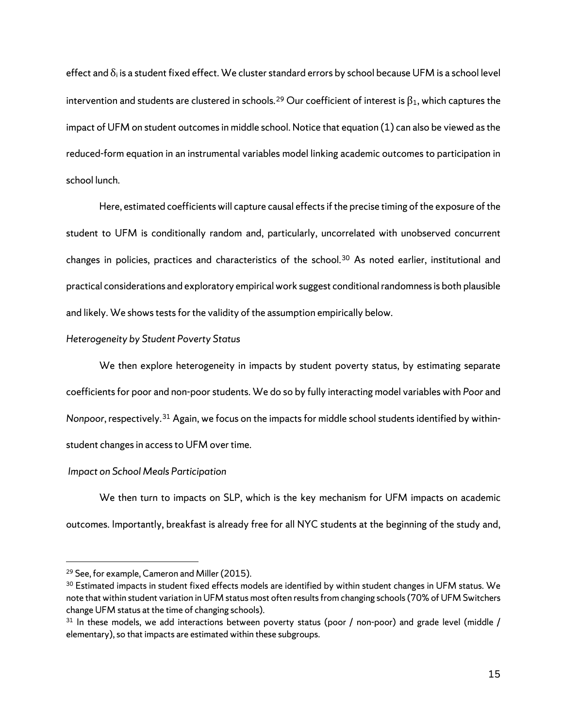effect and $\delta_i$ is a student fixed effect. We cluster standard errors by school because UFM is a school level intervention and students are clustered in schools.[29] Our coefficient of interest is $\beta_1$, which captures the impact of UFM on student outcomes in middle school. Notice that equation (1) can also be viewed as the reduced-form equation in an instrumental variables model linking academic outcomes to participation in school lunch.

Here, estimated coefficients will capture causal effects if the precise timing of the exposure of the student to UFM is conditionally random and, particularly, uncorrelated with unobserved concurrent changes in policies, practices and characteristics of the school.[30] As noted earlier, institutional and practical considerations and exploratory empirical work suggest conditional randomness is both plausible and likely. We shows tests for the validity of the assumption empirically below.

*Heterogeneity by Student Poverty Status*

We then explore heterogeneity in impacts by student poverty status, by estimating separate coefficients for poor and non-poor students. We do so by fully interacting model variables with *Poor* and *Nonpoor*, respectively.[31] Again, we focus on the impacts for middle school students identified by within-student changes in access to UFM over time.

*Impact on School Meals Participation*

We then turn to impacts on SLP, which is the key mechanism for UFM impacts on academic outcomes. Importantly, breakfast is already free for all NYC students at the beginning of the study and,

---

[29] See, for example, Cameron and Miller (2015).

[30] Estimated impacts in student fixed effects models are identified by within student changes in UFM status. We note that within student variation in UFM status most often results from changing schools (70% of UFM Switchers change UFM status at the time of changing schools).

[31] In these models, we add interactions between poverty status (poor / non-poor) and grade level (middle / elementary), so that impacts are estimated within these subgroups.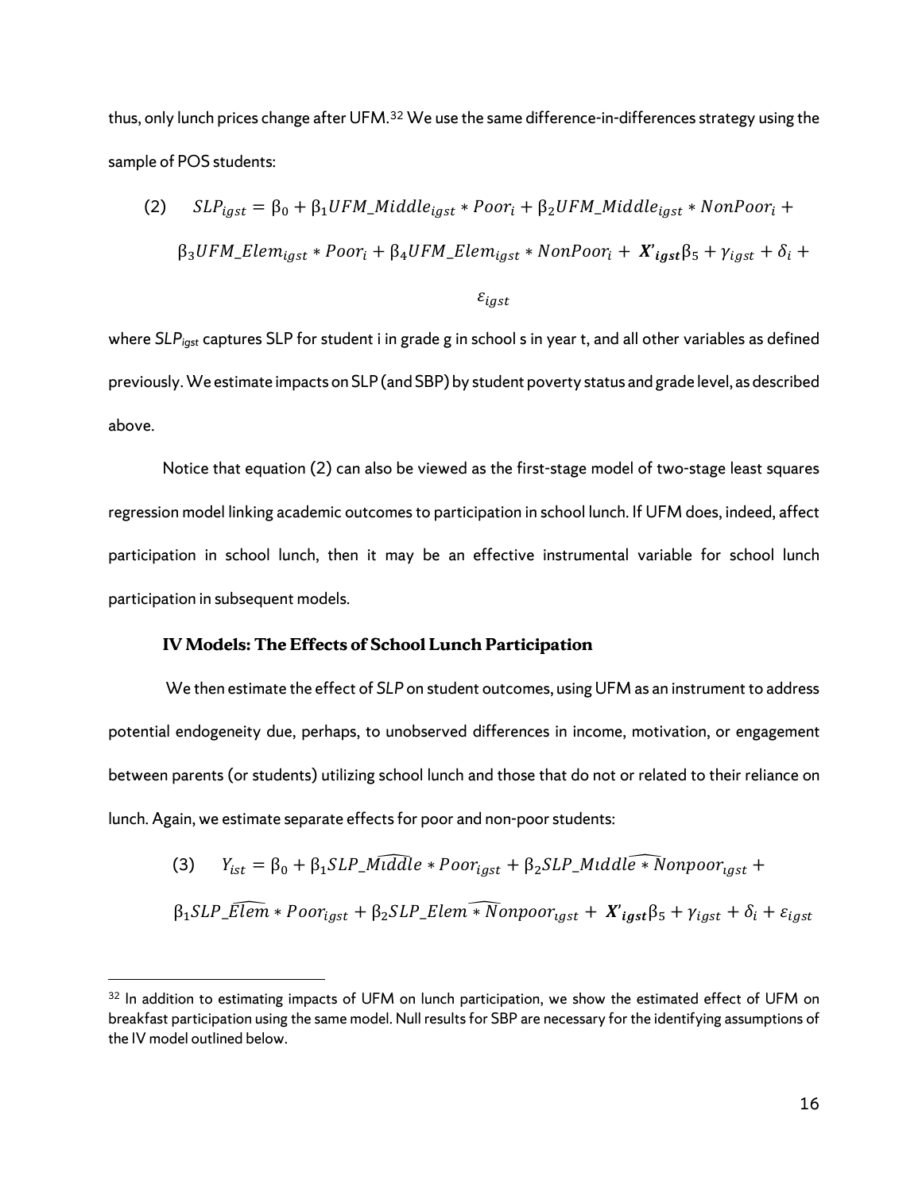thus, only lunch prices change after UFM.[32] We use the same difference-in-differences strategy using the sample of POS students:

$$(2) \quad SLP_{igst} = \beta_0 + \beta_1 UFM\_Middle_{igst} * Poor_i + \beta_2 UFM\_Middle_{igst} * NonPoor_i + \beta_3 UFM\_Elem_{igst} * Poor_i + \beta_4 UFM\_Elem_{igst} * NonPoor_i + \boldsymbol{X'_{igst}}\beta_5 + \gamma_{igst} + \delta_i + \varepsilon_{igst}$$

where $SLP_{igst}$ captures SLP for student i in grade g in school s in year t, and all other variables as defined previously. We estimate impacts on SLP (and SBP) by student poverty status and grade level, as described above.

Notice that equation (2) can also be viewed as the first-stage model of two-stage least squares regression model linking academic outcomes to participation in school lunch. If UFM does, indeed, affect participation in school lunch, then it may be an effective instrumental variable for school lunch participation in subsequent models.

### IV Models: The Effects of School Lunch Participation

We then estimate the effect of *SLP* on student outcomes, using UFM as an instrument to address potential endogeneity due, perhaps, to unobserved differences in income, motivation, or engagement between parents (or students) utilizing school lunch and those that do not or related to their reliance on lunch. Again, we estimate separate effects for poor and non-poor students:

$$(3) \quad Y_{ist} = \beta_0 + \beta_1 SLP\_\widehat{Middle} * Poor_{igst} + \beta_2 SLP\_Midd\widehat{le * N}onpoor_{igst} + \beta_1 SLP\_\widehat{Elem} * Poor_{igst} + \beta_2 SLP\_Elem\widehat{ * N}onpoor_{igst} + \boldsymbol{X'_{igst}}\beta_5 + \gamma_{igst} + \delta_i + \varepsilon_{igst}$$

[32] In addition to estimating impacts of UFM on lunch participation, we show the estimated effect of UFM on breakfast participation using the same model. Null results for SBP are necessary for the identifying assumptions of the IV model outlined below.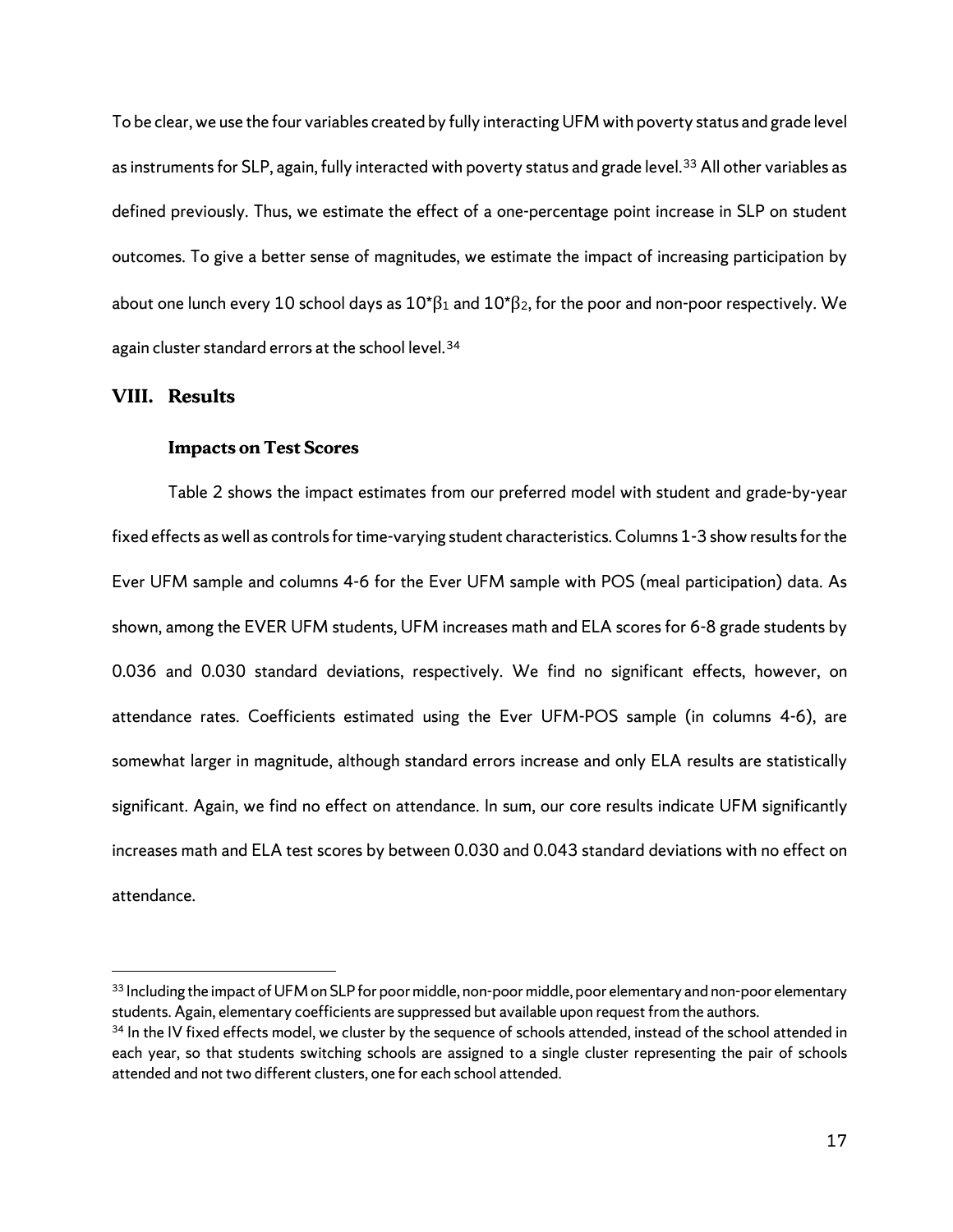To be clear, we use the four variables created by fully interacting UFM with poverty status and grade level as instruments for SLP, again, fully interacted with poverty status and grade level.[33] All other variables as defined previously. Thus, we estimate the effect of a one-percentage point increase in SLP on student outcomes. To give a better sense of magnitudes, we estimate the impact of increasing participation by about one lunch every 10 school days as $10^*\beta_1$ and $10^*\beta_2$, for the poor and non-poor respectively. We again cluster standard errors at the school level.[34]

## VIII. Results

### Impacts on Test Scores

Table 2 shows the impact estimates from our preferred model with student and grade-by-year fixed effects as well as controls for time-varying student characteristics. Columns 1-3 show results for the Ever UFM sample and columns 4-6 for the Ever UFM sample with POS (meal participation) data. As shown, among the EVER UFM students, UFM increases math and ELA scores for 6-8 grade students by 0.036 and 0.030 standard deviations, respectively. We find no significant effects, however, on attendance rates. Coefficients estimated using the Ever UFM-POS sample (in columns 4-6), are somewhat larger in magnitude, although standard errors increase and only ELA results are statistically significant. Again, we find no effect on attendance. In sum, our core results indicate UFM significantly increases math and ELA test scores by between 0.030 and 0.043 standard deviations with no effect on attendance.

---

[33] Including the impact of UFM on SLP for poor middle, non-poor middle, poor elementary and non-poor elementary students. Again, elementary coefficients are suppressed but available upon request from the authors.

[34] In the IV fixed effects model, we cluster by the sequence of schools attended, instead of the school attended in each year, so that students switching schools are assigned to a single cluster representing the pair of schools attended and not two different clusters, one for each school attended.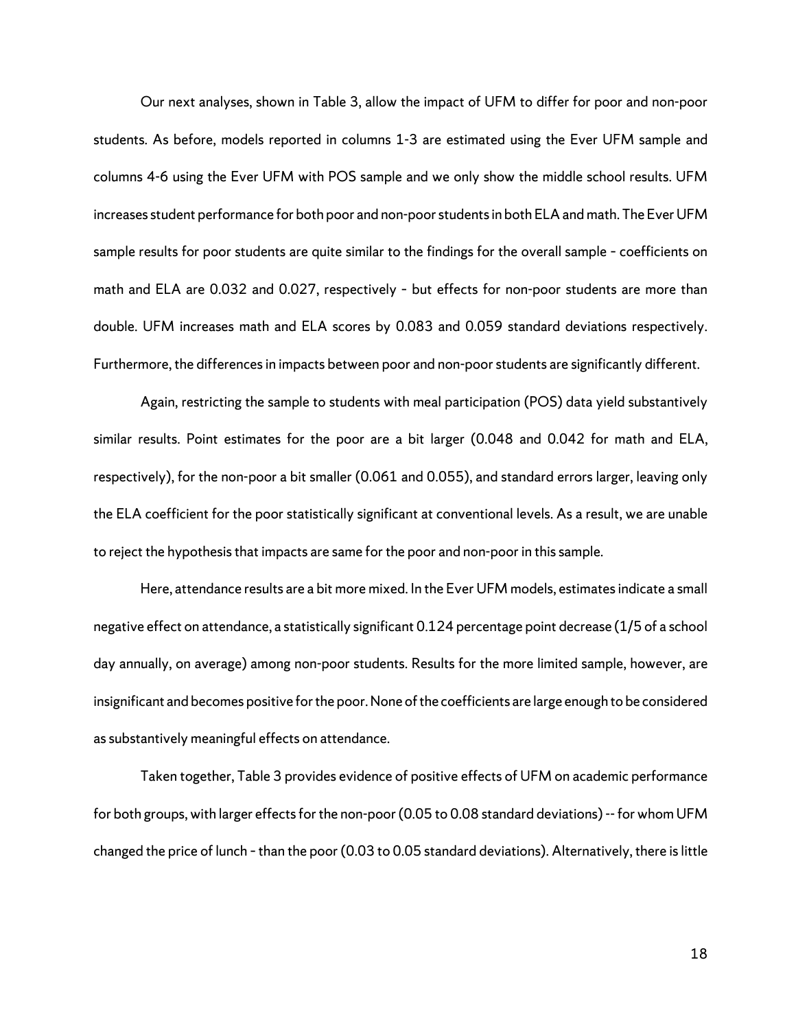Our next analyses, shown in Table 3, allow the impact of UFM to differ for poor and non-poor students. As before, models reported in columns 1-3 are estimated using the Ever UFM sample and columns 4-6 using the Ever UFM with POS sample and we only show the middle school results. UFM increases student performance for both poor and non-poor students in both ELA and math. The Ever UFM sample results for poor students are quite similar to the findings for the overall sample – coefficients on math and ELA are 0.032 and 0.027, respectively – but effects for non-poor students are more than double. UFM increases math and ELA scores by 0.083 and 0.059 standard deviations respectively. Furthermore, the differences in impacts between poor and non-poor students are significantly different.

Again, restricting the sample to students with meal participation (POS) data yield substantively similar results. Point estimates for the poor are a bit larger (0.048 and 0.042 for math and ELA, respectively), for the non-poor a bit smaller (0.061 and 0.055), and standard errors larger, leaving only the ELA coefficient for the poor statistically significant at conventional levels. As a result, we are unable to reject the hypothesis that impacts are same for the poor and non-poor in this sample.

Here, attendance results are a bit more mixed. In the Ever UFM models, estimates indicate a small negative effect on attendance, a statistically significant 0.124 percentage point decrease (1/5 of a school day annually, on average) among non-poor students. Results for the more limited sample, however, are insignificant and becomes positive for the poor. None of the coefficients are large enough to be considered as substantively meaningful effects on attendance.

Taken together, Table 3 provides evidence of positive effects of UFM on academic performance for both groups, with larger effects for the non-poor (0.05 to 0.08 standard deviations) -- for whom UFM changed the price of lunch – than the poor (0.03 to 0.05 standard deviations). Alternatively, there is little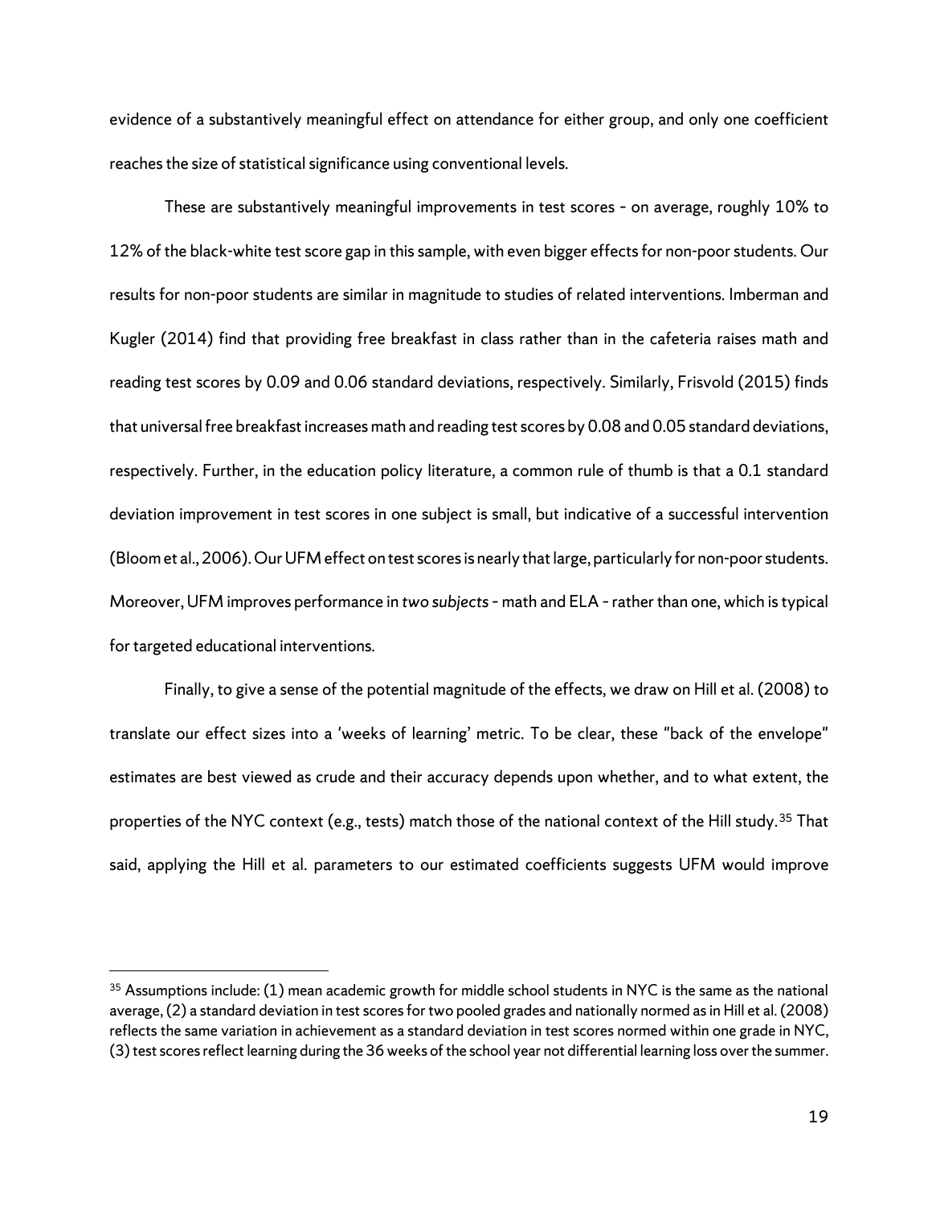evidence of a substantively meaningful effect on attendance for either group, and only one coefficient reaches the size of statistical significance using conventional levels.

These are substantively meaningful improvements in test scores - on average, roughly 10% to 12% of the black-white test score gap in this sample, with even bigger effects for non-poor students. Our results for non-poor students are similar in magnitude to studies of related interventions. Imberman and Kugler (2014) find that providing free breakfast in class rather than in the cafeteria raises math and reading test scores by 0.09 and 0.06 standard deviations, respectively. Similarly, Frisvold (2015) finds that universal free breakfast increases math and reading test scores by 0.08 and 0.05 standard deviations, respectively. Further, in the education policy literature, a common rule of thumb is that a 0.1 standard deviation improvement in test scores in one subject is small, but indicative of a successful intervention (Bloom et al., 2006). Our UFM effect on test scores is nearly that large, particularly for non-poor students. Moreover, UFM improves performance in *two subjects* - math and ELA - rather than one, which is typical for targeted educational interventions.

Finally, to give a sense of the potential magnitude of the effects, we draw on Hill et al. (2008) to translate our effect sizes into a 'weeks of learning' metric. To be clear, these "back of the envelope" estimates are best viewed as crude and their accuracy depends upon whether, and to what extent, the properties of the NYC context (e.g., tests) match those of the national context of the Hill study.[35] That said, applying the Hill et al. parameters to our estimated coefficients suggests UFM would improve

[35] Assumptions include: (1) mean academic growth for middle school students in NYC is the same as the national average, (2) a standard deviation in test scores for two pooled grades and nationally normed as in Hill et al. (2008) reflects the same variation in achievement as a standard deviation in test scores normed within one grade in NYC, (3) test scores reflect learning during the 36 weeks of the school year not differential learning loss over the summer.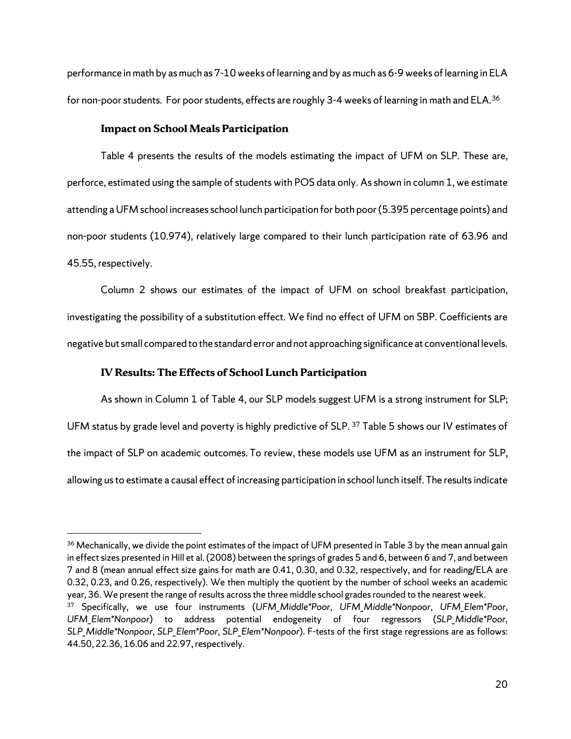performance in math by as much as 7-10 weeks of learning and by as much as 6-9 weeks of learning in ELA for non-poor students. For poor students, effects are roughly 3-4 weeks of learning in math and ELA.[36]

### Impact on School Meals Participation

Table 4 presents the results of the models estimating the impact of UFM on SLP. These are, perforce, estimated using the sample of students with POS data only. As shown in column 1, we estimate attending a UFM school increases school lunch participation for both poor (5.395 percentage points) and non-poor students (10.974), relatively large compared to their lunch participation rate of 63.96 and 45.55, respectively.

Column 2 shows our estimates of the impact of UFM on school breakfast participation, investigating the possibility of a substitution effect. We find no effect of UFM on SBP. Coefficients are negative but small compared to the standard error and not approaching significance at conventional levels.

### IV Results: The Effects of School Lunch Participation

As shown in Column 1 of Table 4, our SLP models suggest UFM is a strong instrument for SLP; UFM status by grade level and poverty is highly predictive of SLP. [37] Table 5 shows our IV estimates of the impact of SLP on academic outcomes. To review, these models use UFM as an instrument for SLP, allowing us to estimate a causal effect of increasing participation in school lunch itself. The results indicate

---

[36] Mechanically, we divide the point estimates of the impact of UFM presented in Table 3 by the mean annual gain in effect sizes presented in Hill et al. (2008) between the springs of grades 5 and 6, between 6 and 7, and between 7 and 8 (mean annual effect size gains for math are 0.41, 0.30, and 0.32, respectively, and for reading/ELA are 0.32, 0.23, and 0.26, respectively). We then multiply the quotient by the number of school weeks an academic year, 36. We present the range of results across the three middle school grades rounded to the nearest week.

[37] Specifically, we use four instruments (*UFM_Middle*Poor*, *UFM_Middle*Nonpoor*, *UFM_Elem*Poor*, *UFM_Elem*Nonpoor*) to address potential endogeneity of four regressors (*SLP_Middle*Poor*, *SLP_Middle*Nonpoor*, *SLP_Elem*Poor*, *SLP_Elem*Nonpoor*). F-tests of the first stage regressions are as follows: 44.50, 22.36, 16.06 and 22.97, respectively.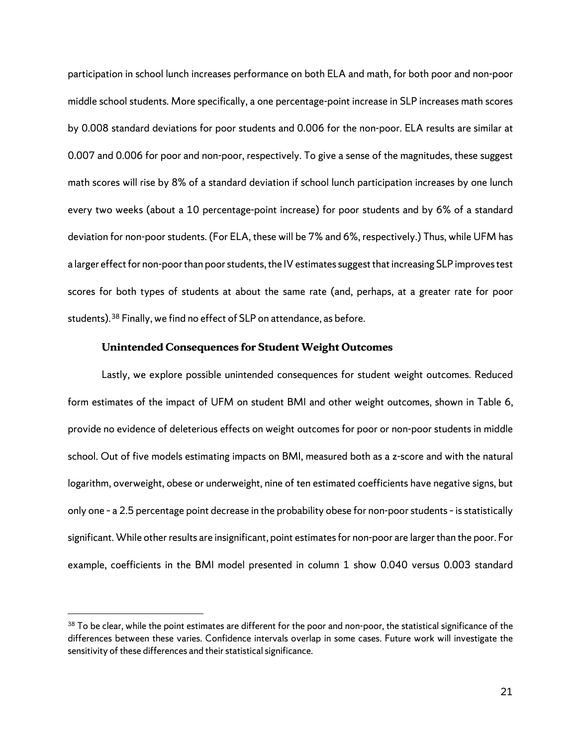participation in school lunch increases performance on both ELA and math, for both poor and non-poor middle school students. More specifically, a one percentage-point increase in SLP increases math scores by 0.008 standard deviations for poor students and 0.006 for the non-poor. ELA results are similar at 0.007 and 0.006 for poor and non-poor, respectively. To give a sense of the magnitudes, these suggest math scores will rise by 8% of a standard deviation if school lunch participation increases by one lunch every two weeks (about a 10 percentage-point increase) for poor students and by 6% of a standard deviation for non-poor students. (For ELA, these will be 7% and 6%, respectively.) Thus, while UFM has a larger effect for non-poor than poor students, the IV estimates suggest that increasing SLP improves test scores for both types of students at about the same rate (and, perhaps, at a greater rate for poor students).[38] Finally, we find no effect of SLP on attendance, as before.

### Unintended Consequences for Student Weight Outcomes

Lastly, we explore possible unintended consequences for student weight outcomes. Reduced form estimates of the impact of UFM on student BMI and other weight outcomes, shown in Table 6, provide no evidence of deleterious effects on weight outcomes for poor or non-poor students in middle school. Out of five models estimating impacts on BMI, measured both as a z-score and with the natural logarithm, overweight, obese or underweight, nine of ten estimated coefficients have negative signs, but only one – a 2.5 percentage point decrease in the probability obese for non-poor students – is statistically significant. While other results are insignificant, point estimates for non-poor are larger than the poor. For example, coefficients in the BMI model presented in column 1 show 0.040 versus 0.003 standard

[38] To be clear, while the point estimates are different for the poor and non-poor, the statistical significance of the differences between these varies. Confidence intervals overlap in some cases. Future work will investigate the sensitivity of these differences and their statistical significance.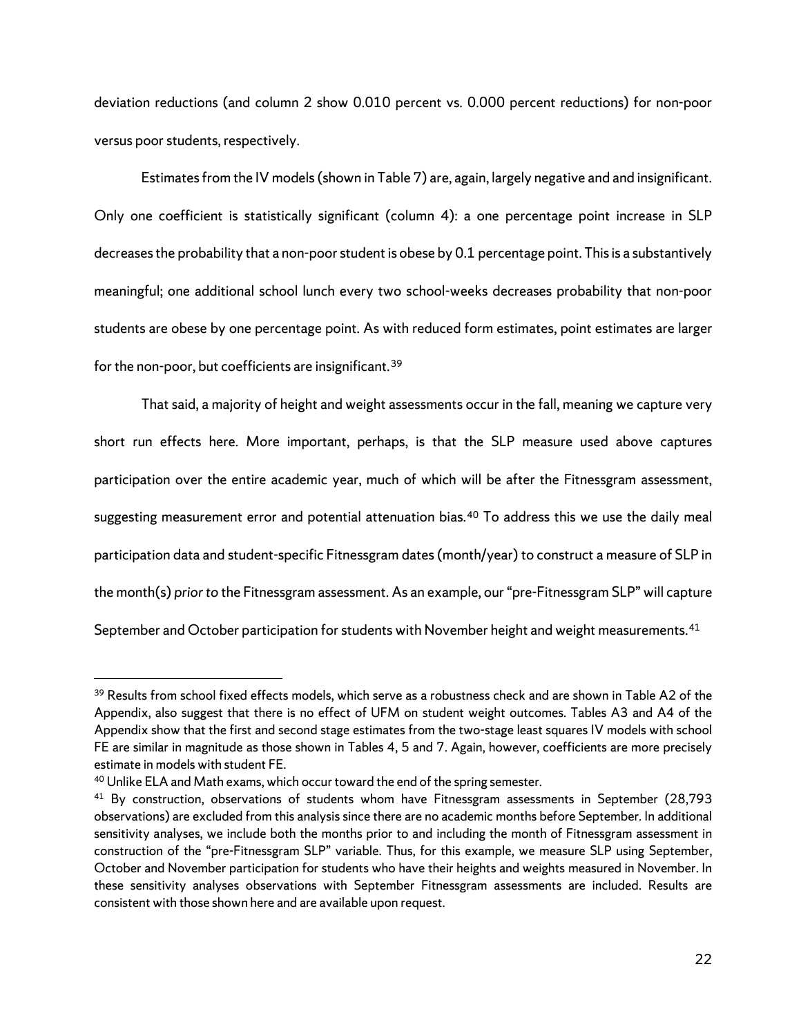deviation reductions (and column 2 show 0.010 percent vs. 0.000 percent reductions) for non-poor versus poor students, respectively.

Estimates from the IV models (shown in Table 7) are, again, largely negative and and insignificant. Only one coefficient is statistically significant (column 4): a one percentage point increase in SLP decreases the probability that a non-poor student is obese by 0.1 percentage point. This is a substantively meaningful; one additional school lunch every two school-weeks decreases probability that non-poor students are obese by one percentage point. As with reduced form estimates, point estimates are larger for the non-poor, but coefficients are insignificant.[39]

That said, a majority of height and weight assessments occur in the fall, meaning we capture very short run effects here. More important, perhaps, is that the SLP measure used above captures participation over the entire academic year, much of which will be after the Fitnessgram assessment, suggesting measurement error and potential attenuation bias.[40] To address this we use the daily meal participation data and student-specific Fitnessgram dates (month/year) to construct a measure of SLP in the month(s) *prior to* the Fitnessgram assessment. As an example, our "pre-Fitnessgram SLP" will capture September and October participation for students with November height and weight measurements.[41]

---

[39] Results from school fixed effects models, which serve as a robustness check and are shown in Table A2 of the Appendix, also suggest that there is no effect of UFM on student weight outcomes. Tables A3 and A4 of the Appendix show that the first and second stage estimates from the two-stage least squares IV models with school FE are similar in magnitude as those shown in Tables 4, 5 and 7. Again, however, coefficients are more precisely estimate in models with student FE.

[40] Unlike ELA and Math exams, which occur toward the end of the spring semester.

[41] By construction, observations of students whom have Fitnessgram assessments in September (28,793 observations) are excluded from this analysis since there are no academic months before September. In additional sensitivity analyses, we include both the months prior to and including the month of Fitnessgram assessment in construction of the "pre-Fitnessgram SLP" variable. Thus, for this example, we measure SLP using September, October and November participation for students who have their heights and weights measured in November. In these sensitivity analyses observations with September Fitnessgram assessments are included. Results are consistent with those shown here and are available upon request.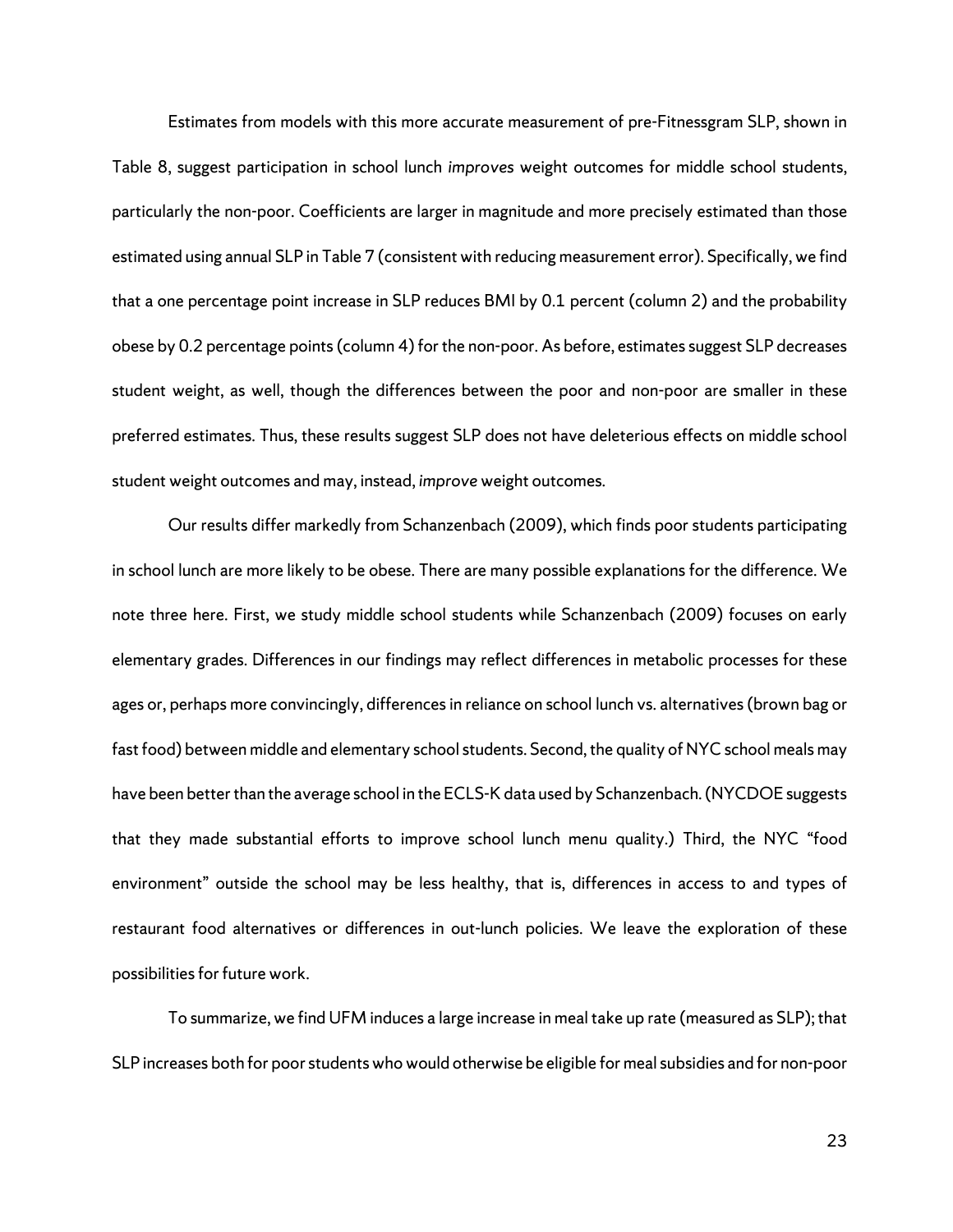Estimates from models with this more accurate measurement of pre-Fitnessgram SLP, shown in Table 8, suggest participation in school lunch *improves* weight outcomes for middle school students, particularly the non-poor. Coefficients are larger in magnitude and more precisely estimated than those estimated using annual SLP in Table 7 (consistent with reducing measurement error). Specifically, we find that a one percentage point increase in SLP reduces BMI by 0.1 percent (column 2) and the probability obese by 0.2 percentage points (column 4) for the non-poor. As before, estimates suggest SLP decreases student weight, as well, though the differences between the poor and non-poor are smaller in these preferred estimates. Thus, these results suggest SLP does not have deleterious effects on middle school student weight outcomes and may, instead, *improve* weight outcomes.

Our results differ markedly from Schanzenbach (2009), which finds poor students participating in school lunch are more likely to be obese. There are many possible explanations for the difference. We note three here. First, we study middle school students while Schanzenbach (2009) focuses on early elementary grades. Differences in our findings may reflect differences in metabolic processes for these ages or, perhaps more convincingly, differences in reliance on school lunch vs. alternatives (brown bag or fast food) between middle and elementary school students. Second, the quality of NYC school meals may have been better than the average school in the ECLS-K data used by Schanzenbach. (NYCDOE suggests that they made substantial efforts to improve school lunch menu quality.) Third, the NYC "food environment" outside the school may be less healthy, that is, differences in access to and types of restaurant food alternatives or differences in out-lunch policies. We leave the exploration of these possibilities for future work.

To summarize, we find UFM induces a large increase in meal take up rate (measured as SLP); that SLP increases both for poor students who would otherwise be eligible for meal subsidies and for non-poor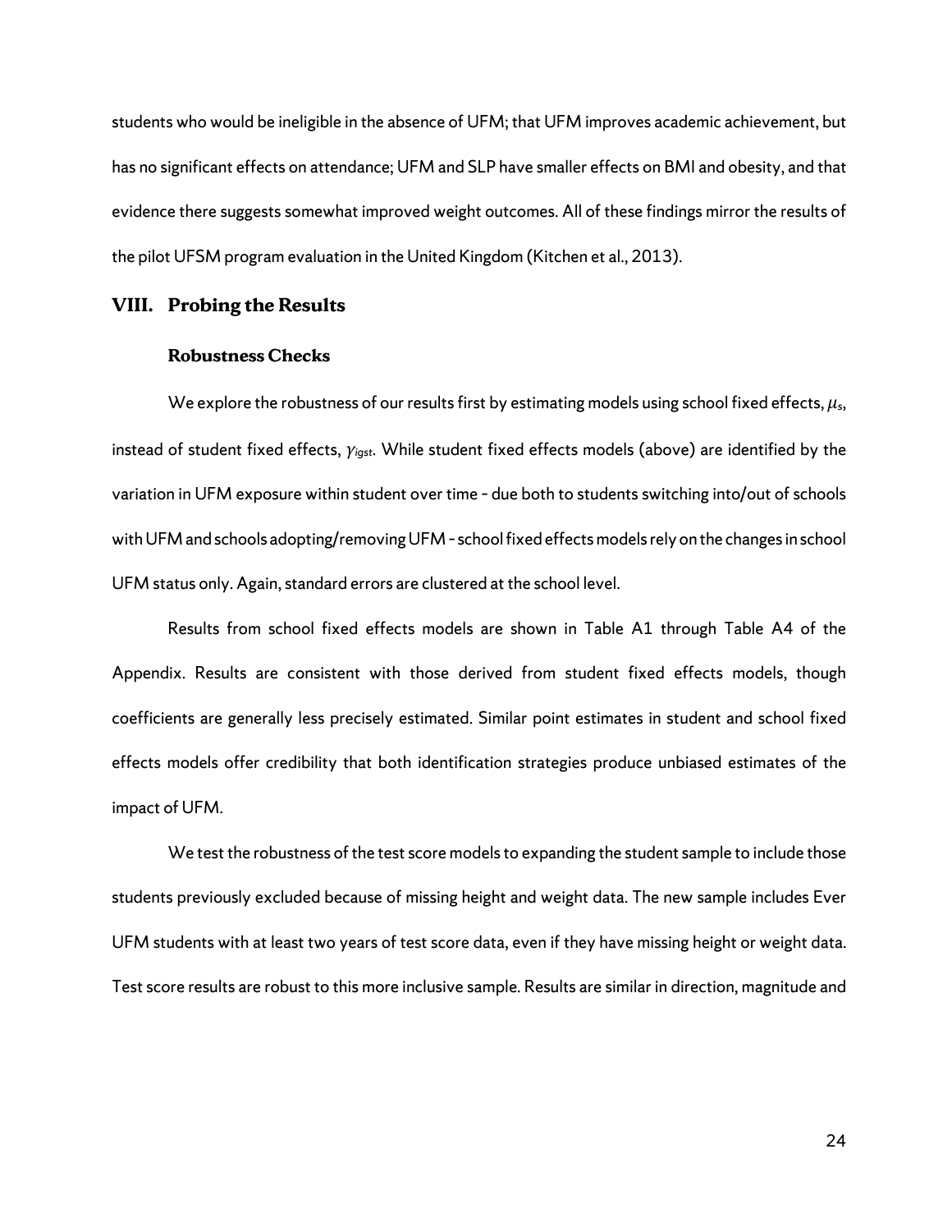students who would be ineligible in the absence of UFM; that UFM improves academic achievement, but has no significant effects on attendance; UFM and SLP have smaller effects on BMI and obesity, and that evidence there suggests somewhat improved weight outcomes. All of these findings mirror the results of the pilot UFSM program evaluation in the United Kingdom (Kitchen et al., 2013).

## VIII. Probing the Results

### Robustness Checks

We explore the robustness of our results first by estimating models using school fixed effects, $\mu_s$, instead of student fixed effects, $\gamma_{igst}$. While student fixed effects models (above) are identified by the variation in UFM exposure within student over time – due both to students switching into/out of schools with UFM and schools adopting/removing UFM – school fixed effects models rely on the changes in school UFM status only. Again, standard errors are clustered at the school level.

Results from school fixed effects models are shown in Table A1 through Table A4 of the Appendix. Results are consistent with those derived from student fixed effects models, though coefficients are generally less precisely estimated. Similar point estimates in student and school fixed effects models offer credibility that both identification strategies produce unbiased estimates of the impact of UFM.

We test the robustness of the test score models to expanding the student sample to include those students previously excluded because of missing height and weight data. The new sample includes Ever UFM students with at least two years of test score data, even if they have missing height or weight data. Test score results are robust to this more inclusive sample. Results are similar in direction, magnitude and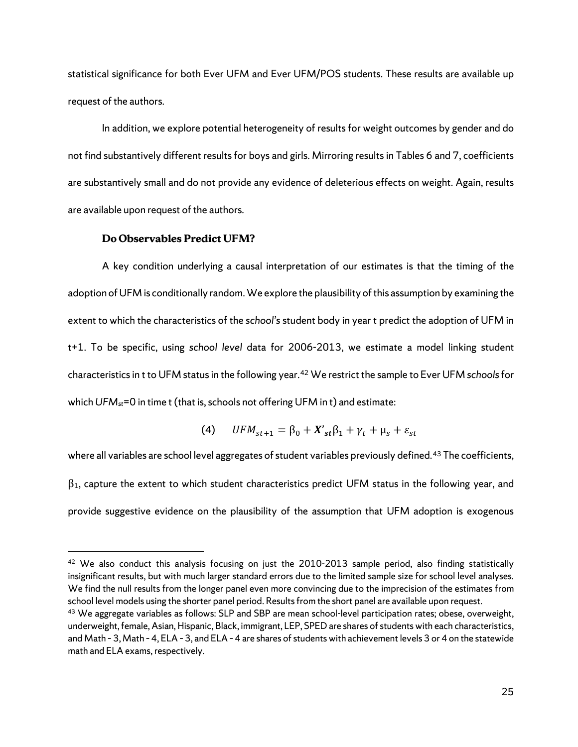statistical significance for both Ever UFM and Ever UFM/POS students. These results are available up request of the authors.

In addition, we explore potential heterogeneity of results for weight outcomes by gender and do not find substantively different results for boys and girls. Mirroring results in Tables 6 and 7, coefficients are substantively small and do not provide any evidence of deleterious effects on weight. Again, results are available upon request of the authors.

### Do Observables Predict UFM?

A key condition underlying a causal interpretation of our estimates is that the timing of the adoption of UFM is conditionally random. We explore the plausibility of this assumption by examining the extent to which the characteristics of the *school's* student body in year t predict the adoption of UFM in t+1. To be specific, using *school level* data for 2006-2013, we estimate a model linking student characteristics in t to UFM status in the following year.[42] We restrict the sample to Ever UFM *schools* for which $UFM_{st}$=0 in time t (that is, schools not offering UFM in t) and estimate:

$$(4) \qquad UFM_{st+1} = \beta_0 + \boldsymbol{X'_{st}}\beta_1 + \gamma_t + \mu_s + \varepsilon_{st}$$

where all variables are school level aggregates of student variables previously defined.[43] The coefficients, $\beta_1$, capture the extent to which student characteristics predict UFM status in the following year, and provide suggestive evidence on the plausibility of the assumption that UFM adoption is exogenous

---

[42] We also conduct this analysis focusing on just the 2010-2013 sample period, also finding statistically insignificant results, but with much larger standard errors due to the limited sample size for school level analyses. We find the null results from the longer panel even more convincing due to the imprecision of the estimates from school level models using the shorter panel period. Results from the short panel are available upon request.

[43] We aggregate variables as follows: SLP and SBP are mean school-level participation rates; obese, overweight, underweight, female, Asian, Hispanic, Black, immigrant, LEP, SPED are shares of students with each characteristics, and Math - 3, Math - 4, ELA - 3, and ELA - 4 are shares of students with achievement levels 3 or 4 on the statewide math and ELA exams, respectively.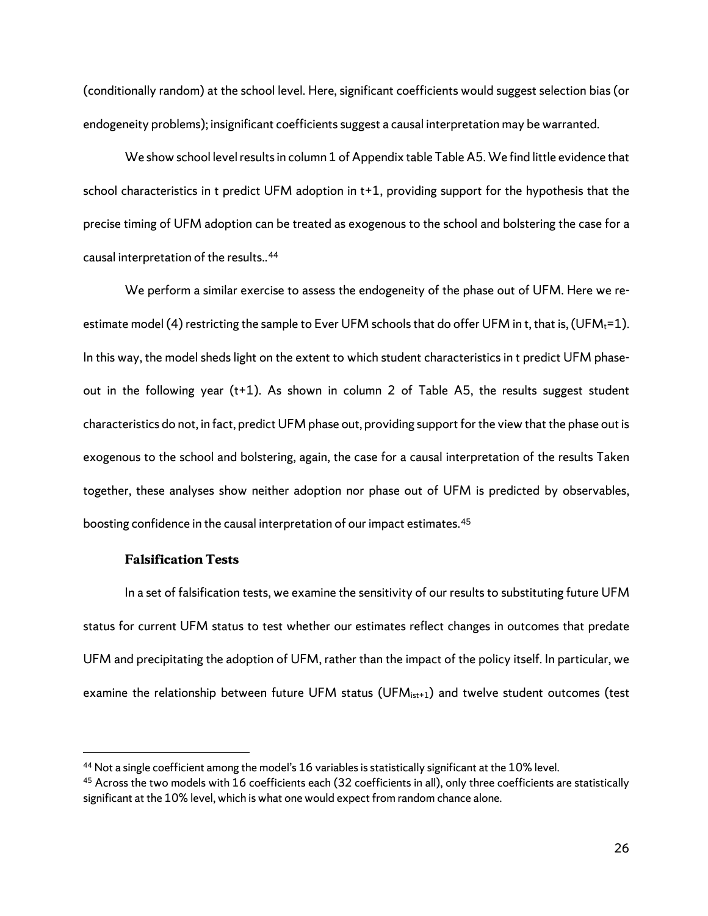(conditionally random) at the school level. Here, significant coefficients would suggest selection bias (or endogeneity problems); insignificant coefficients suggest a causal interpretation may be warranted.

We show school level results in column 1 of Appendix table Table A5. We find little evidence that school characteristics in t predict UFM adoption in t+1, providing support for the hypothesis that the precise timing of UFM adoption can be treated as exogenous to the school and bolstering the case for a causal interpretation of the results..[44]

We perform a similar exercise to assess the endogeneity of the phase out of UFM. Here we re-estimate model (4) restricting the sample to Ever UFM schools that do offer UFM in t, that is, ($UFM_t$=1). In this way, the model sheds light on the extent to which student characteristics in t predict UFM phase-out in the following year (t+1). As shown in column 2 of Table A5, the results suggest student characteristics do not, in fact, predict UFM phase out, providing support for the view that the phase out is exogenous to the school and bolstering, again, the case for a causal interpretation of the results Taken together, these analyses show neither adoption nor phase out of UFM is predicted by observables, boosting confidence in the causal interpretation of our impact estimates.[45]

### Falsification Tests

In a set of falsification tests, we examine the sensitivity of our results to substituting future UFM status for current UFM status to test whether our estimates reflect changes in outcomes that predate UFM and precipitating the adoption of UFM, rather than the impact of the policy itself. In particular, we examine the relationship between future UFM status ($UFM_{ist+1}$) and twelve student outcomes (test

[44] Not a single coefficient among the model's 16 variables is statistically significant at the 10% level.

[45] Across the two models with 16 coefficients each (32 coefficients in all), only three coefficients are statistically significant at the 10% level, which is what one would expect from random chance alone.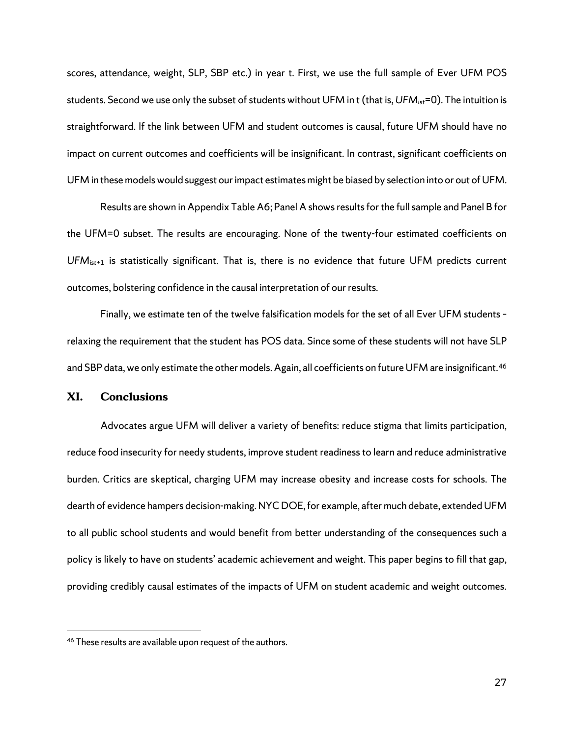scores, attendance, weight, SLP, SBP etc.) in year t. First, we use the full sample of Ever UFM POS students. Second we use only the subset of students without UFM in t (that is, $UFM_{ist}$=0). The intuition is straightforward. If the link between UFM and student outcomes is causal, future UFM should have no impact on current outcomes and coefficients will be insignificant. In contrast, significant coefficients on UFM in these models would suggest our impact estimates might be biased by selection into or out of UFM.

Results are shown in Appendix Table A6; Panel A shows results for the full sample and Panel B for the UFM=0 subset. The results are encouraging. None of the twenty-four estimated coefficients on $UFM_{ist+1}$ is statistically significant. That is, there is no evidence that future UFM predicts current outcomes, bolstering confidence in the causal interpretation of our results.

Finally, we estimate ten of the twelve falsification models for the set of all Ever UFM students - relaxing the requirement that the student has POS data. Since some of these students will not have SLP and SBP data, we only estimate the other models. Again, all coefficients on future UFM are insignificant.[46]

## XI. Conclusions

Advocates argue UFM will deliver a variety of benefits: reduce stigma that limits participation, reduce food insecurity for needy students, improve student readiness to learn and reduce administrative burden. Critics are skeptical, charging UFM may increase obesity and increase costs for schools. The dearth of evidence hampers decision-making. NYC DOE, for example, after much debate, extended UFM to all public school students and would benefit from better understanding of the consequences such a policy is likely to have on students' academic achievement and weight. This paper begins to fill that gap, providing credibly causal estimates of the impacts of UFM on student academic and weight outcomes.

---

[46] These results are available upon request of the authors.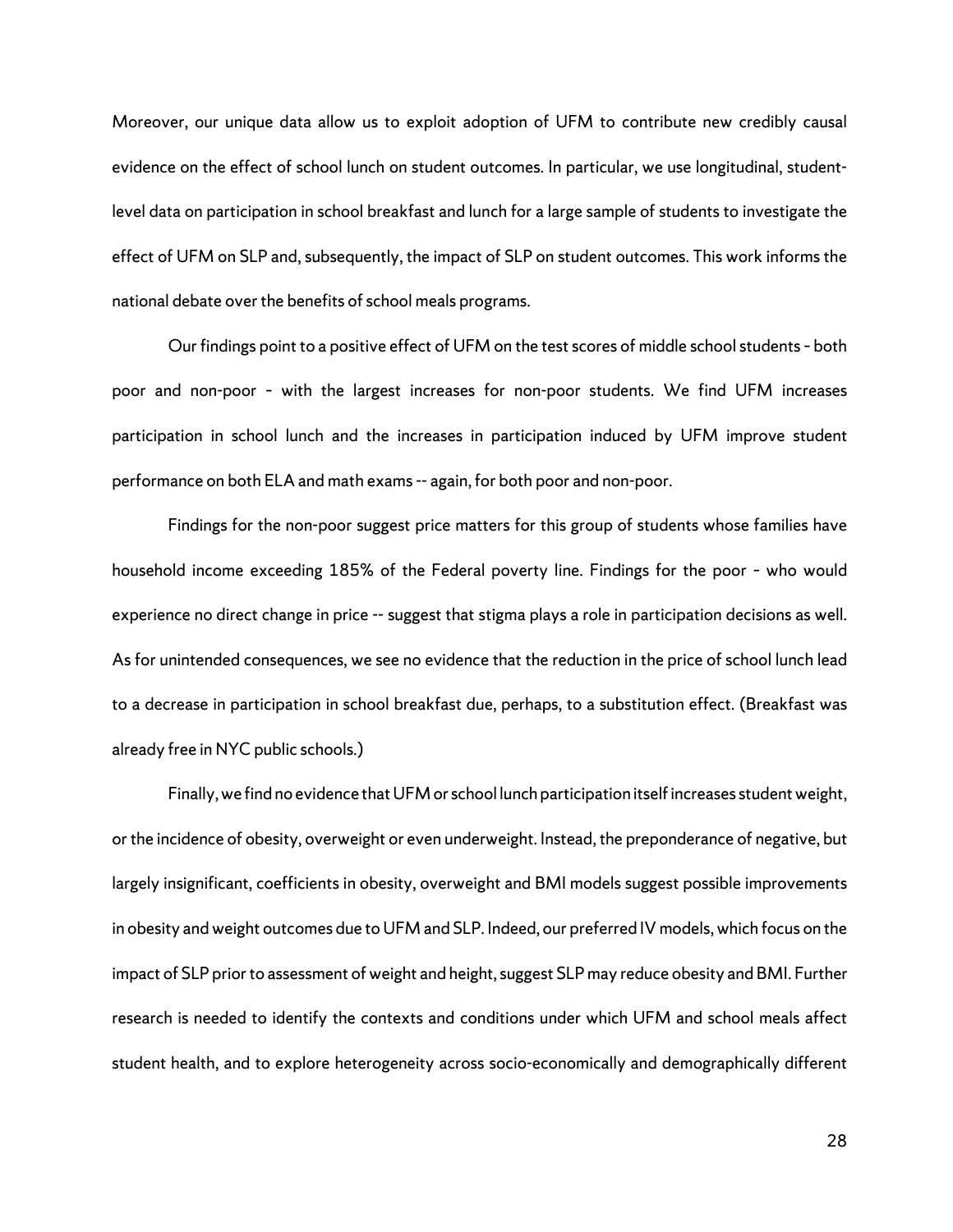Moreover, our unique data allow us to exploit adoption of UFM to contribute new credibly causal evidence on the effect of school lunch on student outcomes. In particular, we use longitudinal, student-level data on participation in school breakfast and lunch for a large sample of students to investigate the effect of UFM on SLP and, subsequently, the impact of SLP on student outcomes. This work informs the national debate over the benefits of school meals programs.

Our findings point to a positive effect of UFM on the test scores of middle school students – both poor and non-poor – with the largest increases for non-poor students. We find UFM increases participation in school lunch and the increases in participation induced by UFM improve student performance on both ELA and math exams -- again, for both poor and non-poor.

Findings for the non-poor suggest price matters for this group of students whose families have household income exceeding 185% of the Federal poverty line. Findings for the poor – who would experience no direct change in price -- suggest that stigma plays a role in participation decisions as well. As for unintended consequences, we see no evidence that the reduction in the price of school lunch lead to a decrease in participation in school breakfast due, perhaps, to a substitution effect. (Breakfast was already free in NYC public schools.)

Finally, we find no evidence that UFM or school lunch participation itself increases student weight, or the incidence of obesity, overweight or even underweight. Instead, the preponderance of negative, but largely insignificant, coefficients in obesity, overweight and BMI models suggest possible improvements in obesity and weight outcomes due to UFM and SLP. Indeed, our preferred IV models, which focus on the impact of SLP prior to assessment of weight and height, suggest SLP may reduce obesity and BMI. Further research is needed to identify the contexts and conditions under which UFM and school meals affect student health, and to explore heterogeneity across socio-economically and demographically different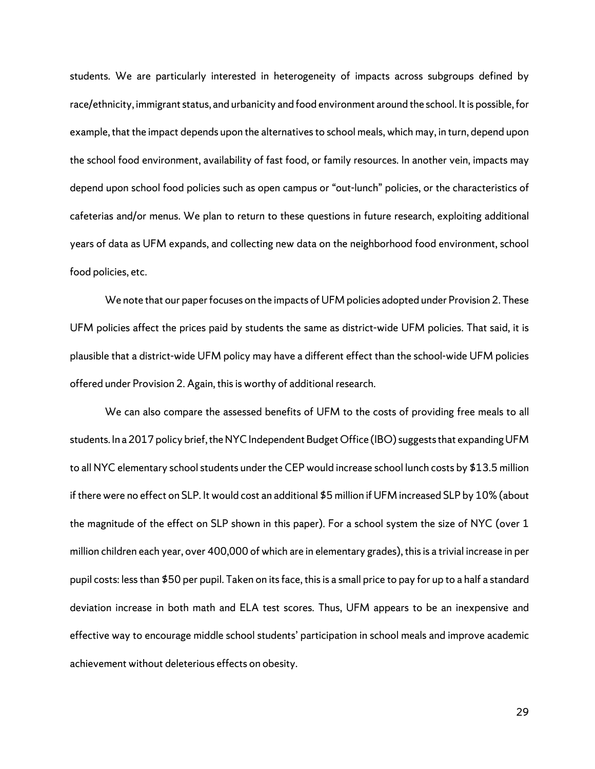students. We are particularly interested in heterogeneity of impacts across subgroups defined by race/ethnicity, immigrant status, and urbanicity and food environment around the school. It is possible, for example, that the impact depends upon the alternatives to school meals, which may, in turn, depend upon the school food environment, availability of fast food, or family resources. In another vein, impacts may depend upon school food policies such as open campus or "out-lunch" policies, or the characteristics of cafeterias and/or menus. We plan to return to these questions in future research, exploiting additional years of data as UFM expands, and collecting new data on the neighborhood food environment, school food policies, etc.

We note that our paper focuses on the impacts of UFM policies adopted under Provision 2. These UFM policies affect the prices paid by students the same as district-wide UFM policies. That said, it is plausible that a district-wide UFM policy may have a different effect than the school-wide UFM policies offered under Provision 2. Again, this is worthy of additional research.

We can also compare the assessed benefits of UFM to the costs of providing free meals to all students. In a 2017 policy brief, the NYC Independent Budget Office (IBO) suggests that expanding UFM to all NYC elementary school students under the CEP would increase school lunch costs by $13.5 million if there were no effect on SLP. It would cost an additional $5 million if UFM increased SLP by 10% (about the magnitude of the effect on SLP shown in this paper). For a school system the size of NYC (over 1 million children each year, over 400,000 of which are in elementary grades), this is a trivial increase in per pupil costs: less than $50 per pupil. Taken on its face, this is a small price to pay for up to a half a standard deviation increase in both math and ELA test scores. Thus, UFM appears to be an inexpensive and effective way to encourage middle school students' participation in school meals and improve academic achievement without deleterious effects on obesity.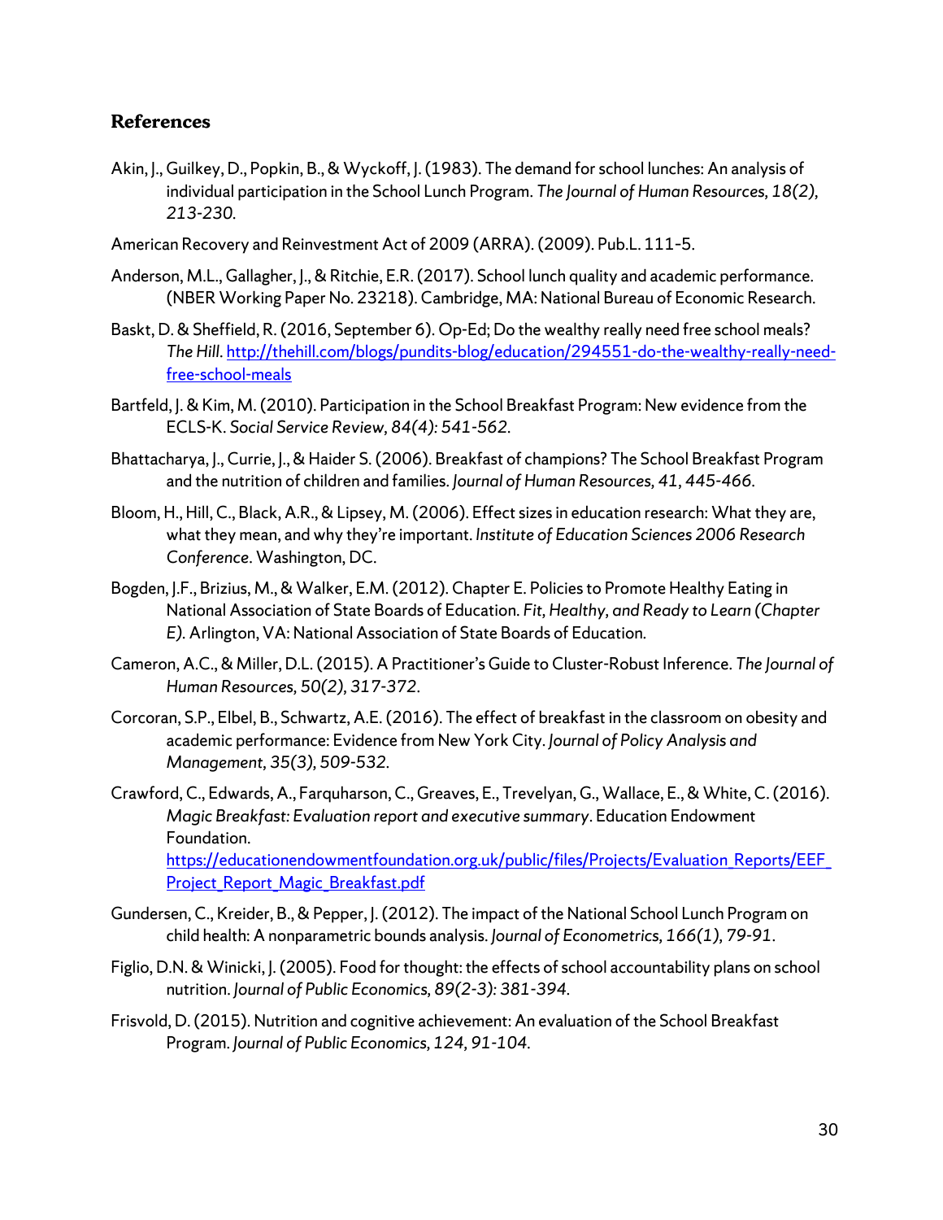## References

Akin, J., Guilkey, D., Popkin, B., & Wyckoff, J. (1983). The demand for school lunches: An analysis of individual participation in the School Lunch Program. *The Journal of Human Resources, 18(2), 213-230.*

American Recovery and Reinvestment Act of 2009 (ARRA). (2009). Pub.L. 111-5.

Anderson, M.L., Gallagher, J., & Ritchie, E.R. (2017). School lunch quality and academic performance. (NBER Working Paper No. 23218). Cambridge, MA: National Bureau of Economic Research.

Baskt, D. & Sheffield, R. (2016, September 6). Op-Ed; Do the wealthy really need free school meals? *The Hill*. http://thehill.com/blogs/pundits-blog/education/294551-do-the-wealthy-really-need-free-school-meals

Bartfeld, J. & Kim, M. (2010). Participation in the School Breakfast Program: New evidence from the ECLS-K. *Social Service Review, 84(4): 541-562.*

Bhattacharya, J., Currie, J., & Haider S. (2006). Breakfast of champions? The School Breakfast Program and the nutrition of children and families. *Journal of Human Resources, 41, 445-466.*

Bloom, H., Hill, C., Black, A.R., & Lipsey, M. (2006). Effect sizes in education research: What they are, what they mean, and why they're important. *Institute of Education Sciences 2006 Research Conference*. Washington, DC.

Bogden, J.F., Brizius, M., & Walker, E.M. (2012). Chapter E. Policies to Promote Healthy Eating in National Association of State Boards of Education. *Fit, Healthy, and Ready to Learn (Chapter E).* Arlington, VA: National Association of State Boards of Education.

Cameron, A.C., & Miller, D.L. (2015). A Practitioner's Guide to Cluster-Robust Inference. *The Journal of Human Resources, 50(2), 317-372.*

Corcoran, S.P., Elbel, B., Schwartz, A.E. (2016). The effect of breakfast in the classroom on obesity and academic performance: Evidence from New York City. *Journal of Policy Analysis and Management, 35(3), 509-532.*

Crawford, C., Edwards, A., Farquharson, C., Greaves, E., Trevelyan, G., Wallace, E., & White, C. (2016). *Magic Breakfast: Evaluation report and executive summary*. Education Endowment Foundation. https://educationendowmentfoundation.org.uk/public/files/Projects/Evaluation_Reports/EEF_Project_Report_Magic_Breakfast.pdf

Gundersen, C., Kreider, B., & Pepper, J. (2012). The impact of the National School Lunch Program on child health: A nonparametric bounds analysis. *Journal of Econometrics, 166(1), 79-91.*

Figlio, D.N. & Winicki, J. (2005). Food for thought: the effects of school accountability plans on school nutrition. *Journal of Public Economics, 89(2-3): 381-394.*

Frisvold, D. (2015). Nutrition and cognitive achievement: An evaluation of the School Breakfast Program. *Journal of Public Economics, 124, 91-104.*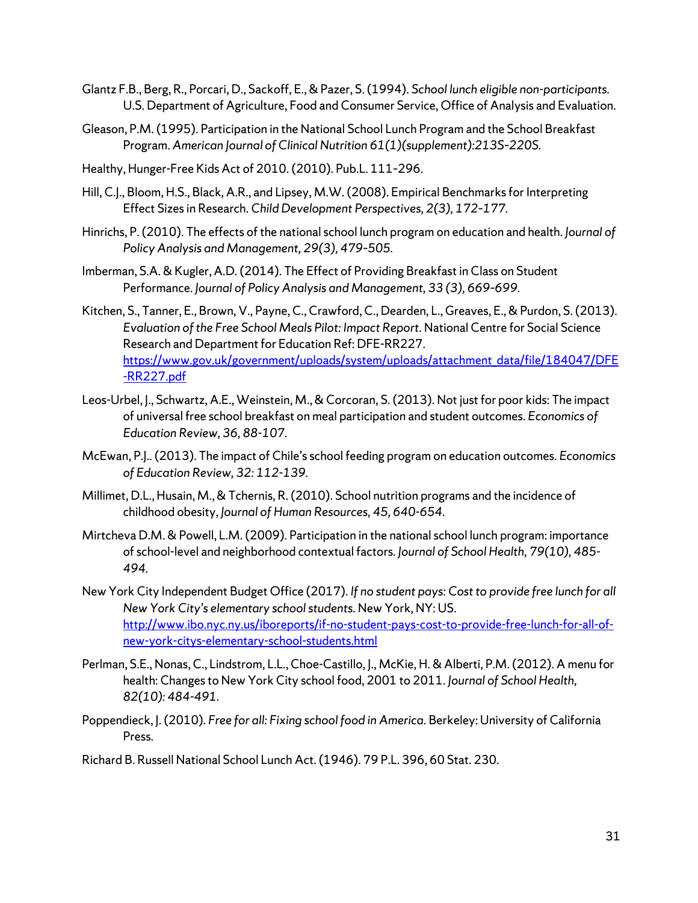Glantz F.B., Berg, R., Porcari, D., Sackoff, E., & Pazer, S. (1994). *School lunch eligible non-participants.* U.S. Department of Agriculture, Food and Consumer Service, Office of Analysis and Evaluation.

Gleason, P.M. (1995). Participation in the National School Lunch Program and the School Breakfast Program. *American Journal of Clinical Nutrition 61(1)(supplement):213S-220S.*

Healthy, Hunger-Free Kids Act of 2010. (2010). Pub.L. 111-296.

Hill, C.J., Bloom, H.S., Black, A.R., and Lipsey, M.W. (2008). Empirical Benchmarks for Interpreting Effect Sizes in Research. *Child Development Perspectives, 2(3), 172-177.*

Hinrichs, P. (2010). The effects of the national school lunch program on education and health. *Journal of Policy Analysis and Management, 29(3), 479-505.*

Imberman, S.A. & Kugler, A.D. (2014). The Effect of Providing Breakfast in Class on Student Performance. *Journal of Policy Analysis and Management, 33 (3), 669-699.*

Kitchen, S., Tanner, E., Brown, V., Payne, C., Crawford, C., Dearden, L., Greaves, E., & Purdon, S. (2013). *Evaluation of the Free School Meals Pilot: Impact Report*. National Centre for Social Science Research and Department for Education Ref: DFE-RR227. [https://www.gov.uk/government/uploads/system/uploads/attachment_data/file/184047/DFE-RR227.pdf](https://www.gov.uk/government/uploads/system/uploads/attachment_data/file/184047/DFE-RR227.pdf)

Leos-Urbel, J., Schwartz, A.E., Weinstein, M., & Corcoran, S. (2013). Not just for poor kids: The impact of universal free school breakfast on meal participation and student outcomes. *Economics of Education Review, 36, 88-107.*

McEwan, P.J.. (2013). The impact of Chile's school feeding program on education outcomes. *Economics of Education Review, 32: 112-139.*

Millimet, D.L., Husain, M., & Tchernis, R. (2010). School nutrition programs and the incidence of childhood obesity, *Journal of Human Resources, 45, 640-654.*

Mirtcheva D.M. & Powell, L.M. (2009). Participation in the national school lunch program: importance of school-level and neighborhood contextual factors. *Journal of School Health, 79(10), 485-494.*

New York City Independent Budget Office (2017). *If no student pays: Cost to provide free lunch for all New York City's elementary school students.* New York, NY: US. [http://www.ibo.nyc.ny.us/iboreports/if-no-student-pays-cost-to-provide-free-lunch-for-all-of-new-york-citys-elementary-school-students.html](http://www.ibo.nyc.ny.us/iboreports/if-no-student-pays-cost-to-provide-free-lunch-for-all-of-new-york-citys-elementary-school-students.html)

Perlman, S.E., Nonas, C., Lindstrom, L.L., Choe-Castillo, J., McKie, H. & Alberti, P.M. (2012). A menu for health: Changes to New York City school food, 2001 to 2011. *Journal of School Health, 82(10): 484-491.*

Poppendieck, J. (2010). *Free for all: Fixing school food in America.* Berkeley: University of California Press.

Richard B. Russell National School Lunch Act. (1946). 79 P.L. 396, 60 Stat. 230.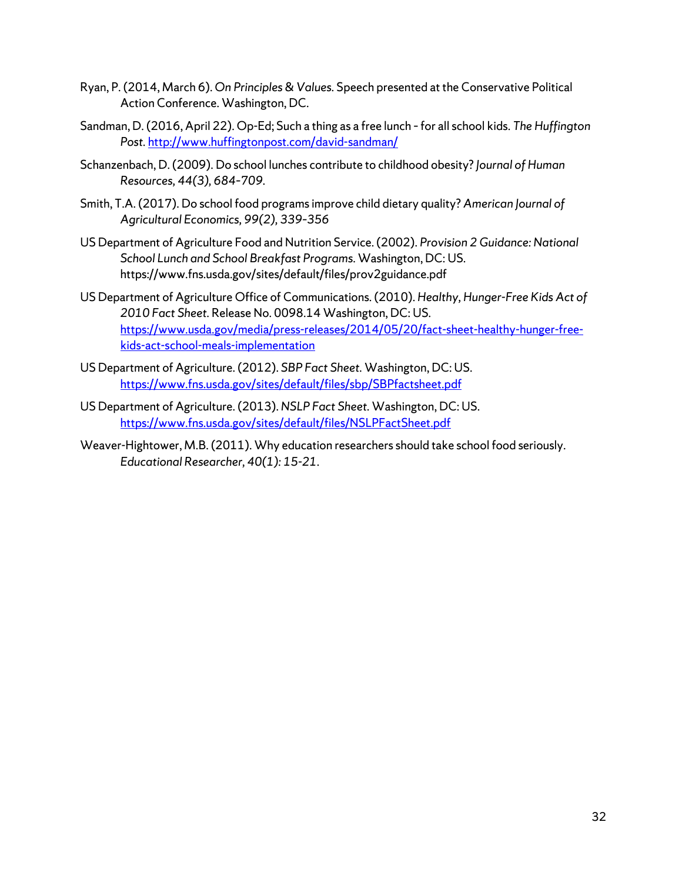Ryan, P. (2014, March 6). *On Principles & Values.* Speech presented at the Conservative Political Action Conference. Washington, DC.

Sandman, D. (2016, April 22). Op-Ed; Such a thing as a free lunch - for all school kids. *The Huffington Post.* http://www.huffingtonpost.com/david-sandman/

Schanzenbach, D. (2009). Do school lunches contribute to childhood obesity? *Journal of Human Resources, 44(3), 684-709.*

Smith, T.A. (2017). Do school food programs improve child dietary quality? *American Journal of Agricultural Economics, 99(2), 339-356*

US Department of Agriculture Food and Nutrition Service. (2002). *Provision 2 Guidance: National School Lunch and School Breakfast Programs.* Washington, DC: US. https://www.fns.usda.gov/sites/default/files/prov2guidance.pdf

US Department of Agriculture Office of Communications. (2010). *Healthy, Hunger-Free Kids Act of 2010 Fact Sheet.* Release No. 0098.14 Washington, DC: US. https://www.usda.gov/media/press-releases/2014/05/20/fact-sheet-healthy-hunger-free-kids-act-school-meals-implementation

US Department of Agriculture. (2012). *SBP Fact Sheet.* Washington, DC: US. https://www.fns.usda.gov/sites/default/files/sbp/SBPfactsheet.pdf

US Department of Agriculture. (2013). *NSLP Fact Sheet.* Washington, DC: US. https://www.fns.usda.gov/sites/default/files/NSLPFactSheet.pdf

Weaver-Hightower, M.B. (2011). Why education researchers should take school food seriously. *Educational Researcher, 40(1): 15-21.*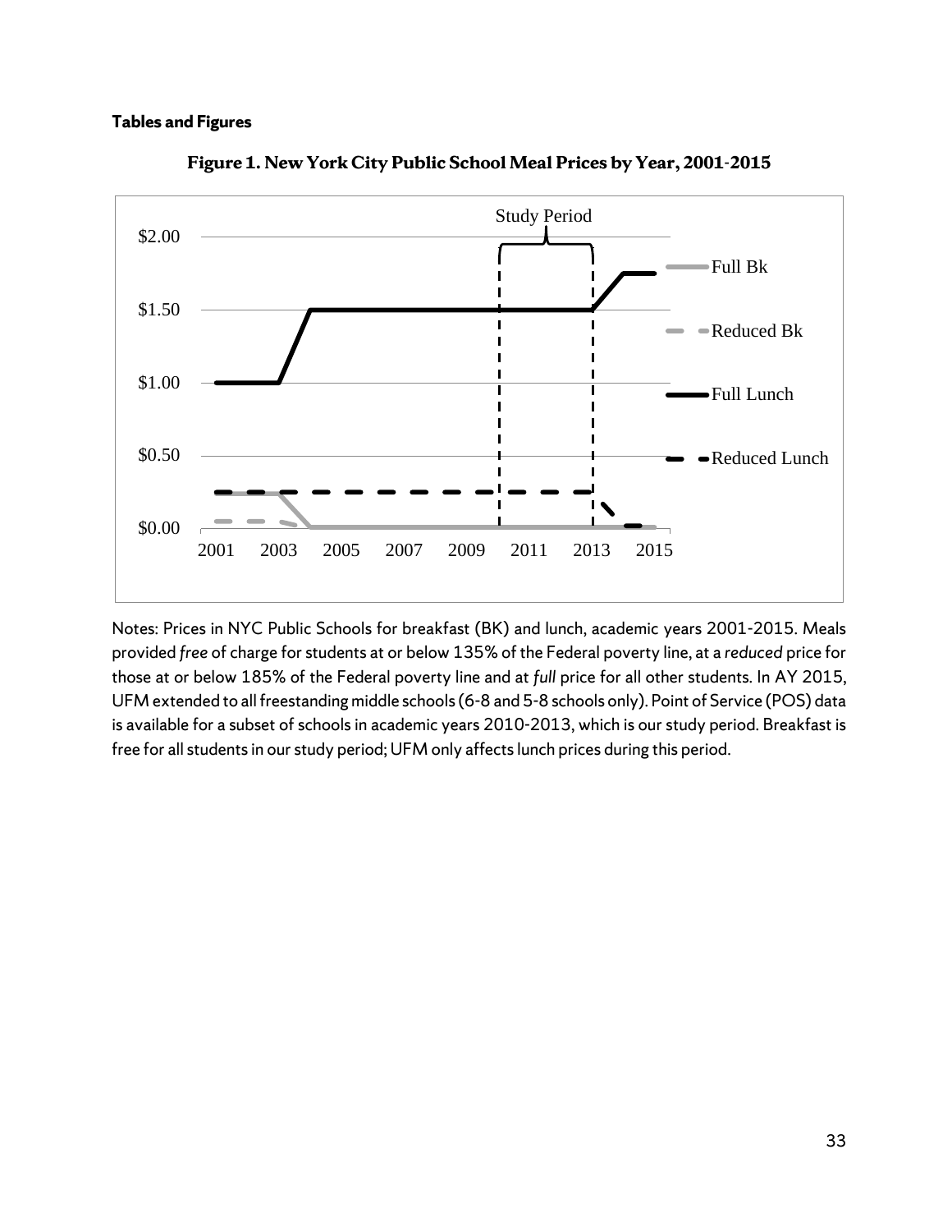**Tables and Figures**

**Figure 1. New York City Public School Meal Prices by Year, 2001-2015**

Notes: Prices in NYC Public Schools for breakfast (BK) and lunch, academic years 2001-2015. Meals provided *free* of charge for students at or below 135% of the Federal poverty line, at a *reduced* price for those at or below 185% of the Federal poverty line and at *full* price for all other students. In AY 2015, UFM extended to all freestanding middle schools (6-8 and 5-8 schools only). Point of Service (POS) data is available for a subset of schools in academic years 2010-2013, which is our study period. Breakfast is free for all students in our study period; UFM only affects lunch prices during this period.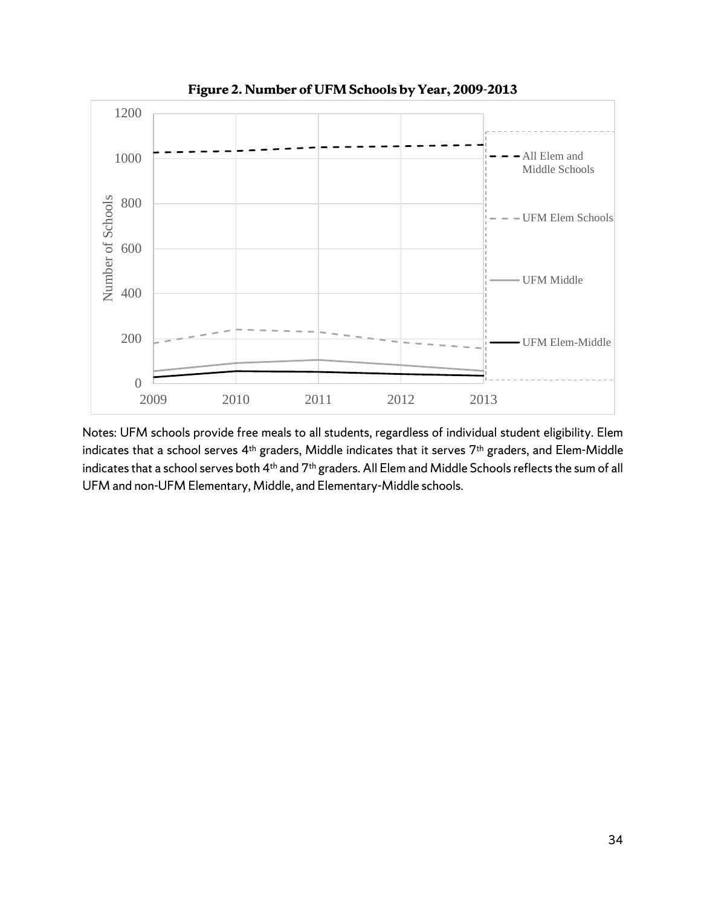**Figure 2. Number of UFM Schools by Year, 2009-2013**

Notes: UFM schools provide free meals to all students, regardless of individual student eligibility. Elem indicates that a school serves 4th graders, Middle indicates that it serves 7th graders, and Elem-Middle indicates that a school serves both 4th and 7th graders. All Elem and Middle Schools reflects the sum of all UFM and non-UFM Elementary, Middle, and Elementary-Middle schools.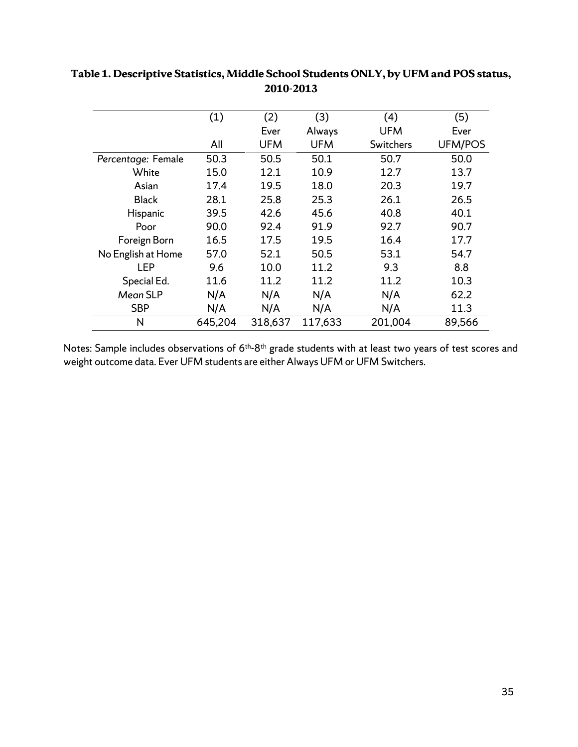**Table 1. Descriptive Statistics, Middle School Students ONLY, by UFM and POS status, 2010-2013**

| | (1) All | (2) Ever UFM | (3) Always UFM | (4) UFM Switchers | (5) Ever UFM/POS |
|---|---|---|---|---|---|
| *Percentage:* Female | 50.3 | 50.5 | 50.1 | 50.7 | 50.0 |
| White | 15.0 | 12.1 | 10.9 | 12.7 | 13.7 |
| Asian | 17.4 | 19.5 | 18.0 | 20.3 | 19.7 |
| Black | 28.1 | 25.8 | 25.3 | 26.1 | 26.5 |
| Hispanic | 39.5 | 42.6 | 45.6 | 40.8 | 40.1 |
| Poor | 90.0 | 92.4 | 91.9 | 92.7 | 90.7 |
| Foreign Born | 16.5 | 17.5 | 19.5 | 16.4 | 17.7 |
| No English at Home | 57.0 | 52.1 | 50.5 | 53.1 | 54.7 |
| LEP | 9.6 | 10.0 | 11.2 | 9.3 | 8.8 |
| Special Ed. | 11.6 | 11.2 | 11.2 | 11.2 | 10.3 |
| *Mean* SLP | N/A | N/A | N/A | N/A | 62.2 |
| SBP | N/A | N/A | N/A | N/A | 11.3 |
| N | 645,204 | 318,637 | 117,633 | 201,004 | 89,566 |

Notes: Sample includes observations of 6th-8th grade students with at least two years of test scores and weight outcome data. Ever UFM students are either Always UFM or UFM Switchers.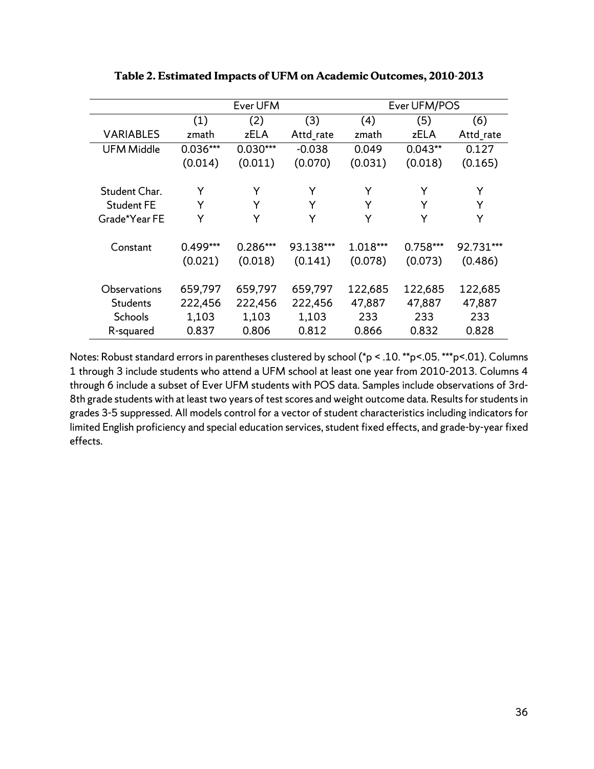**Table 2. Estimated Impacts of UFM on Academic Outcomes, 2010-2013**

| | Ever UFM | | | Ever UFM/POS | | |
|---|---|---|---|---|---|---|
| | (1) | (2) | (3) | (4) | (5) | (6) |
| VARIABLES | zmath | zELA | Attd_rate | zmath | zELA | Attd_rate |
| UFM Middle | 0.036*** | 0.030*** | -0.038 | 0.049 | 0.043** | 0.127 |
| | (0.014) | (0.011) | (0.070) | (0.031) | (0.018) | (0.165) |
| | | | | | | |
| Student Char. | Y | Y | Y | Y | Y | Y |
| Student FE | Y | Y | Y | Y | Y | Y |
| Grade*Year FE | Y | Y | Y | Y | Y | Y |
| | | | | | | |
| Constant | 0.499*** | 0.286*** | 93.138*** | 1.018*** | 0.758*** | 92.731*** |
| | (0.021) | (0.018) | (0.141) | (0.078) | (0.073) | (0.486) |
| | | | | | | |
| Observations | 659,797 | 659,797 | 659,797 | 122,685 | 122,685 | 122,685 |
| Students | 222,456 | 222,456 | 222,456 | 47,887 | 47,887 | 47,887 |
| Schools | 1,103 | 1,103 | 1,103 | 233 | 233 | 233 |
| R-squared | 0.837 | 0.806 | 0.812 | 0.866 | 0.832 | 0.828 |

Notes: Robust standard errors in parentheses clustered by school (*p < .10. **p<.05. ***p<.01). Columns 1 through 3 include students who attend a UFM school at least one year from 2010-2013. Columns 4 through 6 include a subset of Ever UFM students with POS data. Samples include observations of 3rd-8th grade students with at least two years of test scores and weight outcome data. Results for students in grades 3-5 suppressed. All models control for a vector of student characteristics including indicators for limited English proficiency and special education services, student fixed effects, and grade-by-year fixed effects.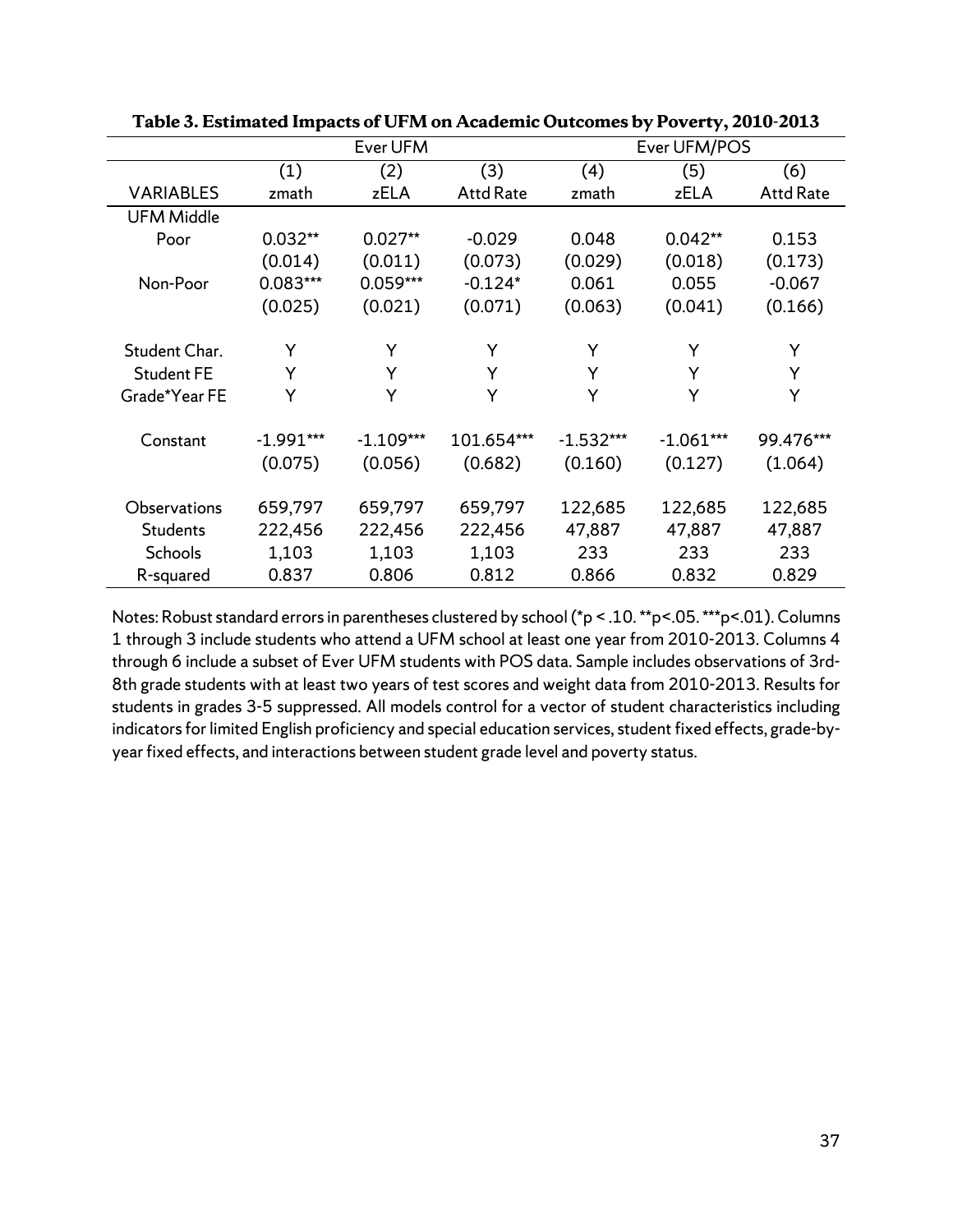**Table 3. Estimated Impacts of UFM on Academic Outcomes by Poverty, 2010-2013**

| | Ever UFM | | | Ever UFM/POS | | |
|---|---|---|---|---|---|---|
| | (1) | (2) | (3) | (4) | (5) | (6) |
| VARIABLES | zmath | zELA | Attd Rate | zmath | zELA | Attd Rate |
| UFM Middle | | | | | | |
| Poor | 0.032** | 0.027** | -0.029 | 0.048 | 0.042** | 0.153 |
| | (0.014) | (0.011) | (0.073) | (0.029) | (0.018) | (0.173) |
| Non-Poor | 0.083*** | 0.059*** | -0.124* | 0.061 | 0.055 | -0.067 |
| | (0.025) | (0.021) | (0.071) | (0.063) | (0.041) | (0.166) |
| | | | | | | |
| Student Char. | Y | Y | Y | Y | Y | Y |
| Student FE | Y | Y | Y | Y | Y | Y |
| Grade*Year FE | Y | Y | Y | Y | Y | Y |
| | | | | | | |
| Constant | -1.991*** | -1.109*** | 101.654*** | -1.532*** | -1.061*** | 99.476*** |
| | (0.075) | (0.056) | (0.682) | (0.160) | (0.127) | (1.064) |
| | | | | | | |
| Observations | 659,797 | 659,797 | 659,797 | 122,685 | 122,685 | 122,685 |
| Students | 222,456 | 222,456 | 222,456 | 47,887 | 47,887 | 47,887 |
| Schools | 1,103 | 1,103 | 1,103 | 233 | 233 | 233 |
| R-squared | 0.837 | 0.806 | 0.812 | 0.866 | 0.832 | 0.829 |

Notes: Robust standard errors in parentheses clustered by school (*p < .10. **p<.05. ***p<.01). Columns 1 through 3 include students who attend a UFM school at least one year from 2010-2013. Columns 4 through 6 include a subset of Ever UFM students with POS data. Sample includes observations of 3rd-8th grade students with at least two years of test scores and weight data from 2010-2013. Results for students in grades 3-5 suppressed. All models control for a vector of student characteristics including indicators for limited English proficiency and special education services, student fixed effects, grade-by-year fixed effects, and interactions between student grade level and poverty status.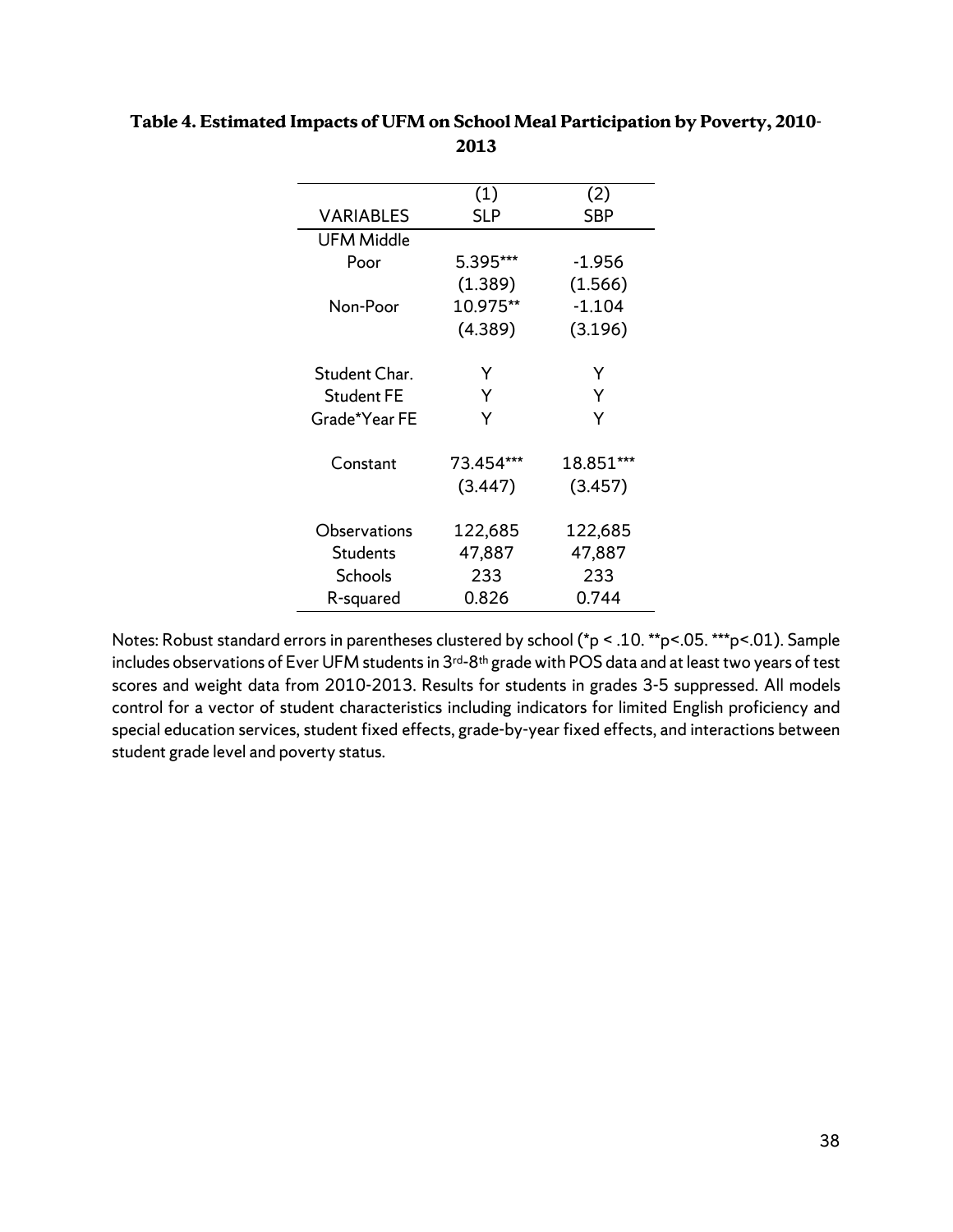**Table 4. Estimated Impacts of UFM on School Meal Participation by Poverty, 2010-2013**

| VARIABLES | (1)<br>SLP | (2)<br>SBP |
|---|---|---|
| UFM Middle | | |
| Poor | 5.395*** | -1.956 |
| | (1.389) | (1.566) |
| Non-Poor | 10.975** | -1.104 |
| | (4.389) | (3.196) |
| | | |
| Student Char. | Y | Y |
| Student FE | Y | Y |
| Grade*Year FE | Y | Y |
| | | |
| Constant | 73.454*** | 18.851*** |
| | (3.447) | (3.457) |
| | | |
| Observations | 122,685 | 122,685 |
| Students | 47,887 | 47,887 |
| Schools | 233 | 233 |
| R-squared | 0.826 | 0.744 |

Notes: Robust standard errors in parentheses clustered by school (*p < .10. **p<.05. ***p<.01). Sample includes observations of Ever UFM students in 3rd-8th grade with POS data and at least two years of test scores and weight data from 2010-2013. Results for students in grades 3-5 suppressed. All models control for a vector of student characteristics including indicators for limited English proficiency and special education services, student fixed effects, grade-by-year fixed effects, and interactions between student grade level and poverty status.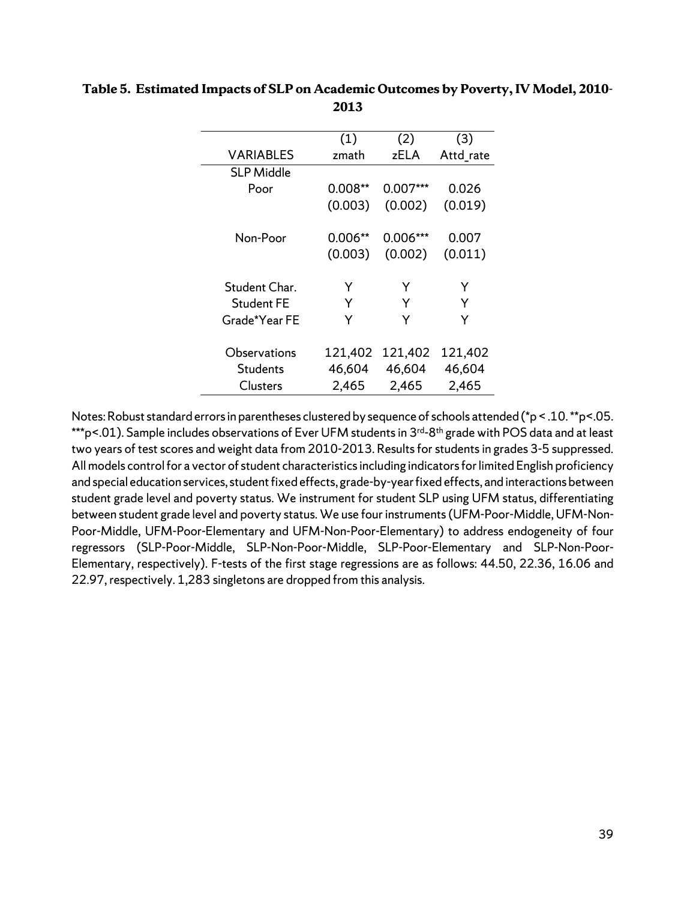**Table 5. Estimated Impacts of SLP on Academic Outcomes by Poverty, IV Model, 2010-2013**

| VARIABLES | (1) zmath | (2) zELA | (3) Attd_rate |
|---|---|---|---|
| SLP Middle | | | |
| Poor | 0.008** | 0.007*** | 0.026 |
| | (0.003) | (0.002) | (0.019) |
| Non-Poor | 0.006** | 0.006*** | 0.007 |
| | (0.003) | (0.002) | (0.011) |
| Student Char. | Y | Y | Y |
| Student FE | Y | Y | Y |
| Grade*Year FE | Y | Y | Y |
| Observations | 121,402 | 121,402 | 121,402 |
| Students | 46,604 | 46,604 | 46,604 |
| Clusters | 2,465 | 2,465 | 2,465 |

Notes: Robust standard errors in parentheses clustered by sequence of schools attended (*p < .10. **p<.05. ***p<.01). Sample includes observations of Ever UFM students in 3rd-8th grade with POS data and at least two years of test scores and weight data from 2010-2013. Results for students in grades 3-5 suppressed. All models control for a vector of student characteristics including indicators for limited English proficiency and special education services, student fixed effects, grade-by-year fixed effects, and interactions between student grade level and poverty status. We instrument for student SLP using UFM status, differentiating between student grade level and poverty status. We use four instruments (UFM-Poor-Middle, UFM-Non-Poor-Middle, UFM-Poor-Elementary and UFM-Non-Poor-Elementary) to address endogeneity of four regressors (SLP-Poor-Middle, SLP-Non-Poor-Middle, SLP-Poor-Elementary and SLP-Non-Poor-Elementary, respectively). F-tests of the first stage regressions are as follows: 44.50, 22.36, 16.06 and 22.97, respectively. 1,283 singletons are dropped from this analysis.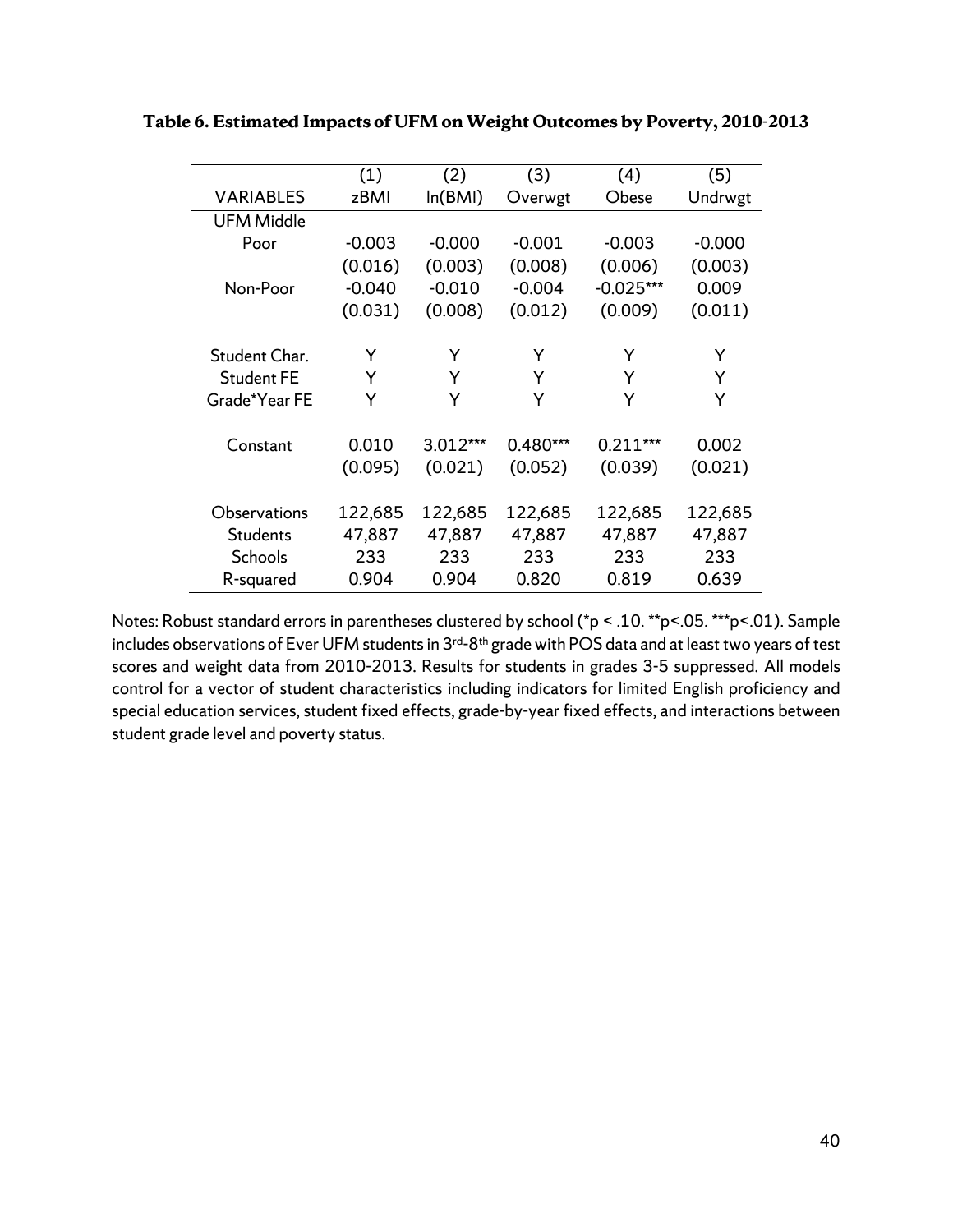**Table 6. Estimated Impacts of UFM on Weight Outcomes by Poverty, 2010-2013**

| VARIABLES | (1) zBMI | (2) ln(BMI) | (3) Overwgt | (4) Obese | (5) Undrwgt |
|---|---|---|---|---|---|
| UFM Middle | | | | | |
| Poor | -0.003 | -0.000 | -0.001 | -0.003 | -0.000 |
| | (0.016) | (0.003) | (0.008) | (0.006) | (0.003) |
| Non-Poor | -0.040 | -0.010 | -0.004 | -0.025*** | 0.009 |
| | (0.031) | (0.008) | (0.012) | (0.009) | (0.011) |
| | | | | | |
| Student Char. | Y | Y | Y | Y | Y |
| Student FE | Y | Y | Y | Y | Y |
| Grade*Year FE | Y | Y | Y | Y | Y |
| | | | | | |
| Constant | 0.010 | 3.012*** | 0.480*** | 0.211*** | 0.002 |
| | (0.095) | (0.021) | (0.052) | (0.039) | (0.021) |
| | | | | | |
| Observations | 122,685 | 122,685 | 122,685 | 122,685 | 122,685 |
| Students | 47,887 | 47,887 | 47,887 | 47,887 | 47,887 |
| Schools | 233 | 233 | 233 | 233 | 233 |
| R-squared | 0.904 | 0.904 | 0.820 | 0.819 | 0.639 |

Notes: Robust standard errors in parentheses clustered by school (*p < .10. **p<.05. ***p<.01). Sample includes observations of Ever UFM students in 3rd-8th grade with POS data and at least two years of test scores and weight data from 2010-2013. Results for students in grades 3-5 suppressed. All models control for a vector of student characteristics including indicators for limited English proficiency and special education services, student fixed effects, grade-by-year fixed effects, and interactions between student grade level and poverty status.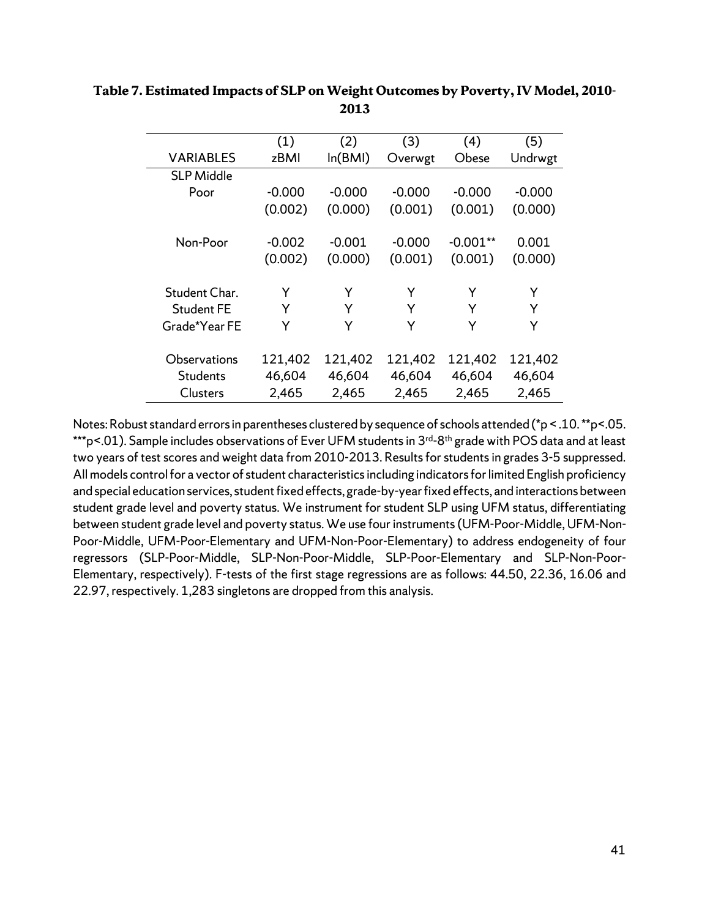**Table 7. Estimated Impacts of SLP on Weight Outcomes by Poverty, IV Model, 2010-2013**

| VARIABLES | (1)<br>zBMI | (2)<br>ln(BMI) | (3)<br>Overwgt | (4)<br>Obese | (5)<br>Undrwgt |
|---|---|---|---|---|---|
| SLP Middle | | | | | |
| Poor | -0.000 | -0.000 | -0.000 | -0.000 | -0.000 |
| | (0.002) | (0.000) | (0.001) | (0.001) | (0.000) |
| Non-Poor | -0.002 | -0.001 | -0.000 | -0.001** | 0.001 |
| | (0.002) | (0.000) | (0.001) | (0.001) | (0.000) |
| Student Char. | Y | Y | Y | Y | Y |
| Student FE | Y | Y | Y | Y | Y |
| Grade*Year FE | Y | Y | Y | Y | Y |
| Observations | 121,402 | 121,402 | 121,402 | 121,402 | 121,402 |
| Students | 46,604 | 46,604 | 46,604 | 46,604 | 46,604 |
| Clusters | 2,465 | 2,465 | 2,465 | 2,465 | 2,465 |

Notes: Robust standard errors in parentheses clustered by sequence of schools attended (*p < .10. **p<.05. ***p<.01). Sample includes observations of Ever UFM students in 3rd-8th grade with POS data and at least two years of test scores and weight data from 2010-2013. Results for students in grades 3-5 suppressed. All models control for a vector of student characteristics including indicators for limited English proficiency and special education services, student fixed effects, grade-by-year fixed effects, and interactions between student grade level and poverty status. We instrument for student SLP using UFM status, differentiating between student grade level and poverty status. We use four instruments (UFM-Poor-Middle, UFM-Non-Poor-Middle, UFM-Poor-Elementary and UFM-Non-Poor-Elementary) to address endogeneity of four regressors (SLP-Poor-Middle, SLP-Non-Poor-Middle, SLP-Poor-Elementary and SLP-Non-Poor-Elementary, respectively). F-tests of the first stage regressions are as follows: 44.50, 22.36, 16.06 and 22.97, respectively. 1,283 singletons are dropped from this analysis.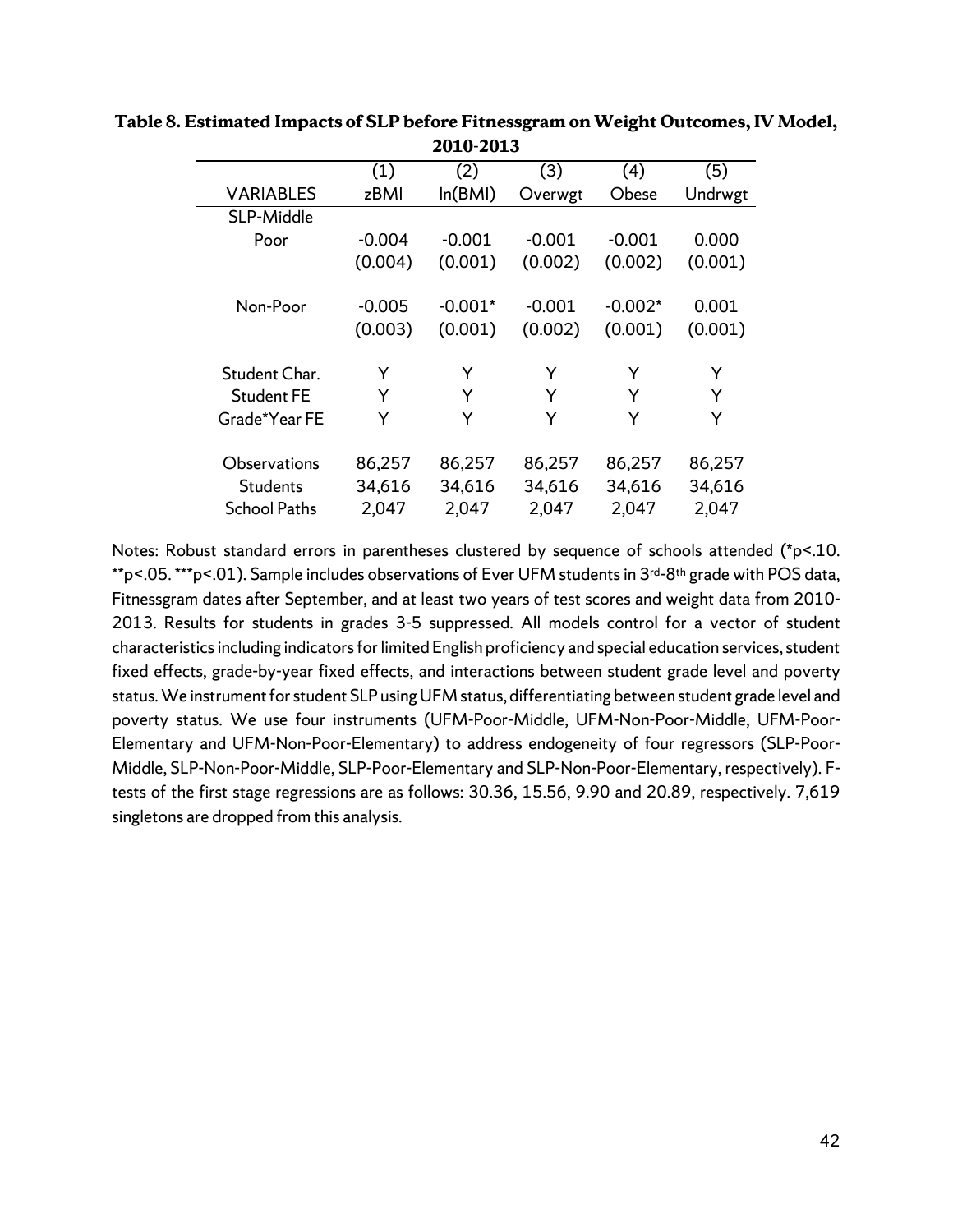**Table 8. Estimated Impacts of SLP before Fitnessgram on Weight Outcomes, IV Model, 2010-2013**

| | (1) | (2) | (3) | (4) | (5) |
|---|---|---|---|---|---|
| VARIABLES | zBMI | ln(BMI) | Overwgt | Obese | Undrwgt |
| SLP-Middle | | | | | |
| Poor | -0.004 | -0.001 | -0.001 | -0.001 | 0.000 |
| | (0.004) | (0.001) | (0.002) | (0.002) | (0.001) |
| Non-Poor | -0.005 | -0.001* | -0.001 | -0.002* | 0.001 |
| | (0.003) | (0.001) | (0.002) | (0.001) | (0.001) |
| Student Char. | Y | Y | Y | Y | Y |
| Student FE | Y | Y | Y | Y | Y |
| Grade*Year FE | Y | Y | Y | Y | Y |
| Observations | 86,257 | 86,257 | 86,257 | 86,257 | 86,257 |
| Students | 34,616 | 34,616 | 34,616 | 34,616 | 34,616 |
| School Paths | 2,047 | 2,047 | 2,047 | 2,047 | 2,047 |

Notes: Robust standard errors in parentheses clustered by sequence of schools attended (*p<.10. **p<.05. ***p<.01). Sample includes observations of Ever UFM students in 3rd-8th grade with POS data, Fitnessgram dates after September, and at least two years of test scores and weight data from 2010-2013. Results for students in grades 3-5 suppressed. All models control for a vector of student characteristics including indicators for limited English proficiency and special education services, student fixed effects, grade-by-year fixed effects, and interactions between student grade level and poverty status. We instrument for student SLP using UFM status, differentiating between student grade level and poverty status. We use four instruments (UFM-Poor-Middle, UFM-Non-Poor-Middle, UFM-Poor-Elementary and UFM-Non-Poor-Elementary) to address endogeneity of four regressors (SLP-Poor-Middle, SLP-Non-Poor-Middle, SLP-Poor-Elementary and SLP-Non-Poor-Elementary, respectively). F-tests of the first stage regressions are as follows: 30.36, 15.56, 9.90 and 20.89, respectively. 7,619 singletons are dropped from this analysis.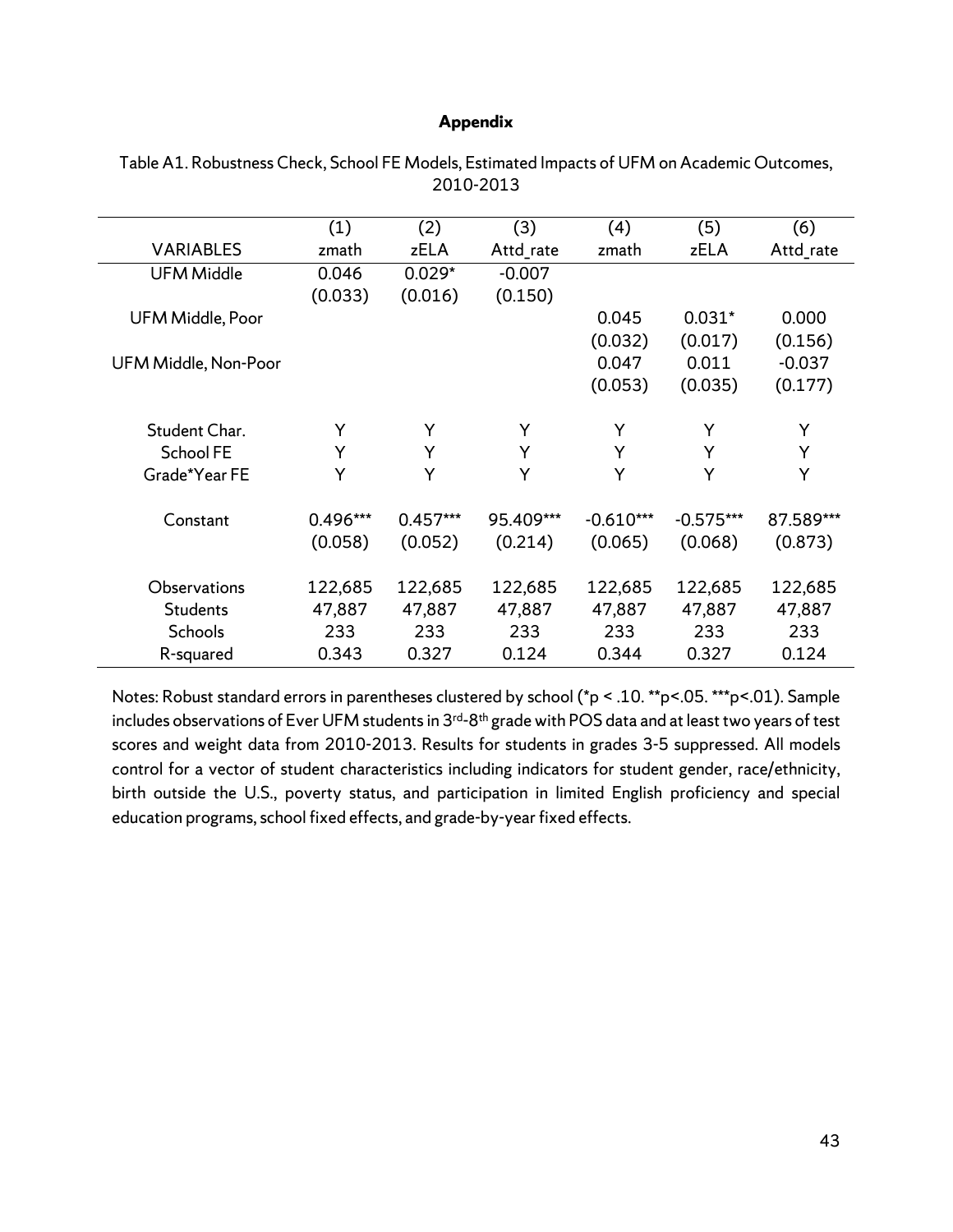# Appendix

Table A1. Robustness Check, School FE Models, Estimated Impacts of UFM on Academic Outcomes, 2010-2013

| | (1) | (2) | (3) | (4) | (5) | (6) |
|---|---|---|---|---|---|---|
| VARIABLES | zmath | zELA | Attd_rate | zmath | zELA | Attd_rate |
| UFM Middle | 0.046 | 0.029* | -0.007 | | | |
| | (0.033) | (0.016) | (0.150) | | | |
| UFM Middle, Poor | | | | 0.045 | 0.031* | 0.000 |
| | | | | (0.032) | (0.017) | (0.156) |
| UFM Middle, Non-Poor | | | | 0.047 | 0.011 | -0.037 |
| | | | | (0.053) | (0.035) | (0.177) |
| Student Char. | Y | Y | Y | Y | Y | Y |
| School FE | Y | Y | Y | Y | Y | Y |
| Grade*Year FE | Y | Y | Y | Y | Y | Y |
| Constant | 0.496*** | 0.457*** | 95.409*** | -0.610*** | -0.575*** | 87.589*** |
| | (0.058) | (0.052) | (0.214) | (0.065) | (0.068) | (0.873) |
| Observations | 122,685 | 122,685 | 122,685 | 122,685 | 122,685 | 122,685 |
| Students | 47,887 | 47,887 | 47,887 | 47,887 | 47,887 | 47,887 |
| Schools | 233 | 233 | 233 | 233 | 233 | 233 |
| R-squared | 0.343 | 0.327 | 0.124 | 0.344 | 0.327 | 0.124 |

Notes: Robust standard errors in parentheses clustered by school (*p < .10. **p<.05. ***p<.01). Sample includes observations of Ever UFM students in 3rd-8th grade with POS data and at least two years of test scores and weight data from 2010-2013. Results for students in grades 3-5 suppressed. All models control for a vector of student characteristics including indicators for student gender, race/ethnicity, birth outside the U.S., poverty status, and participation in limited English proficiency and special education programs, school fixed effects, and grade-by-year fixed effects.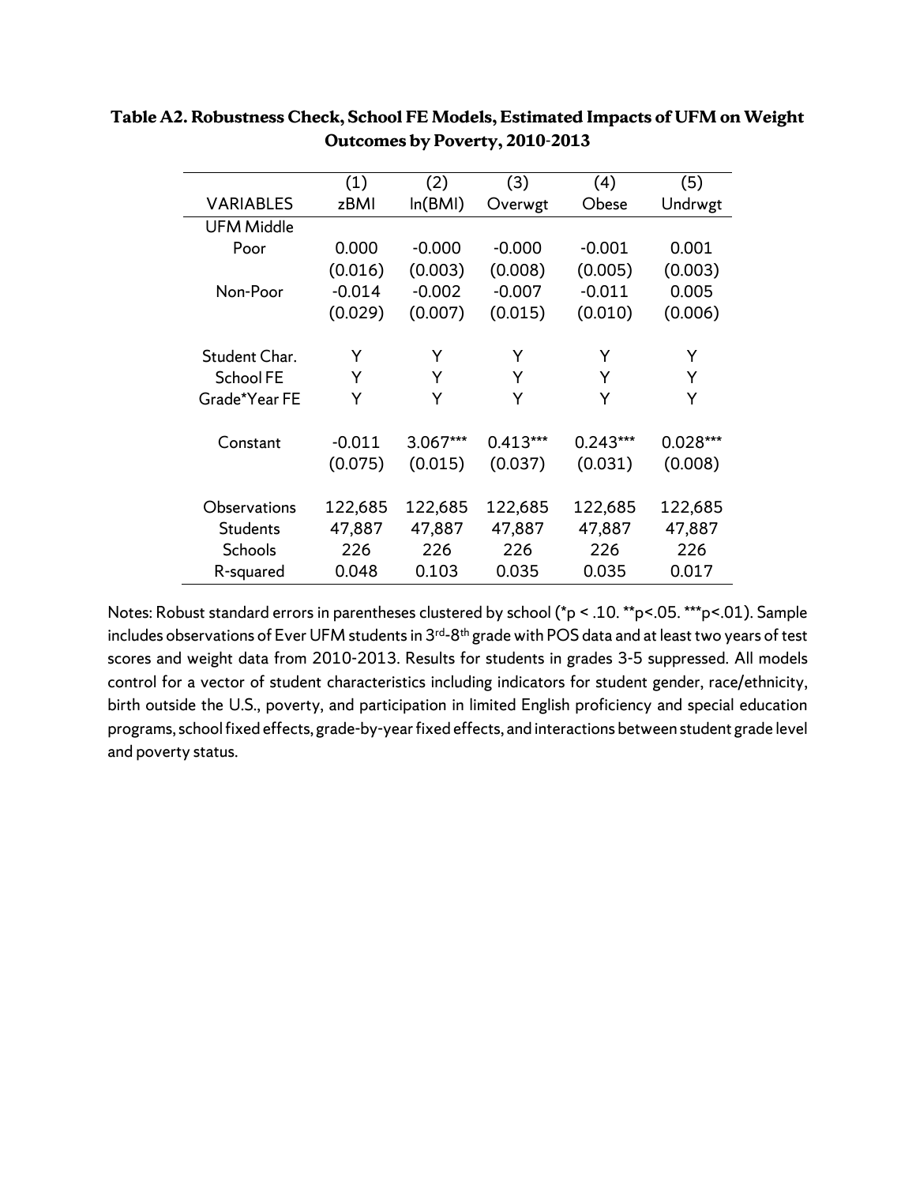**Table A2. Robustness Check, School FE Models, Estimated Impacts of UFM on Weight Outcomes by Poverty, 2010-2013**

| VARIABLES | (1) zBMI | (2) ln(BMI) | (3) Overwgt | (4) Obese | (5) Undrwgt |
|---|---|---|---|---|---|
| UFM Middle | | | | | |
| Poor | 0.000 | -0.000 | -0.000 | -0.001 | 0.001 |
| | (0.016) | (0.003) | (0.008) | (0.005) | (0.003) |
| Non-Poor | -0.014 | -0.002 | -0.007 | -0.011 | 0.005 |
| | (0.029) | (0.007) | (0.015) | (0.010) | (0.006) |
| | | | | | |
| Student Char. | Y | Y | Y | Y | Y |
| School FE | Y | Y | Y | Y | Y |
| Grade*Year FE | Y | Y | Y | Y | Y |
| | | | | | |
| Constant | -0.011 | 3.067*** | 0.413*** | 0.243*** | 0.028*** |
| | (0.075) | (0.015) | (0.037) | (0.031) | (0.008) |
| | | | | | |
| Observations | 122,685 | 122,685 | 122,685 | 122,685 | 122,685 |
| Students | 47,887 | 47,887 | 47,887 | 47,887 | 47,887 |
| Schools | 226 | 226 | 226 | 226 | 226 |
| R-squared | 0.048 | 0.103 | 0.035 | 0.035 | 0.017 |

Notes: Robust standard errors in parentheses clustered by school (*p < .10. **p<.05. ***p<.01). Sample includes observations of Ever UFM students in 3rd-8th grade with POS data and at least two years of test scores and weight data from 2010-2013. Results for students in grades 3-5 suppressed. All models control for a vector of student characteristics including indicators for student gender, race/ethnicity, birth outside the U.S., poverty, and participation in limited English proficiency and special education programs, school fixed effects, grade-by-year fixed effects, and interactions between student grade level and poverty status.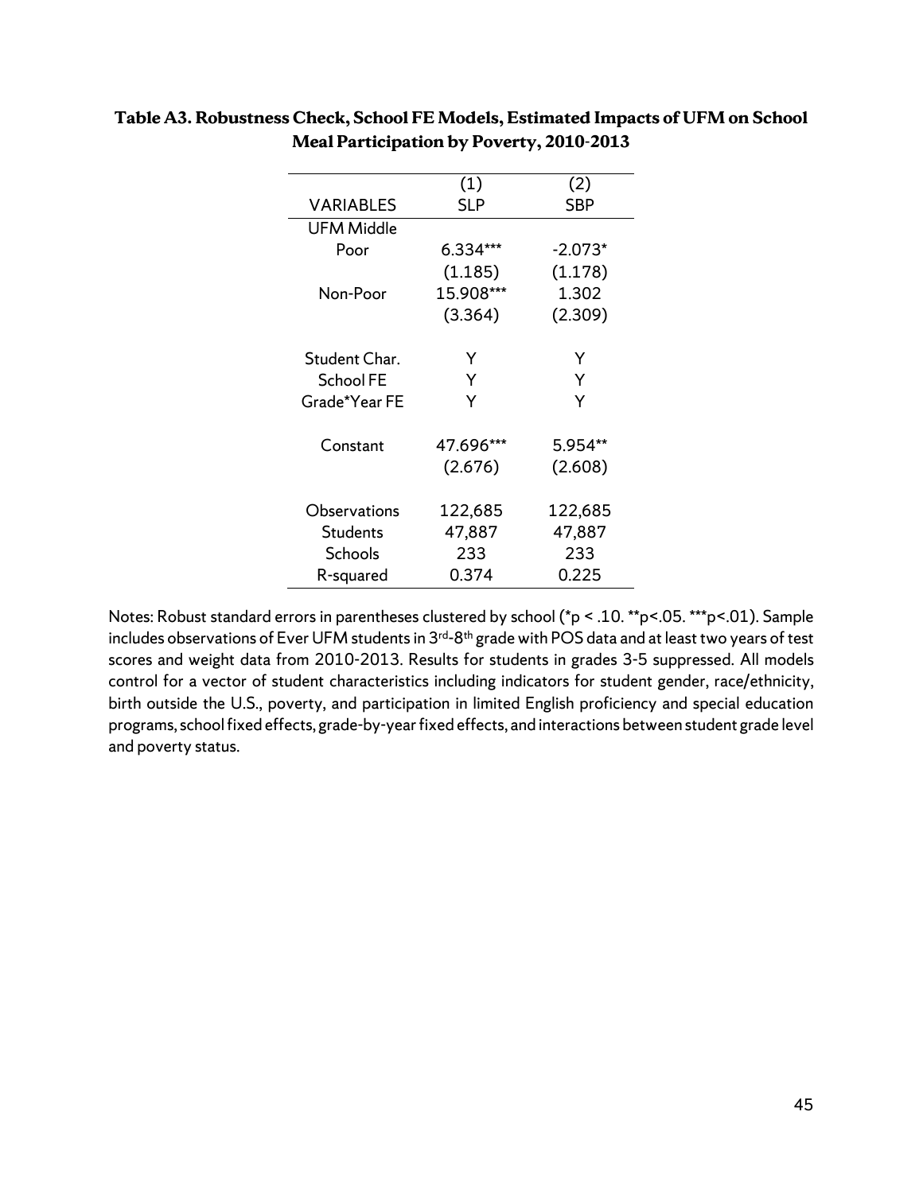**Table A3. Robustness Check, School FE Models, Estimated Impacts of UFM on School Meal Participation by Poverty, 2010-2013**

| VARIABLES | (1) SLP | (2) SBP |
|---|---|---|
| UFM Middle | | |
| Poor | 6.334*** | -2.073* |
| | (1.185) | (1.178) |
| Non-Poor | 15.908*** | 1.302 |
| | (3.364) | (2.309) |
| | | |
| Student Char. | Y | Y |
| School FE | Y | Y |
| Grade*Year FE | Y | Y |
| | | |
| Constant | 47.696*** | 5.954** |
| | (2.676) | (2.608) |
| | | |
| Observations | 122,685 | 122,685 |
| Students | 47,887 | 47,887 |
| Schools | 233 | 233 |
| R-squared | 0.374 | 0.225 |

Notes: Robust standard errors in parentheses clustered by school (*p < .10. **p<.05. ***p<.01). Sample includes observations of Ever UFM students in 3rd-8th grade with POS data and at least two years of test scores and weight data from 2010-2013. Results for students in grades 3-5 suppressed. All models control for a vector of student characteristics including indicators for student gender, race/ethnicity, birth outside the U.S., poverty, and participation in limited English proficiency and special education programs, school fixed effects, grade-by-year fixed effects, and interactions between student grade level and poverty status.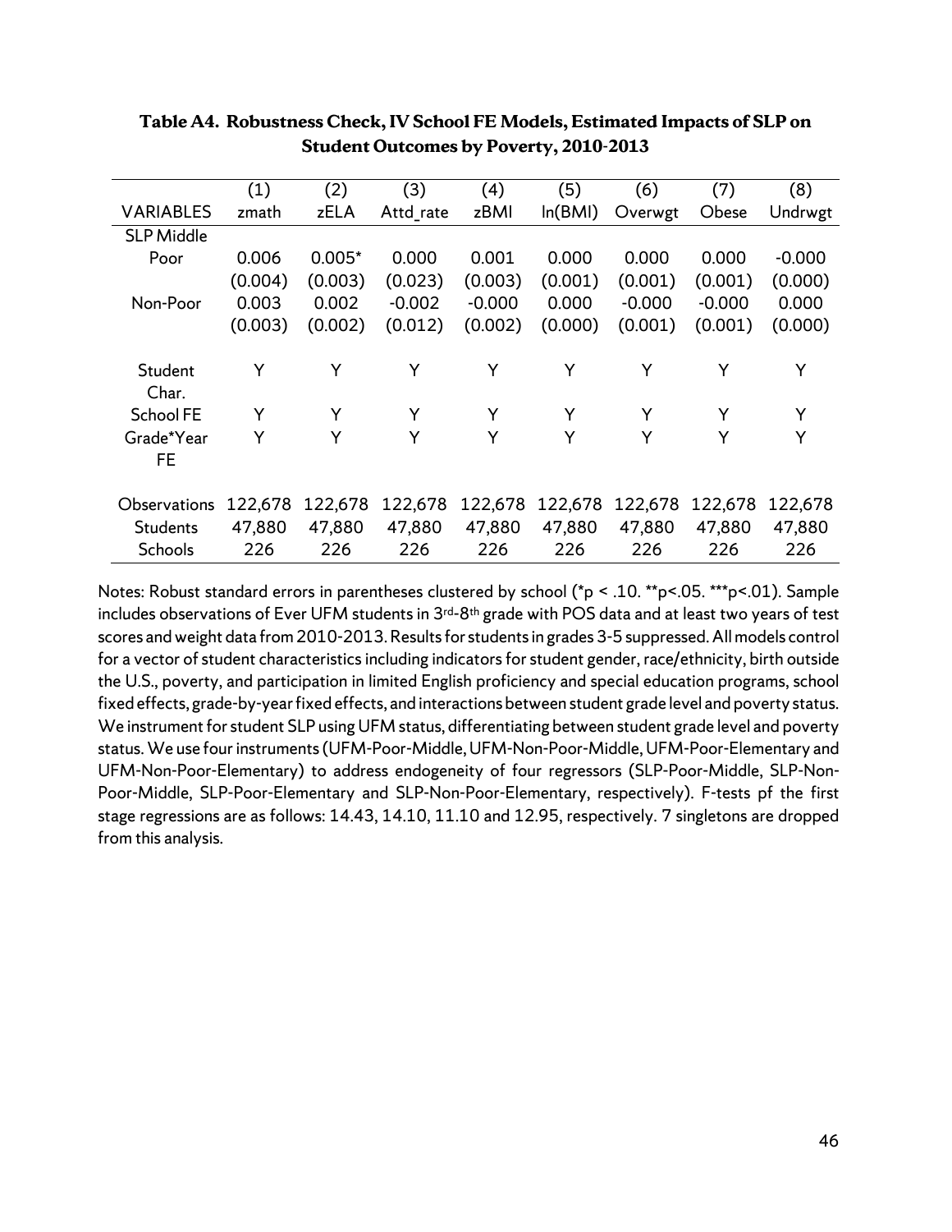**Table A4. Robustness Check, IV School FE Models, Estimated Impacts of SLP on Student Outcomes by Poverty, 2010-2013**

| | (1) | (2) | (3) | (4) | (5) | (6) | (7) | (8) |
|---|---|---|---|---|---|---|---|---|
| VARIABLES | zmath | zELA | Attd_rate | zBMI | ln(BMI) | Overwgt | Obese | Undrwgt |
| SLP Middle | | | | | | | | |
| Poor | 0.006 | 0.005* | 0.000 | 0.001 | 0.000 | 0.000 | 0.000 | -0.000 |
| | (0.004) | (0.003) | (0.023) | (0.003) | (0.001) | (0.001) | (0.001) | (0.000) |
| Non-Poor | 0.003 | 0.002 | -0.002 | -0.000 | 0.000 | -0.000 | -0.000 | 0.000 |
| | (0.003) | (0.002) | (0.012) | (0.002) | (0.000) | (0.001) | (0.001) | (0.000) |
| Student Char. | Y | Y | Y | Y | Y | Y | Y | Y |
| School FE | Y | Y | Y | Y | Y | Y | Y | Y |
| Grade*Year FE | Y | Y | Y | Y | Y | Y | Y | Y |
| Observations | 122,678 | 122,678 | 122,678 | 122,678 | 122,678 | 122,678 | 122,678 | 122,678 |
| Students | 47,880 | 47,880 | 47,880 | 47,880 | 47,880 | 47,880 | 47,880 | 47,880 |
| Schools | 226 | 226 | 226 | 226 | 226 | 226 | 226 | 226 |

Notes: Robust standard errors in parentheses clustered by school (*p < .10. **p<.05. ***p<.01). Sample includes observations of Ever UFM students in 3rd-8th grade with POS data and at least two years of test scores and weight data from 2010-2013. Results for students in grades 3-5 suppressed. All models control for a vector of student characteristics including indicators for student gender, race/ethnicity, birth outside the U.S., poverty, and participation in limited English proficiency and special education programs, school fixed effects, grade-by-year fixed effects, and interactions between student grade level and poverty status. We instrument for student SLP using UFM status, differentiating between student grade level and poverty status. We use four instruments (UFM-Poor-Middle, UFM-Non-Poor-Middle, UFM-Poor-Elementary and UFM-Non-Poor-Elementary) to address endogeneity of four regressors (SLP-Poor-Middle, SLP-Non-Poor-Middle, SLP-Poor-Elementary and SLP-Non-Poor-Elementary, respectively). F-tests pf the first stage regressions are as follows: 14.43, 14.10, 11.10 and 12.95, respectively. 7 singletons are dropped from this analysis.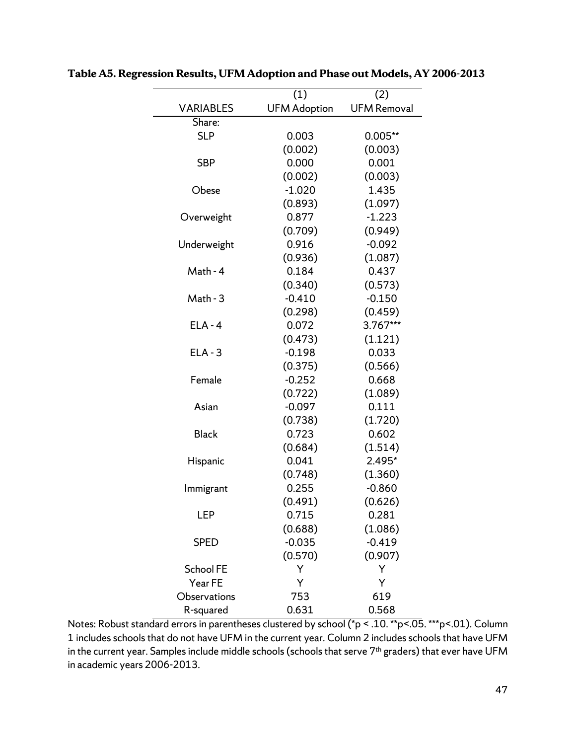**Table A5. Regression Results, UFM Adoption and Phase out Models, AY 2006-2013**

| | (1) | (2) |
|---|---|---|
| VARIABLES | UFM Adoption | UFM Removal |
| Share: | | |
| SLP | 0.003 | 0.005** |
| | (0.002) | (0.003) |
| SBP | 0.000 | 0.001 |
| | (0.002) | (0.003) |
| Obese | -1.020 | 1.435 |
| | (0.893) | (1.097) |
| Overweight | 0.877 | -1.223 |
| | (0.709) | (0.949) |
| Underweight | 0.916 | -0.092 |
| | (0.936) | (1.087) |
| Math - 4 | 0.184 | 0.437 |
| | (0.340) | (0.573) |
| Math - 3 | -0.410 | -0.150 |
| | (0.298) | (0.459) |
| ELA - 4 | 0.072 | 3.767*** |
| | (0.473) | (1.121) |
| ELA - 3 | -0.198 | 0.033 |
| | (0.375) | (0.566) |
| Female | -0.252 | 0.668 |
| | (0.722) | (1.089) |
| Asian | -0.097 | 0.111 |
| | (0.738) | (1.720) |
| Black | 0.723 | 0.602 |
| | (0.684) | (1.514) |
| Hispanic | 0.041 | 2.495* |
| | (0.748) | (1.360) |
| Immigrant | 0.255 | -0.860 |
| | (0.491) | (0.626) |
| LEP | 0.715 | 0.281 |
| | (0.688) | (1.086) |
| SPED | -0.035 | -0.419 |
| | (0.570) | (0.907) |
| School FE | Y | Y |
| Year FE | Y | Y |
| Observations | 753 | 619 |
| R-squared | 0.631 | 0.568 |

Notes: Robust standard errors in parentheses clustered by school (*p < .10. **p<.05. ***p<.01). Column 1 includes schools that do not have UFM in the current year. Column 2 includes schools that have UFM in the current year. Samples include middle schools (schools that serve 7th graders) that ever have UFM in academic years 2006-2013.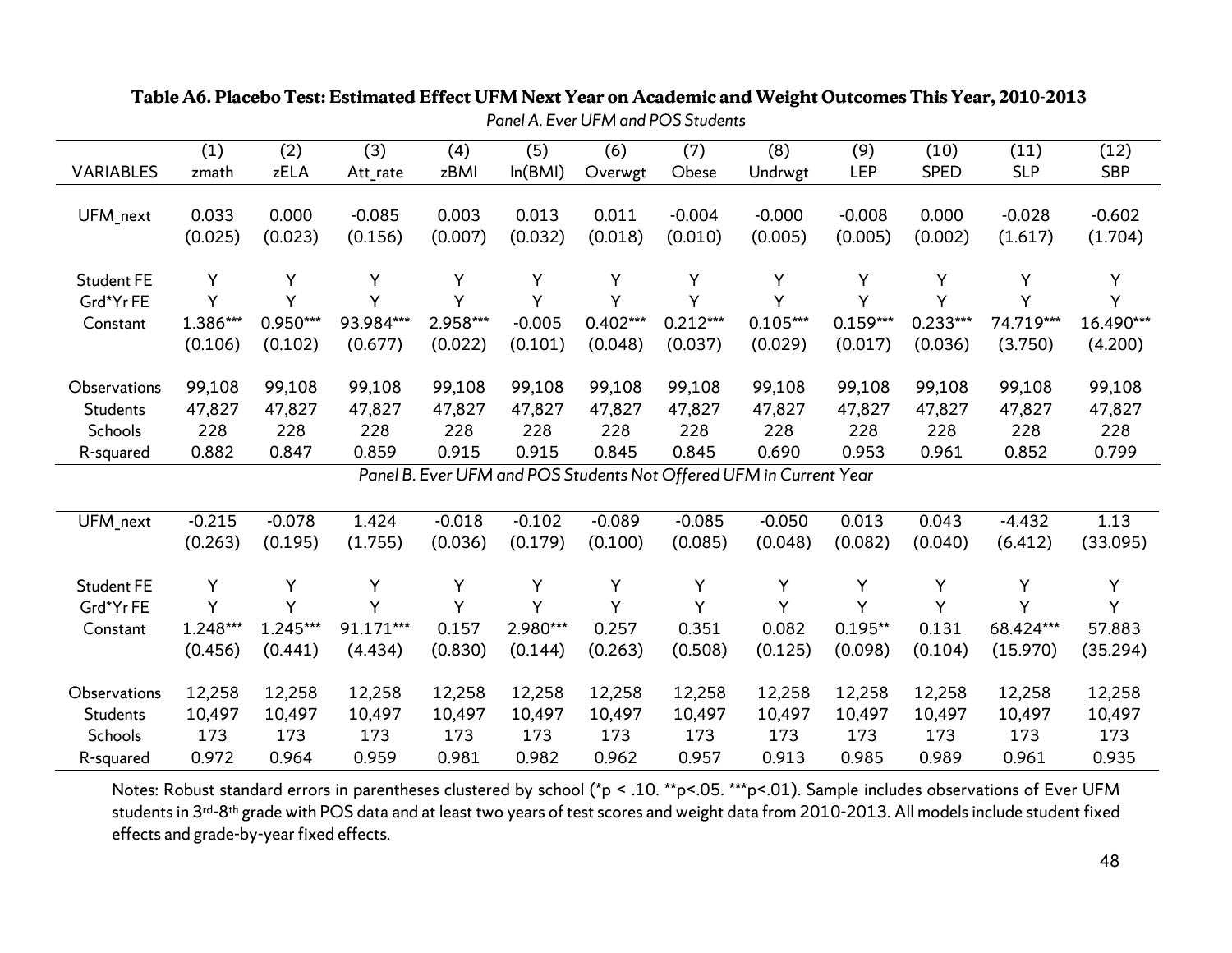**Table A6. Placebo Test: Estimated Effect UFM Next Year on Academic and Weight Outcomes This Year, 2010-2013**

*Panel A. Ever UFM and POS Students*

| VARIABLES | (1) zmath | (2) zELA | (3) Att_rate | (4) zBMI | (5) ln(BMI) | (6) Overwgt | (7) Obese | (8) Undrwgt | (9) LEP | (10) SPED | (11) SLP | (12) SBP |
|---|---|---|---|---|---|---|---|---|---|---|---|---|
| UFM_next | 0.033 | 0.000 | -0.085 | 0.003 | 0.013 | 0.011 | -0.004 | -0.000 | -0.008 | 0.000 | -0.028 | -0.602 |
| | (0.025) | (0.023) | (0.156) | (0.007) | (0.032) | (0.018) | (0.010) | (0.005) | (0.005) | (0.002) | (1.617) | (1.704) |
| Student FE | Y | Y | Y | Y | Y | Y | Y | Y | Y | Y | Y | Y |
| Grd*Yr FE | Y | Y | Y | Y | Y | Y | Y | Y | Y | Y | Y | Y |
| Constant | 1.386*** | 0.950*** | 93.984*** | 2.958*** | -0.005 | 0.402*** | 0.212*** | 0.105*** | 0.159*** | 0.233*** | 74.719*** | 16.490*** |
| | (0.106) | (0.102) | (0.677) | (0.022) | (0.101) | (0.048) | (0.037) | (0.029) | (0.017) | (0.036) | (3.750) | (4.200) |
| Observations | 99,108 | 99,108 | 99,108 | 99,108 | 99,108 | 99,108 | 99,108 | 99,108 | 99,108 | 99,108 | 99,108 | 99,108 |
| Students | 47,827 | 47,827 | 47,827 | 47,827 | 47,827 | 47,827 | 47,827 | 47,827 | 47,827 | 47,827 | 47,827 | 47,827 |
| Schools | 228 | 228 | 228 | 228 | 228 | 228 | 228 | 228 | 228 | 228 | 228 | 228 |
| R-squared | 0.882 | 0.847 | 0.859 | 0.915 | 0.915 | 0.845 | 0.845 | 0.690 | 0.953 | 0.961 | 0.852 | 0.799 |

*Panel B. Ever UFM and POS Students Not Offered UFM in Current Year*

| VARIABLES | (1) zmath | (2) zELA | (3) Att_rate | (4) zBMI | (5) ln(BMI) | (6) Overwgt | (7) Obese | (8) Undrwgt | (9) LEP | (10) SPED | (11) SLP | (12) SBP |
|---|---|---|---|---|---|---|---|---|---|---|---|---|
| UFM_next | -0.215 | -0.078 | 1.424 | -0.018 | -0.102 | -0.089 | -0.085 | -0.050 | 0.013 | 0.043 | -4.432 | 1.13 |
| | (0.263) | (0.195) | (1.755) | (0.036) | (0.179) | (0.100) | (0.085) | (0.048) | (0.082) | (0.040) | (6.412) | (33.095) |
| Student FE | Y | Y | Y | Y | Y | Y | Y | Y | Y | Y | Y | Y |
| Grd*Yr FE | Y | Y | Y | Y | Y | Y | Y | Y | Y | Y | Y | Y |
| Constant | 1.248*** | 1.245*** | 91.171*** | 0.157 | 2.980*** | 0.257 | 0.351 | 0.082 | 0.195** | 0.131 | 68.424*** | 57.883 |
| | (0.456) | (0.441) | (4.434) | (0.830) | (0.144) | (0.263) | (0.508) | (0.125) | (0.098) | (0.104) | (15.970) | (35.294) |
| Observations | 12,258 | 12,258 | 12,258 | 12,258 | 12,258 | 12,258 | 12,258 | 12,258 | 12,258 | 12,258 | 12,258 | 12,258 |
| Students | 10,497 | 10,497 | 10,497 | 10,497 | 10,497 | 10,497 | 10,497 | 10,497 | 10,497 | 10,497 | 10,497 | 10,497 |
| Schools | 173 | 173 | 173 | 173 | 173 | 173 | 173 | 173 | 173 | 173 | 173 | 173 |
| R-squared | 0.972 | 0.964 | 0.959 | 0.981 | 0.982 | 0.962 | 0.957 | 0.913 | 0.985 | 0.989 | 0.961 | 0.935 |

Notes: Robust standard errors in parentheses clustered by school (*p < .10. **p<.05. ***p<.01). Sample includes observations of Ever UFM students in 3rd-8th grade with POS data and at least two years of test scores and weight data from 2010-2013. All models include student fixed effects and grade-by-year fixed effects.